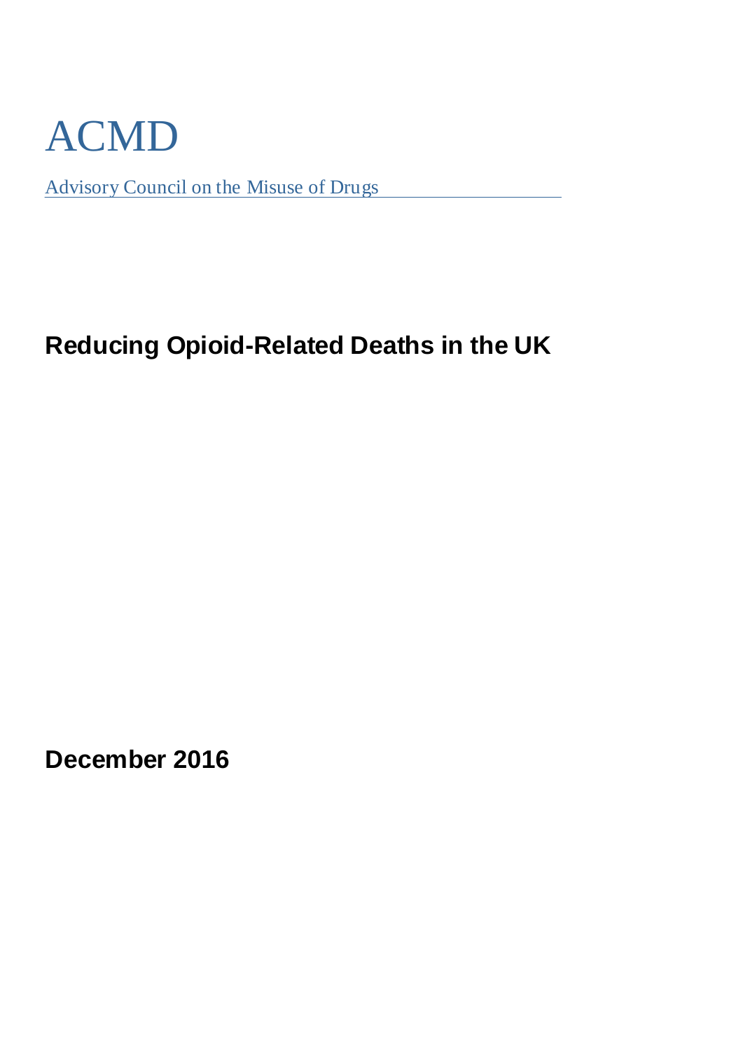# ACMD

Advisory Council on the Misuse of Drugs

## Reducing Opioid-Related Deaths in the UK

**December 2016**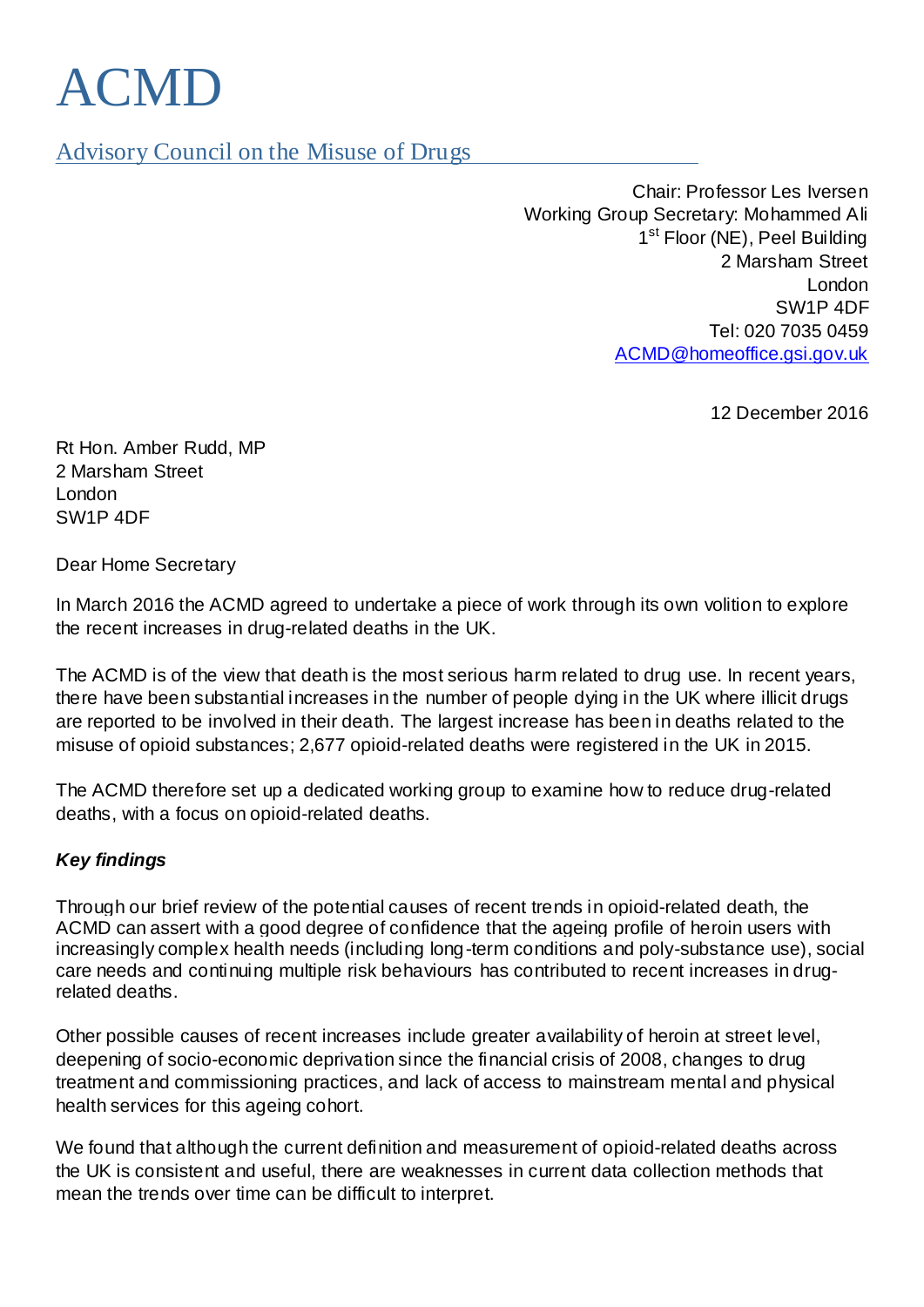# ACMD

## Advisory Council on the Misuse of Drugs

Chair: Professor Les Iversen
Working Group Secretary: Mohammed Ali
1st Floor (NE), Peel Building
2 Marsham Street
London
SW1P 4DF
Tel: 020 7035 0459
ACMD@homeoffice.gsi.gov.uk

12 December 2016

Rt Hon. Amber Rudd, MP
2 Marsham Street
London
SW1P 4DF

Dear Home Secretary

In March 2016 the ACMD agreed to undertake a piece of work through its own volition to explore the recent increases in drug-related deaths in the UK.

The ACMD is of the view that death is the most serious harm related to drug use. In recent years, there have been substantial increases in the number of people dying in the UK where illicit drugs are reported to be involved in their death. The largest increase has been in deaths related to the misuse of opioid substances; 2,677 opioid-related deaths were registered in the UK in 2015.

The ACMD therefore set up a dedicated working group to examine how to reduce drug-related deaths, with a focus on opioid-related deaths.

***Key findings***

Through our brief review of the potential causes of recent trends in opioid-related death, the ACMD can assert with a good degree of confidence that the ageing profile of heroin users with increasingly complex health needs (including long-term conditions and poly-substance use), social care needs and continuing multiple risk behaviours has contributed to recent increases in drug-related deaths.

Other possible causes of recent increases include greater availability of heroin at street level, deepening of socio-economic deprivation since the financial crisis of 2008, changes to drug treatment and commissioning practices, and lack of access to mainstream mental and physical health services for this ageing cohort.

We found that although the current definition and measurement of opioid-related deaths across the UK is consistent and useful, there are weaknesses in current data collection methods that mean the trends over time can be difficult to interpret.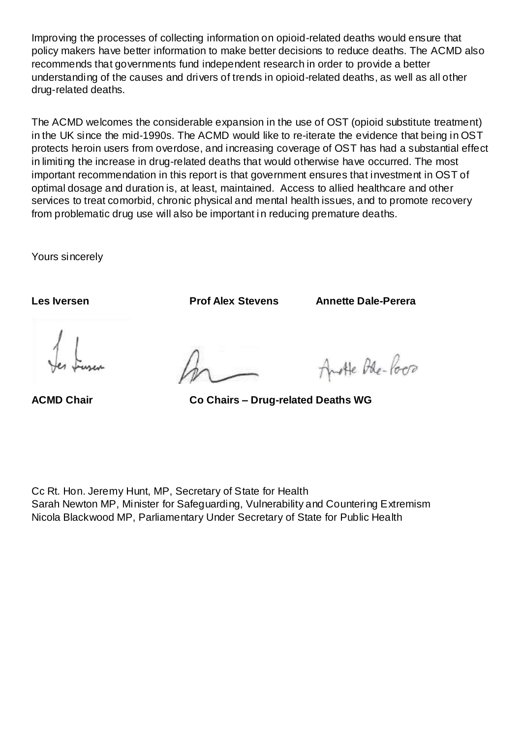Improving the processes of collecting information on opioid-related deaths would ensure that policy makers have better information to make better decisions to reduce deaths. The ACMD also recommends that governments fund independent research in order to provide a better understanding of the causes and drivers of trends in opioid-related deaths, as well as all other drug-related deaths.

The ACMD welcomes the considerable expansion in the use of OST (opioid substitute treatment) in the UK since the mid-1990s. The ACMD would like to re-iterate the evidence that being in OST protects heroin users from overdose, and increasing coverage of OST has had a substantial effect in limiting the increase in drug-related deaths that would otherwise have occurred. The most important recommendation in this report is that government ensures that investment in OST of optimal dosage and duration is, at least, maintained. Access to allied healthcare and other services to treat comorbid, chronic physical and mental health issues, and to promote recovery from problematic drug use will also be important in reducing premature deaths.

Yours sincerely

| **Les Iversen** | **Prof Alex Stevens** | **Annette Dale-Perera** |
| --- | --- | --- |
| **ACMD Chair** | **Co Chairs – Drug-related Deaths WG** | |

Cc Rt. Hon. Jeremy Hunt, MP, Secretary of State for Health
Sarah Newton MP, Minister for Safeguarding, Vulnerability and Countering Extremism
Nicola Blackwood MP, Parliamentary Under Secretary of State for Public Health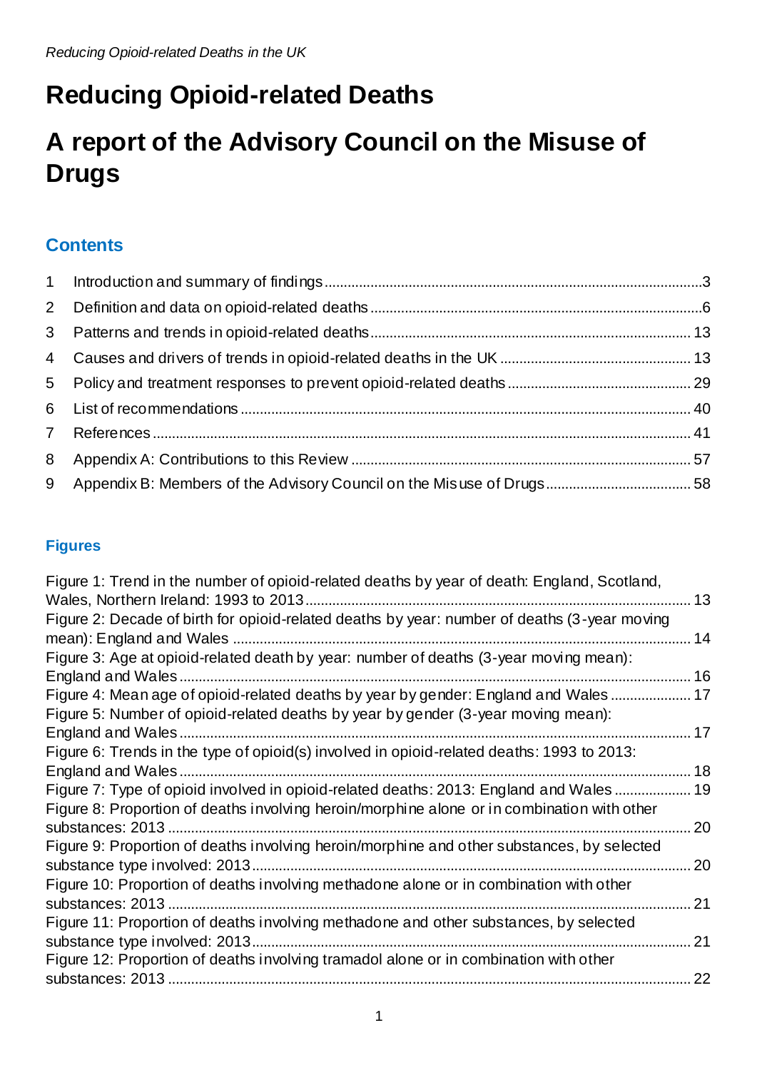# Reducing Opioid-related Deaths

# A report of the Advisory Council on the Misuse of Drugs

## Contents

1 Introduction and summary of findings ... 3
2 Definition and data on opioid-related deaths ... 6
3 Patterns and trends in opioid-related deaths ... 13
4 Causes and drivers of trends in opioid-related deaths in the UK ... 13
5 Policy and treatment responses to prevent opioid-related deaths ... 29
6 List of recommendations ... 40
7 References ... 41
8 Appendix A: Contributions to this Review ... 57
9 Appendix B: Members of the Advisory Council on the Misuse of Drugs ... 58

### Figures

Figure 1: Trend in the number of opioid-related deaths by year of death: England, Scotland, Wales, Northern Ireland: 1993 to 2013 ... 13
Figure 2: Decade of birth for opioid-related deaths by year: number of deaths (3-year moving mean): England and Wales ... 14
Figure 3: Age at opioid-related death by year: number of deaths (3-year moving mean): England and Wales ... 16
Figure 4: Mean age of opioid-related deaths by year by gender: England and Wales ... 17
Figure 5: Number of opioid-related deaths by year by gender (3-year moving mean): England and Wales ... 17
Figure 6: Trends in the type of opioid(s) involved in opioid-related deaths: 1993 to 2013: England and Wales ... 18
Figure 7: Type of opioid involved in opioid-related deaths: 2013: England and Wales ... 19
Figure 8: Proportion of deaths involving heroin/morphine alone or in combination with other substances: 2013 ... 20
Figure 9: Proportion of deaths involving heroin/morphine and other substances, by selected substance type involved: 2013 ... 20
Figure 10: Proportion of deaths involving methadone alone or in combination with other substances: 2013 ... 21
Figure 11: Proportion of deaths involving methadone and other substances, by selected substance type involved: 2013 ... 21
Figure 12: Proportion of deaths involving tramadol alone or in combination with other substances: 2013 ... 22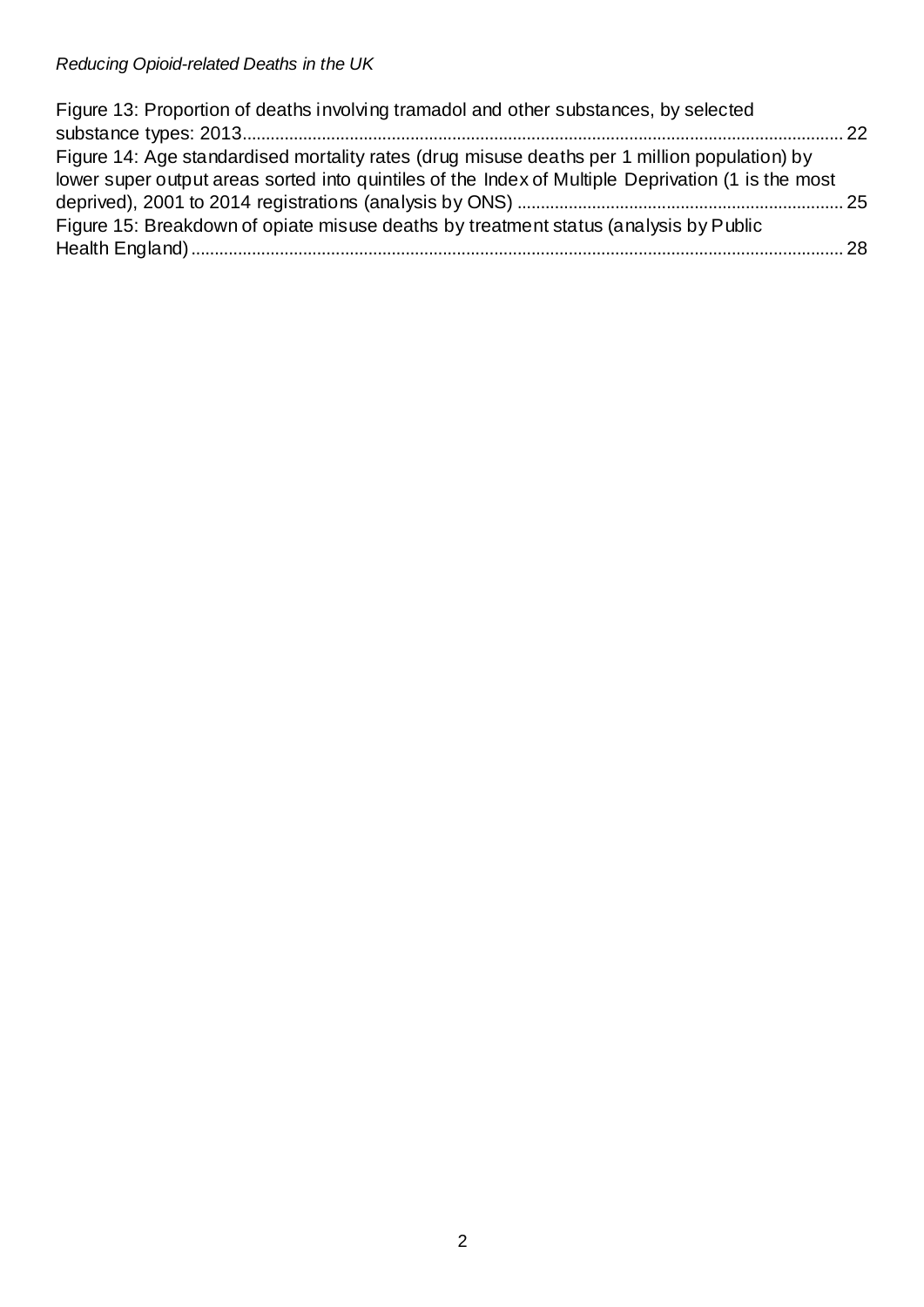Figure 13: Proportion of deaths involving tramadol and other substances, by selected substance types: 2013 ... 22

Figure 14: Age standardised mortality rates (drug misuse deaths per 1 million population) by lower super output areas sorted into quintiles of the Index of Multiple Deprivation (1 is the most deprived), 2001 to 2014 registrations (analysis by ONS) ... 25

Figure 15: Breakdown of opiate misuse deaths by treatment status (analysis by Public Health England) ... 28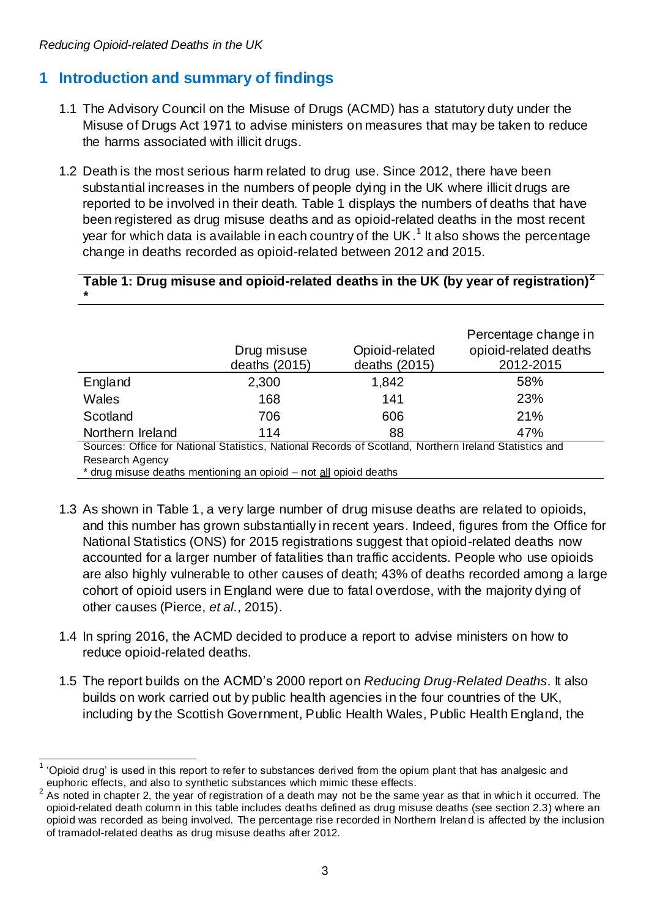# 1 Introduction and summary of findings

1.1 The Advisory Council on the Misuse of Drugs (ACMD) has a statutory duty under the Misuse of Drugs Act 1971 to advise ministers on measures that may be taken to reduce the harms associated with illicit drugs.

1.2 Death is the most serious harm related to drug use. Since 2012, there have been substantial increases in the numbers of people dying in the UK where illicit drugs are reported to be involved in their death. Table 1 displays the numbers of deaths that have been registered as drug misuse deaths and as opioid-related deaths in the most recent year for which data is available in each country of the UK.[1] It also shows the percentage change in deaths recorded as opioid-related between 2012 and 2015.

**Table 1: Drug misuse and opioid-related deaths in the UK (by year of registration)[2] \***

| | Drug misuse deaths (2015) | Opioid-related deaths (2015) | Percentage change in opioid-related deaths 2012-2015 |
|---|---|---|---|
| England | 2,300 | 1,842 | 58% |
| Wales | 168 | 141 | 23% |
| Scotland | 706 | 606 | 21% |
| Northern Ireland | 114 | 88 | 47% |

Sources: Office for National Statistics, National Records of Scotland, Northern Ireland Statistics and Research Agency

\* drug misuse deaths mentioning an opioid – not <u>all</u> opioid deaths

1.3 As shown in Table 1, a very large number of drug misuse deaths are related to opioids, and this number has grown substantially in recent years. Indeed, figures from the Office for National Statistics (ONS) for 2015 registrations suggest that opioid-related deaths now accounted for a larger number of fatalities than traffic accidents. People who use opioids are also highly vulnerable to other causes of death; 43% of deaths recorded among a large cohort of opioid users in England were due to fatal overdose, with the majority dying of other causes (Pierce, *et al.,* 2015).

1.4 In spring 2016, the ACMD decided to produce a report to advise ministers on how to reduce opioid-related deaths.

1.5 The report builds on the ACMD's 2000 report on *Reducing Drug-Related Deaths*. It also builds on work carried out by public health agencies in the four countries of the UK, including by the Scottish Government, Public Health Wales, Public Health England, the

---

[1] 'Opioid drug' is used in this report to refer to substances derived from the opium plant that has analgesic and euphoric effects, and also to synthetic substances which mimic these effects.

[2] As noted in chapter 2, the year of registration of a death may not be the same year as that in which it occurred. The opioid-related death column in this table includes deaths defined as drug misuse deaths (see section 2.3) where an opioid was recorded as being involved. The percentage rise recorded in Northern Ireland is affected by the inclusion of tramadol-related deaths as drug misuse deaths after 2012.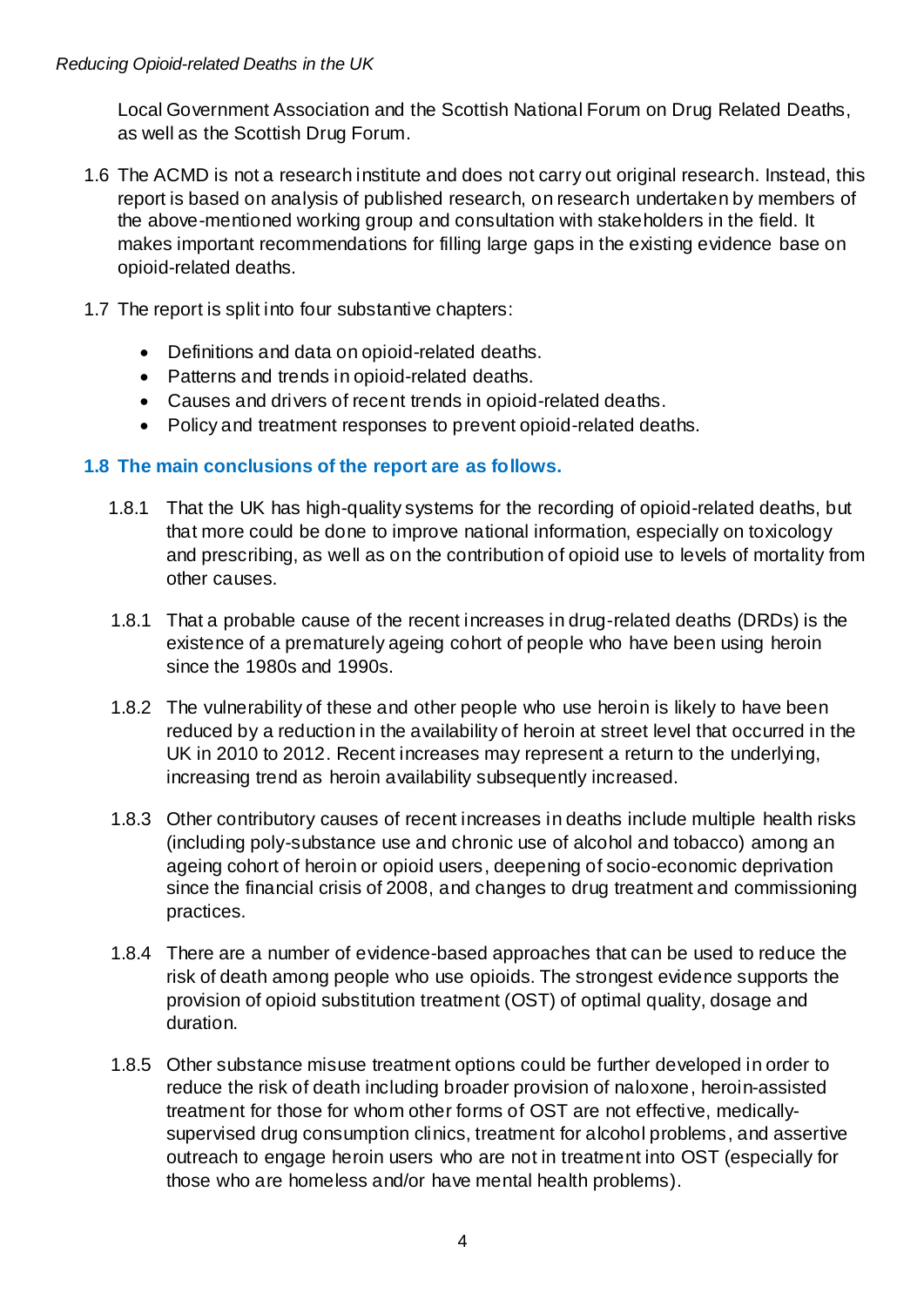Local Government Association and the Scottish National Forum on Drug Related Deaths, as well as the Scottish Drug Forum.

1.6 The ACMD is not a research institute and does not carry out original research. Instead, this report is based on analysis of published research, on research undertaken by members of the above-mentioned working group and consultation with stakeholders in the field. It makes important recommendations for filling large gaps in the existing evidence base on opioid-related deaths.

1.7 The report is split into four substantive chapters:

- Definitions and data on opioid-related deaths.
- Patterns and trends in opioid-related deaths.
- Causes and drivers of recent trends in opioid-related deaths.
- Policy and treatment responses to prevent opioid-related deaths.

### 1.8 The main conclusions of the report are as follows.

1.8.1 That the UK has high-quality systems for the recording of opioid-related deaths, but that more could be done to improve national information, especially on toxicology and prescribing, as well as on the contribution of opioid use to levels of mortality from other causes.

1.8.1 That a probable cause of the recent increases in drug-related deaths (DRDs) is the existence of a prematurely ageing cohort of people who have been using heroin since the 1980s and 1990s.

1.8.2 The vulnerability of these and other people who use heroin is likely to have been reduced by a reduction in the availability of heroin at street level that occurred in the UK in 2010 to 2012. Recent increases may represent a return to the underlying, increasing trend as heroin availability subsequently increased.

1.8.3 Other contributory causes of recent increases in deaths include multiple health risks (including poly-substance use and chronic use of alcohol and tobacco) among an ageing cohort of heroin or opioid users, deepening of socio-economic deprivation since the financial crisis of 2008, and changes to drug treatment and commissioning practices.

1.8.4 There are a number of evidence-based approaches that can be used to reduce the risk of death among people who use opioids. The strongest evidence supports the provision of opioid substitution treatment (OST) of optimal quality, dosage and duration.

1.8.5 Other substance misuse treatment options could be further developed in order to reduce the risk of death including broader provision of naloxone, heroin-assisted treatment for those for whom other forms of OST are not effective, medically-supervised drug consumption clinics, treatment for alcohol problems, and assertive outreach to engage heroin users who are not in treatment into OST (especially for those who are homeless and/or have mental health problems).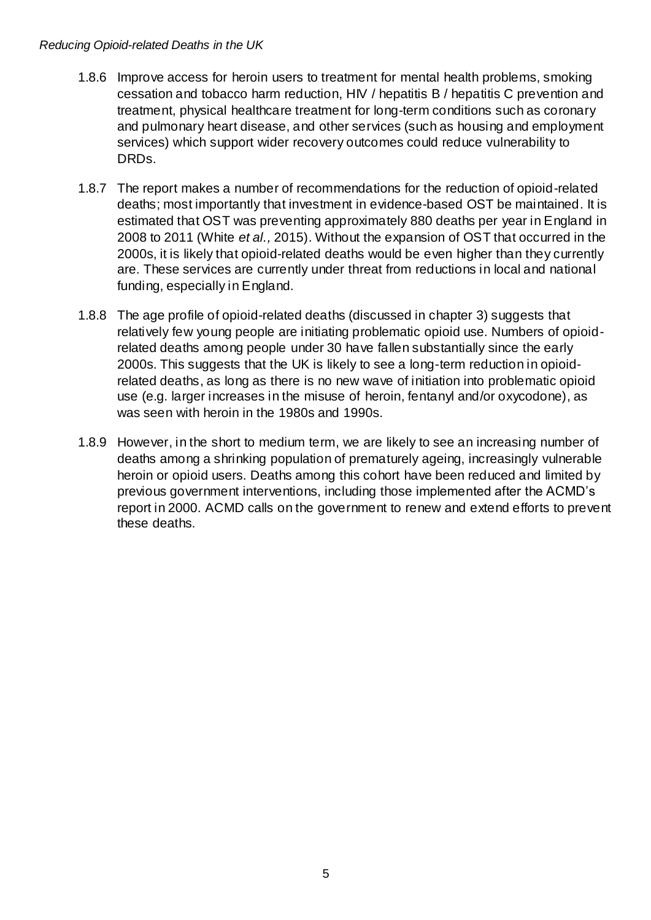1.8.6 Improve access for heroin users to treatment for mental health problems, smoking cessation and tobacco harm reduction, HIV / hepatitis B / hepatitis C prevention and treatment, physical healthcare treatment for long-term conditions such as coronary and pulmonary heart disease, and other services (such as housing and employment services) which support wider recovery outcomes could reduce vulnerability to DRDs.

1.8.7 The report makes a number of recommendations for the reduction of opioid-related deaths; most importantly that investment in evidence-based OST be maintained. It is estimated that OST was preventing approximately 880 deaths per year in England in 2008 to 2011 (White *et al.,* 2015). Without the expansion of OST that occurred in the 2000s, it is likely that opioid-related deaths would be even higher than they currently are. These services are currently under threat from reductions in local and national funding, especially in England.

1.8.8 The age profile of opioid-related deaths (discussed in chapter 3) suggests that relatively few young people are initiating problematic opioid use. Numbers of opioid-related deaths among people under 30 have fallen substantially since the early 2000s. This suggests that the UK is likely to see a long-term reduction in opioid-related deaths, as long as there is no new wave of initiation into problematic opioid use (e.g. larger increases in the misuse of heroin, fentanyl and/or oxycodone), as was seen with heroin in the 1980s and 1990s.

1.8.9 However, in the short to medium term, we are likely to see an increasing number of deaths among a shrinking population of prematurely ageing, increasingly vulnerable heroin or opioid users. Deaths among this cohort have been reduced and limited by previous government interventions, including those implemented after the ACMD's report in 2000. ACMD calls on the government to renew and extend efforts to prevent these deaths.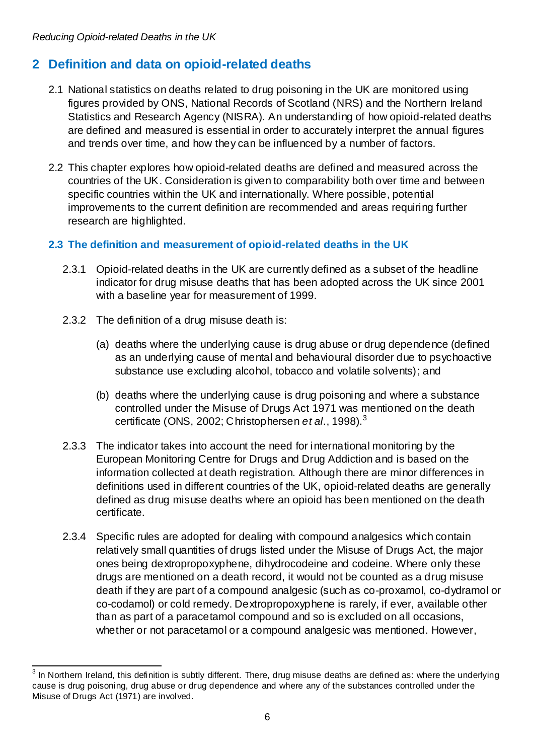## 2 Definition and data on opioid-related deaths

2.1 National statistics on deaths related to drug poisoning in the UK are monitored using figures provided by ONS, National Records of Scotland (NRS) and the Northern Ireland Statistics and Research Agency (NISRA). An understanding of how opioid-related deaths are defined and measured is essential in order to accurately interpret the annual figures and trends over time, and how they can be influenced by a number of factors.

2.2 This chapter explores how opioid-related deaths are defined and measured across the countries of the UK. Consideration is given to comparability both over time and between specific countries within the UK and internationally. Where possible, potential improvements to the current definition are recommended and areas requiring further research are highlighted.

### 2.3 The definition and measurement of opioid-related deaths in the UK

2.3.1 Opioid-related deaths in the UK are currently defined as a subset of the headline indicator for drug misuse deaths that has been adopted across the UK since 2001 with a baseline year for measurement of 1999.

2.3.2 The definition of a drug misuse death is:

(a) deaths where the underlying cause is drug abuse or drug dependence (defined as an underlying cause of mental and behavioural disorder due to psychoactive substance use excluding alcohol, tobacco and volatile solvents); and

(b) deaths where the underlying cause is drug poisoning and where a substance controlled under the Misuse of Drugs Act 1971 was mentioned on the death certificate (ONS, 2002; Christophersen *et al*., 1998).[3]

2.3.3 The indicator takes into account the need for international monitoring by the European Monitoring Centre for Drugs and Drug Addiction and is based on the information collected at death registration. Although there are minor differences in definitions used in different countries of the UK, opioid-related deaths are generally defined as drug misuse deaths where an opioid has been mentioned on the death certificate.

2.3.4 Specific rules are adopted for dealing with compound analgesics which contain relatively small quantities of drugs listed under the Misuse of Drugs Act, the major ones being dextropropoxyphene, dihydrocodeine and codeine. Where only these drugs are mentioned on a death record, it would not be counted as a drug misuse death if they are part of a compound analgesic (such as co-proxamol, co-dydramol or co-codamol) or cold remedy. Dextropropoxyphene is rarely, if ever, available other than as part of a paracetamol compound and so is excluded on all occasions, whether or not paracetamol or a compound analgesic was mentioned. However,

[3] In Northern Ireland, this definition is subtly different. There, drug misuse deaths are defined as: where the underlying cause is drug poisoning, drug abuse or drug dependence and where any of the substances controlled under the Misuse of Drugs Act (1971) are involved.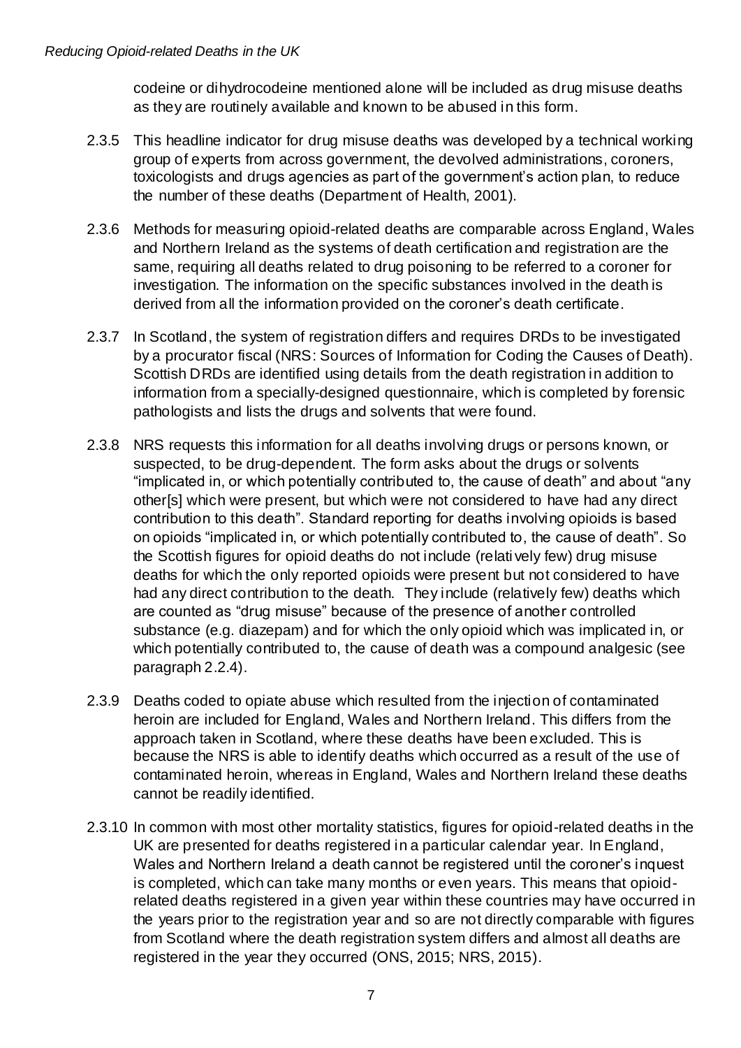codeine or dihydrocodeine mentioned alone will be included as drug misuse deaths as they are routinely available and known to be abused in this form.

2.3.5 This headline indicator for drug misuse deaths was developed by a technical working group of experts from across government, the devolved administrations, coroners, toxicologists and drugs agencies as part of the government's action plan, to reduce the number of these deaths (Department of Health, 2001).

2.3.6 Methods for measuring opioid-related deaths are comparable across England, Wales and Northern Ireland as the systems of death certification and registration are the same, requiring all deaths related to drug poisoning to be referred to a coroner for investigation. The information on the specific substances involved in the death is derived from all the information provided on the coroner's death certificate.

2.3.7 In Scotland, the system of registration differs and requires DRDs to be investigated by a procurator fiscal (NRS: Sources of Information for Coding the Causes of Death). Scottish DRDs are identified using details from the death registration in addition to information from a specially-designed questionnaire, which is completed by forensic pathologists and lists the drugs and solvents that were found.

2.3.8 NRS requests this information for all deaths involving drugs or persons known, or suspected, to be drug-dependent. The form asks about the drugs or solvents "implicated in, or which potentially contributed to, the cause of death" and about "any other[s] which were present, but which were not considered to have had any direct contribution to this death". Standard reporting for deaths involving opioids is based on opioids "implicated in, or which potentially contributed to, the cause of death". So the Scottish figures for opioid deaths do not include (relatively few) drug misuse deaths for which the only reported opioids were present but not considered to have had any direct contribution to the death. They include (relatively few) deaths which are counted as "drug misuse" because of the presence of another controlled substance (e.g. diazepam) and for which the only opioid which was implicated in, or which potentially contributed to, the cause of death was a compound analgesic (see paragraph 2.2.4).

2.3.9 Deaths coded to opiate abuse which resulted from the injection of contaminated heroin are included for England, Wales and Northern Ireland. This differs from the approach taken in Scotland, where these deaths have been excluded. This is because the NRS is able to identify deaths which occurred as a result of the use of contaminated heroin, whereas in England, Wales and Northern Ireland these deaths cannot be readily identified.

2.3.10 In common with most other mortality statistics, figures for opioid-related deaths in the UK are presented for deaths registered in a particular calendar year. In England, Wales and Northern Ireland a death cannot be registered until the coroner's inquest is completed, which can take many months or even years. This means that opioid-related deaths registered in a given year within these countries may have occurred in the years prior to the registration year and so are not directly comparable with figures from Scotland where the death registration system differs and almost all deaths are registered in the year they occurred (ONS, 2015; NRS, 2015).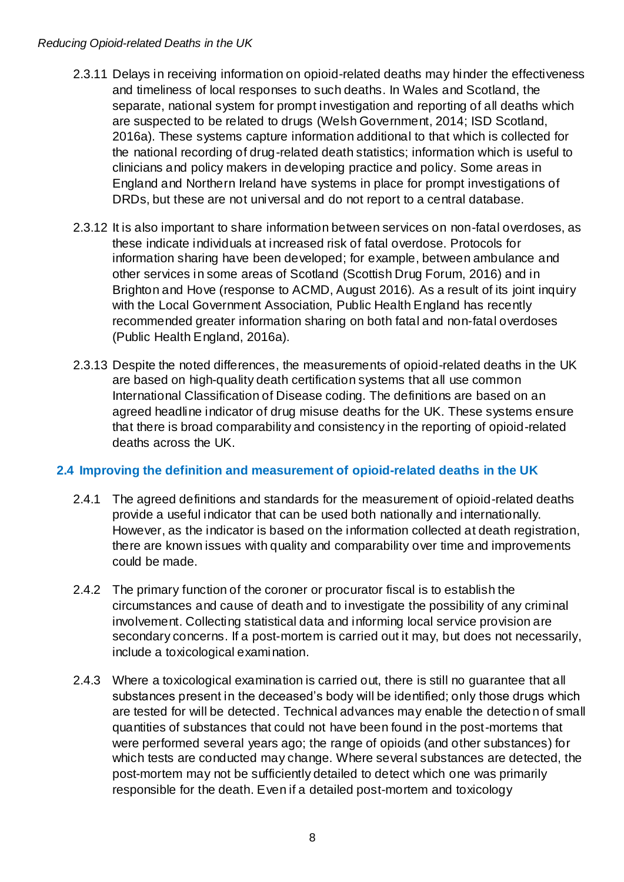2.3.11 Delays in receiving information on opioid-related deaths may hinder the effectiveness and timeliness of local responses to such deaths. In Wales and Scotland, the separate, national system for prompt investigation and reporting of all deaths which are suspected to be related to drugs (Welsh Government, 2014; ISD Scotland, 2016a). These systems capture information additional to that which is collected for the national recording of drug-related death statistics; information which is useful to clinicians and policy makers in developing practice and policy. Some areas in England and Northern Ireland have systems in place for prompt investigations of DRDs, but these are not universal and do not report to a central database.

2.3.12 It is also important to share information between services on non-fatal overdoses, as these indicate individuals at increased risk of fatal overdose. Protocols for information sharing have been developed; for example, between ambulance and other services in some areas of Scotland (Scottish Drug Forum, 2016) and in Brighton and Hove (response to ACMD, August 2016). As a result of its joint inquiry with the Local Government Association, Public Health England has recently recommended greater information sharing on both fatal and non-fatal overdoses (Public Health England, 2016a).

2.3.13 Despite the noted differences, the measurements of opioid-related deaths in the UK are based on high-quality death certification systems that all use common International Classification of Disease coding. The definitions are based on an agreed headline indicator of drug misuse deaths for the UK. These systems ensure that there is broad comparability and consistency in the reporting of opioid-related deaths across the UK.

## 2.4 Improving the definition and measurement of opioid-related deaths in the UK

2.4.1 The agreed definitions and standards for the measurement of opioid-related deaths provide a useful indicator that can be used both nationally and internationally. However, as the indicator is based on the information collected at death registration, there are known issues with quality and comparability over time and improvements could be made.

2.4.2 The primary function of the coroner or procurator fiscal is to establish the circumstances and cause of death and to investigate the possibility of any criminal involvement. Collecting statistical data and informing local service provision are secondary concerns. If a post-mortem is carried out it may, but does not necessarily, include a toxicological examination.

2.4.3 Where a toxicological examination is carried out, there is still no guarantee that all substances present in the deceased's body will be identified; only those drugs which are tested for will be detected. Technical advances may enable the detection of small quantities of substances that could not have been found in the post-mortems that were performed several years ago; the range of opioids (and other substances) for which tests are conducted may change. Where several substances are detected, the post-mortem may not be sufficiently detailed to detect which one was primarily responsible for the death. Even if a detailed post-mortem and toxicology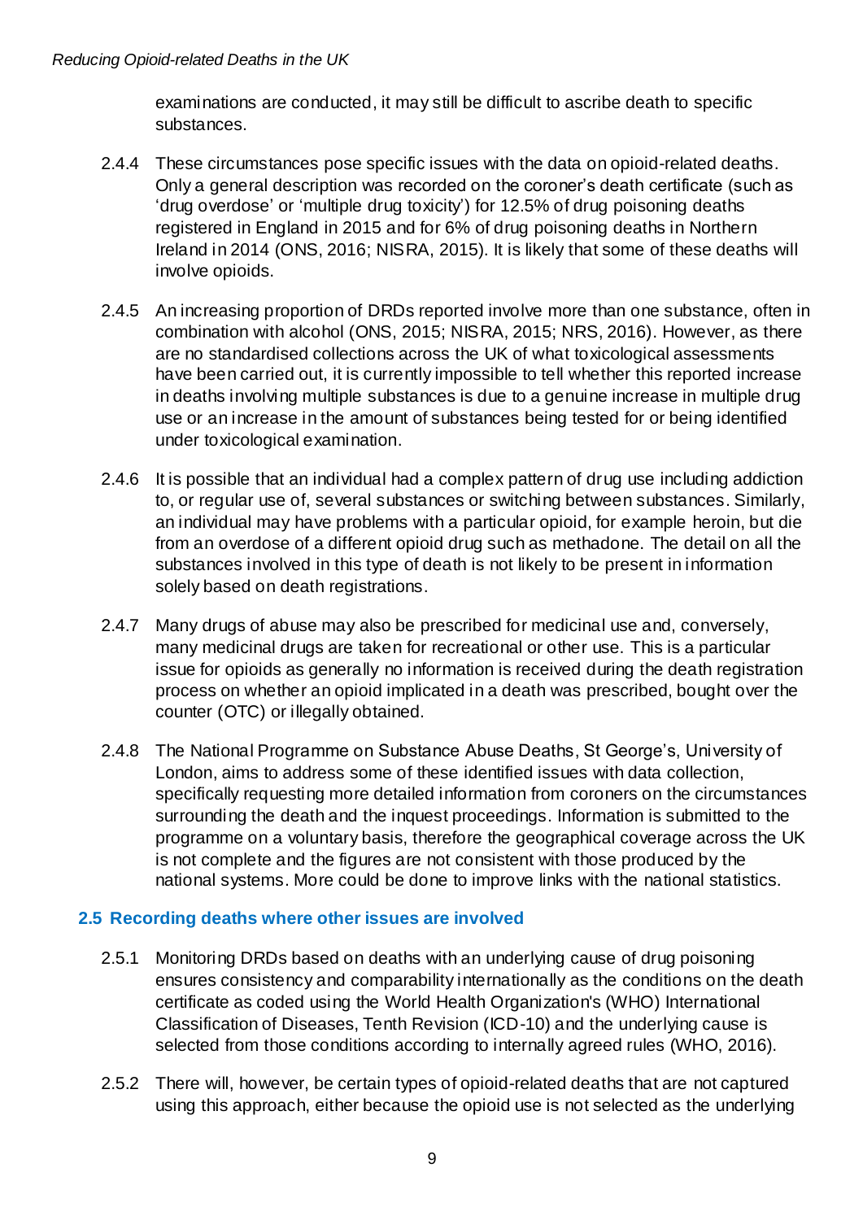examinations are conducted, it may still be difficult to ascribe death to specific substances.

2.4.4 These circumstances pose specific issues with the data on opioid-related deaths. Only a general description was recorded on the coroner's death certificate (such as 'drug overdose' or 'multiple drug toxicity') for 12.5% of drug poisoning deaths registered in England in 2015 and for 6% of drug poisoning deaths in Northern Ireland in 2014 (ONS, 2016; NISRA, 2015). It is likely that some of these deaths will involve opioids.

2.4.5 An increasing proportion of DRDs reported involve more than one substance, often in combination with alcohol (ONS, 2015; NISRA, 2015; NRS, 2016). However, as there are no standardised collections across the UK of what toxicological assessments have been carried out, it is currently impossible to tell whether this reported increase in deaths involving multiple substances is due to a genuine increase in multiple drug use or an increase in the amount of substances being tested for or being identified under toxicological examination.

2.4.6 It is possible that an individual had a complex pattern of drug use including addiction to, or regular use of, several substances or switching between substances. Similarly, an individual may have problems with a particular opioid, for example heroin, but die from an overdose of a different opioid drug such as methadone. The detail on all the substances involved in this type of death is not likely to be present in information solely based on death registrations.

2.4.7 Many drugs of abuse may also be prescribed for medicinal use and, conversely, many medicinal drugs are taken for recreational or other use. This is a particular issue for opioids as generally no information is received during the death registration process on whether an opioid implicated in a death was prescribed, bought over the counter (OTC) or illegally obtained.

2.4.8 The National Programme on Substance Abuse Deaths, St George's, University of London, aims to address some of these identified issues with data collection, specifically requesting more detailed information from coroners on the circumstances surrounding the death and the inquest proceedings. Information is submitted to the programme on a voluntary basis, therefore the geographical coverage across the UK is not complete and the figures are not consistent with those produced by the national systems. More could be done to improve links with the national statistics.

### 2.5 Recording deaths where other issues are involved

2.5.1 Monitoring DRDs based on deaths with an underlying cause of drug poisoning ensures consistency and comparability internationally as the conditions on the death certificate as coded using the World Health Organization's (WHO) International Classification of Diseases, Tenth Revision (ICD-10) and the underlying cause is selected from those conditions according to internally agreed rules (WHO, 2016).

2.5.2 There will, however, be certain types of opioid-related deaths that are not captured using this approach, either because the opioid use is not selected as the underlying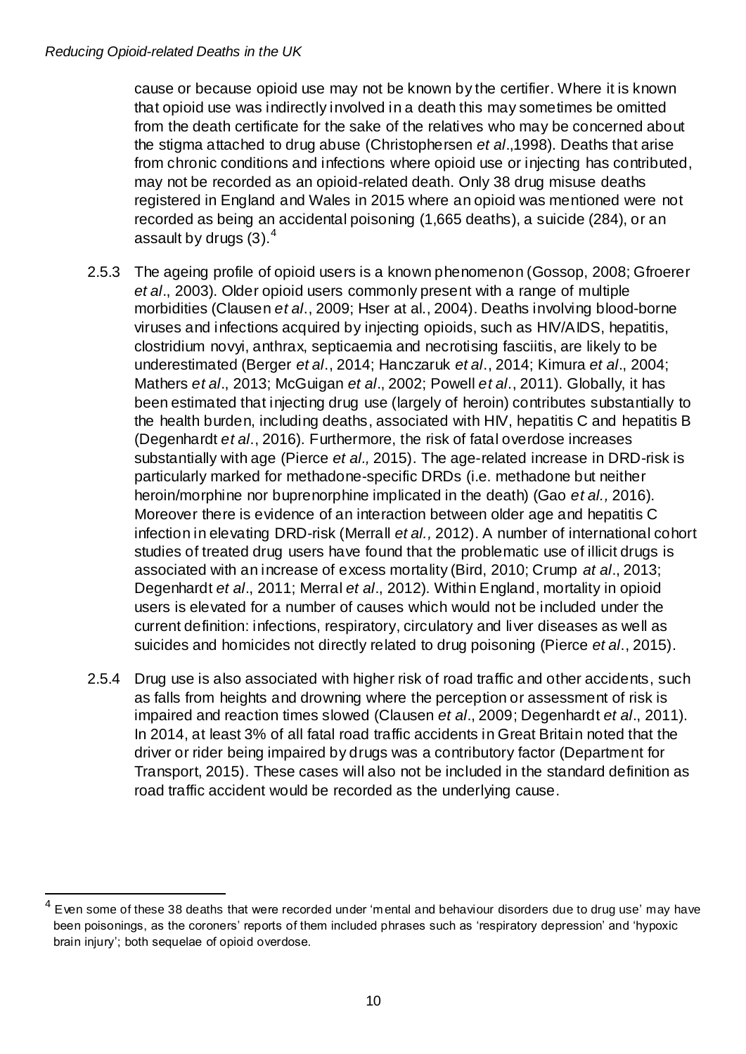cause or because opioid use may not be known by the certifier. Where it is known that opioid use was indirectly involved in a death this may sometimes be omitted from the death certificate for the sake of the relatives who may be concerned about the stigma attached to drug abuse (Christophersen *et al*.,1998). Deaths that arise from chronic conditions and infections where opioid use or injecting has contributed, may not be recorded as an opioid-related death. Only 38 drug misuse deaths registered in England and Wales in 2015 where an opioid was mentioned were not recorded as being an accidental poisoning (1,665 deaths), a suicide (284), or an assault by drugs (3).[4]

2.5.3 The ageing profile of opioid users is a known phenomenon (Gossop, 2008; Gfroerer *et al*., 2003). Older opioid users commonly present with a range of multiple morbidities (Clausen *et al*., 2009; Hser at al., 2004). Deaths involving blood-borne viruses and infections acquired by injecting opioids, such as HIV/AIDS, hepatitis, clostridium novyi, anthrax, septicaemia and necrotising fasciitis, are likely to be underestimated (Berger *et al*., 2014; Hanczaruk *et al*., 2014; Kimura *et al*., 2004; Mathers *et al*., 2013; McGuigan *et al*., 2002; Powell *et al*., 2011). Globally, it has been estimated that injecting drug use (largely of heroin) contributes substantially to the health burden, including deaths, associated with HIV, hepatitis C and hepatitis B (Degenhardt *et al*., 2016). Furthermore, the risk of fatal overdose increases substantially with age (Pierce *et al.,* 2015). The age-related increase in DRD-risk is particularly marked for methadone-specific DRDs (i.e. methadone but neither heroin/morphine nor buprenorphine implicated in the death) (Gao *et al.,* 2016). Moreover there is evidence of an interaction between older age and hepatitis C infection in elevating DRD-risk (Merrall *et al.,* 2012). A number of international cohort studies of treated drug users have found that the problematic use of illicit drugs is associated with an increase of excess mortality (Bird, 2010; Crump *at al*., 2013; Degenhardt *et al*., 2011; Merral *et al*., 2012). Within England, mortality in opioid users is elevated for a number of causes which would not be included under the current definition: infections, respiratory, circulatory and liver diseases as well as suicides and homicides not directly related to drug poisoning (Pierce *et al*., 2015).

2.5.4 Drug use is also associated with higher risk of road traffic and other accidents, such as falls from heights and drowning where the perception or assessment of risk is impaired and reaction times slowed (Clausen *et al*., 2009; Degenhardt *et al*., 2011). In 2014, at least 3% of all fatal road traffic accidents in Great Britain noted that the driver or rider being impaired by drugs was a contributory factor (Department for Transport, 2015). These cases will also not be included in the standard definition as road traffic accident would be recorded as the underlying cause.

[4] Even some of these 38 deaths that were recorded under 'mental and behaviour disorders due to drug use' may have been poisonings, as the coroners' reports of them included phrases such as 'respiratory depression' and 'hypoxic brain injury'; both sequelae of opioid overdose.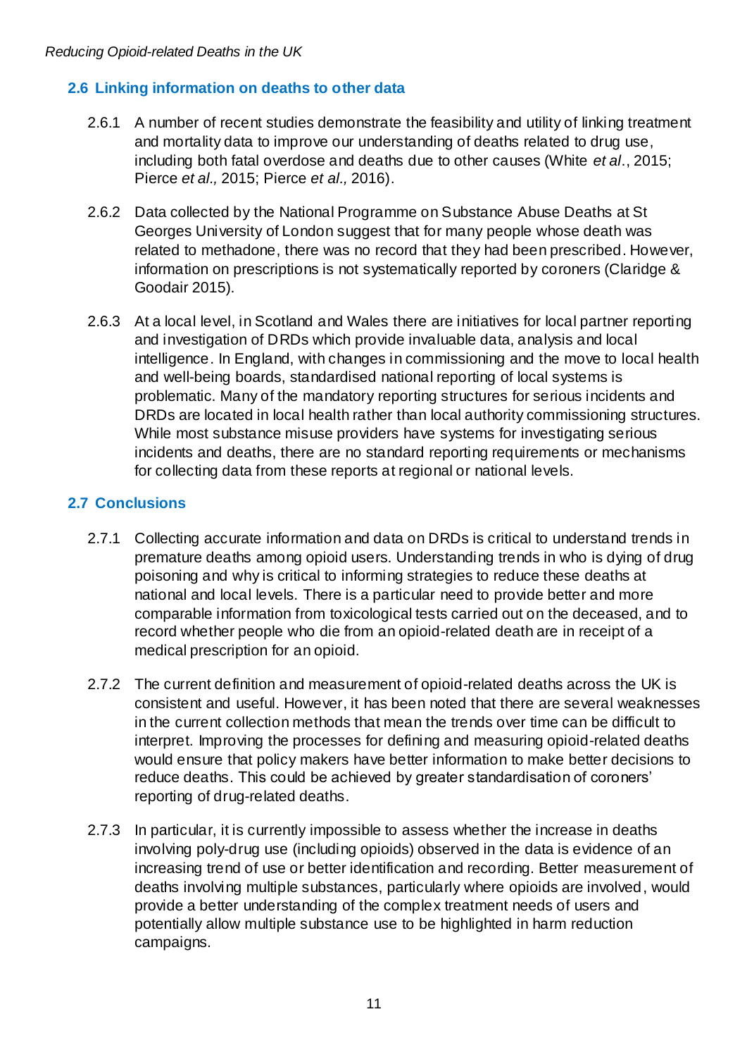## 2.6 Linking information on deaths to other data

2.6.1 A number of recent studies demonstrate the feasibility and utility of linking treatment and mortality data to improve our understanding of deaths related to drug use, including both fatal overdose and deaths due to other causes (White *et al*., 2015; Pierce *et al.,* 2015; Pierce *et al.,* 2016).

2.6.2 Data collected by the National Programme on Substance Abuse Deaths at St Georges University of London suggest that for many people whose death was related to methadone, there was no record that they had been prescribed. However, information on prescriptions is not systematically reported by coroners (Claridge & Goodair 2015).

2.6.3 At a local level, in Scotland and Wales there are initiatives for local partner reporting and investigation of DRDs which provide invaluable data, analysis and local intelligence. In England, with changes in commissioning and the move to local health and well-being boards, standardised national reporting of local systems is problematic. Many of the mandatory reporting structures for serious incidents and DRDs are located in local health rather than local authority commissioning structures. While most substance misuse providers have systems for investigating serious incidents and deaths, there are no standard reporting requirements or mechanisms for collecting data from these reports at regional or national levels.

## 2.7 Conclusions

2.7.1 Collecting accurate information and data on DRDs is critical to understand trends in premature deaths among opioid users. Understanding trends in who is dying of drug poisoning and why is critical to informing strategies to reduce these deaths at national and local levels. There is a particular need to provide better and more comparable information from toxicological tests carried out on the deceased, and to record whether people who die from an opioid-related death are in receipt of a medical prescription for an opioid.

2.7.2 The current definition and measurement of opioid-related deaths across the UK is consistent and useful. However, it has been noted that there are several weaknesses in the current collection methods that mean the trends over time can be difficult to interpret. Improving the processes for defining and measuring opioid-related deaths would ensure that policy makers have better information to make better decisions to reduce deaths. This could be achieved by greater standardisation of coroners' reporting of drug-related deaths.

2.7.3 In particular, it is currently impossible to assess whether the increase in deaths involving poly-drug use (including opioids) observed in the data is evidence of an increasing trend of use or better identification and recording. Better measurement of deaths involving multiple substances, particularly where opioids are involved, would provide a better understanding of the complex treatment needs of users and potentially allow multiple substance use to be highlighted in harm reduction campaigns.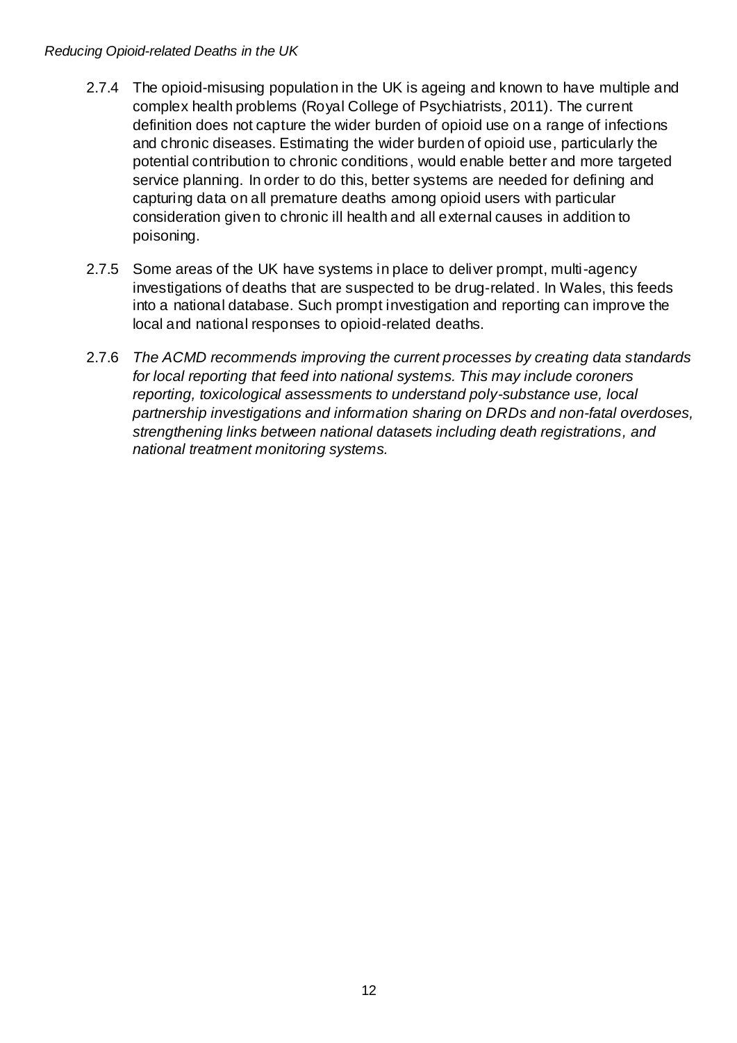2.7.4 The opioid-misusing population in the UK is ageing and known to have multiple and complex health problems (Royal College of Psychiatrists, 2011). The current definition does not capture the wider burden of opioid use on a range of infections and chronic diseases. Estimating the wider burden of opioid use, particularly the potential contribution to chronic conditions, would enable better and more targeted service planning. In order to do this, better systems are needed for defining and capturing data on all premature deaths among opioid users with particular consideration given to chronic ill health and all external causes in addition to poisoning.

2.7.5 Some areas of the UK have systems in place to deliver prompt, multi-agency investigations of deaths that are suspected to be drug-related. In Wales, this feeds into a national database. Such prompt investigation and reporting can improve the local and national responses to opioid-related deaths.

2.7.6 *The ACMD recommends improving the current processes by creating data standards for local reporting that feed into national systems. This may include coroners reporting, toxicological assessments to understand poly-substance use, local partnership investigations and information sharing on DRDs and non-fatal overdoses, strengthening links between national datasets including death registrations, and national treatment monitoring systems.*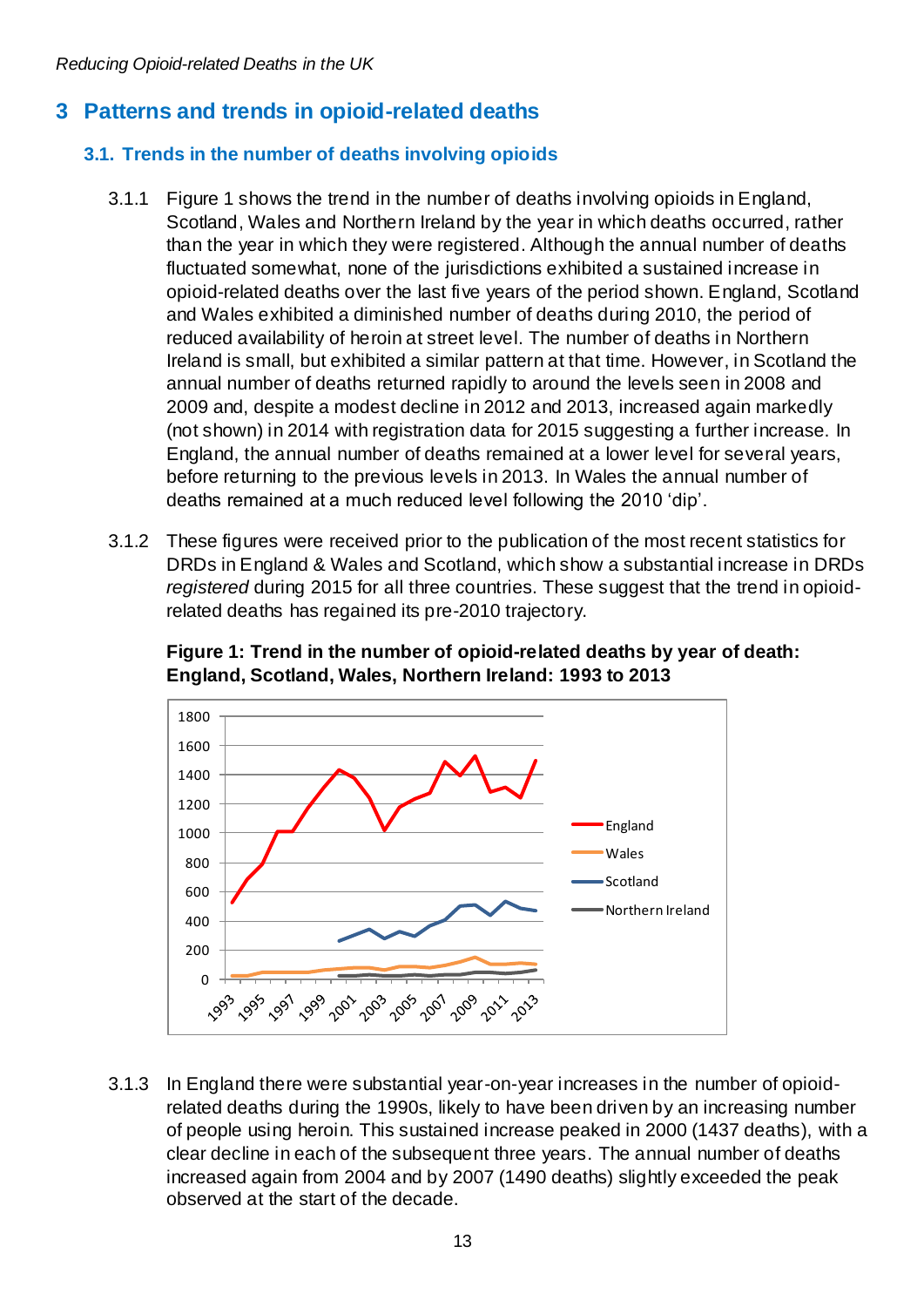## 3 Patterns and trends in opioid-related deaths

### 3.1. Trends in the number of deaths involving opioids

3.1.1 Figure 1 shows the trend in the number of deaths involving opioids in England, Scotland, Wales and Northern Ireland by the year in which deaths occurred, rather than the year in which they were registered. Although the annual number of deaths fluctuated somewhat, none of the jurisdictions exhibited a sustained increase in opioid-related deaths over the last five years of the period shown. England, Scotland and Wales exhibited a diminished number of deaths during 2010, the period of reduced availability of heroin at street level. The number of deaths in Northern Ireland is small, but exhibited a similar pattern at that time. However, in Scotland the annual number of deaths returned rapidly to around the levels seen in 2008 and 2009 and, despite a modest decline in 2012 and 2013, increased again markedly (not shown) in 2014 with registration data for 2015 suggesting a further increase. In England, the annual number of deaths remained at a lower level for several years, before returning to the previous levels in 2013. In Wales the annual number of deaths remained at a much reduced level following the 2010 'dip'.

3.1.2 These figures were received prior to the publication of the most recent statistics for DRDs in England & Wales and Scotland, which show a substantial increase in DRDs *registered* during 2015 for all three countries. These suggest that the trend in opioid-related deaths has regained its pre-2010 trajectory.

**Figure 1: Trend in the number of opioid-related deaths by year of death: England, Scotland, Wales, Northern Ireland: 1993 to 2013**

3.1.3 In England there were substantial year-on-year increases in the number of opioid-related deaths during the 1990s, likely to have been driven by an increasing number of people using heroin. This sustained increase peaked in 2000 (1437 deaths), with a clear decline in each of the subsequent three years. The annual number of deaths increased again from 2004 and by 2007 (1490 deaths) slightly exceeded the peak observed at the start of the decade.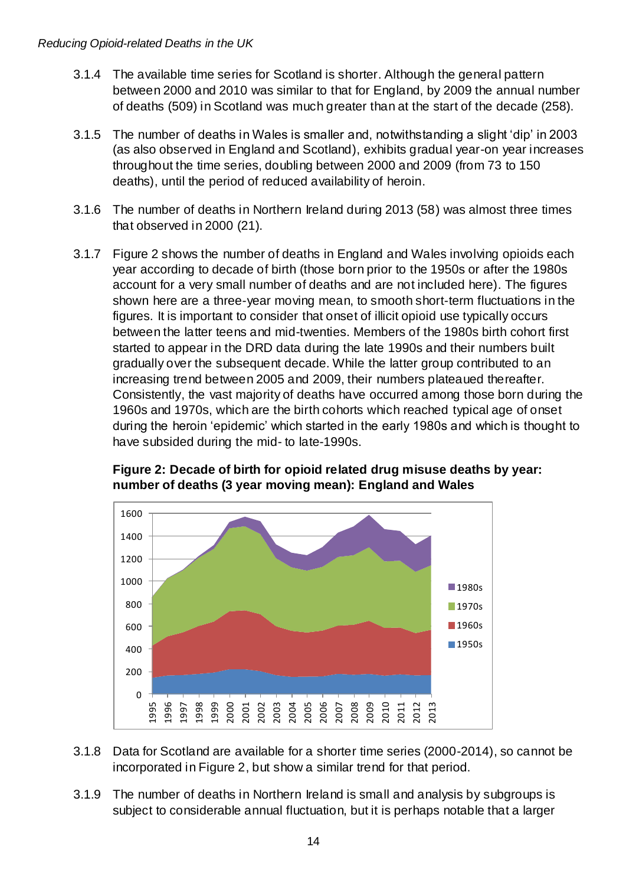3.1.4 The available time series for Scotland is shorter. Although the general pattern between 2000 and 2010 was similar to that for England, by 2009 the annual number of deaths (509) in Scotland was much greater than at the start of the decade (258).

3.1.5 The number of deaths in Wales is smaller and, notwithstanding a slight 'dip' in 2003 (as also observed in England and Scotland), exhibits gradual year-on year increases throughout the time series, doubling between 2000 and 2009 (from 73 to 150 deaths), until the period of reduced availability of heroin.

3.1.6 The number of deaths in Northern Ireland during 2013 (58) was almost three times that observed in 2000 (21).

3.1.7 Figure 2 shows the number of deaths in England and Wales involving opioids each year according to decade of birth (those born prior to the 1950s or after the 1980s account for a very small number of deaths and are not included here). The figures shown here are a three-year moving mean, to smooth short-term fluctuations in the figures. It is important to consider that onset of illicit opioid use typically occurs between the latter teens and mid-twenties. Members of the 1980s birth cohort first started to appear in the DRD data during the late 1990s and their numbers built gradually over the subsequent decade. While the latter group contributed to an increasing trend between 2005 and 2009, their numbers plateaued thereafter. Consistently, the vast majority of deaths have occurred among those born during the 1960s and 1970s, which are the birth cohorts which reached typical age of onset during the heroin 'epidemic' which started in the early 1980s and which is thought to have subsided during the mid- to late-1990s.

**Figure 2: Decade of birth for opioid related drug misuse deaths by year: number of deaths (3 year moving mean): England and Wales**

3.1.8 Data for Scotland are available for a shorter time series (2000-2014), so cannot be incorporated in Figure 2, but show a similar trend for that period.

3.1.9 The number of deaths in Northern Ireland is small and analysis by subgroups is subject to considerable annual fluctuation, but it is perhaps notable that a larger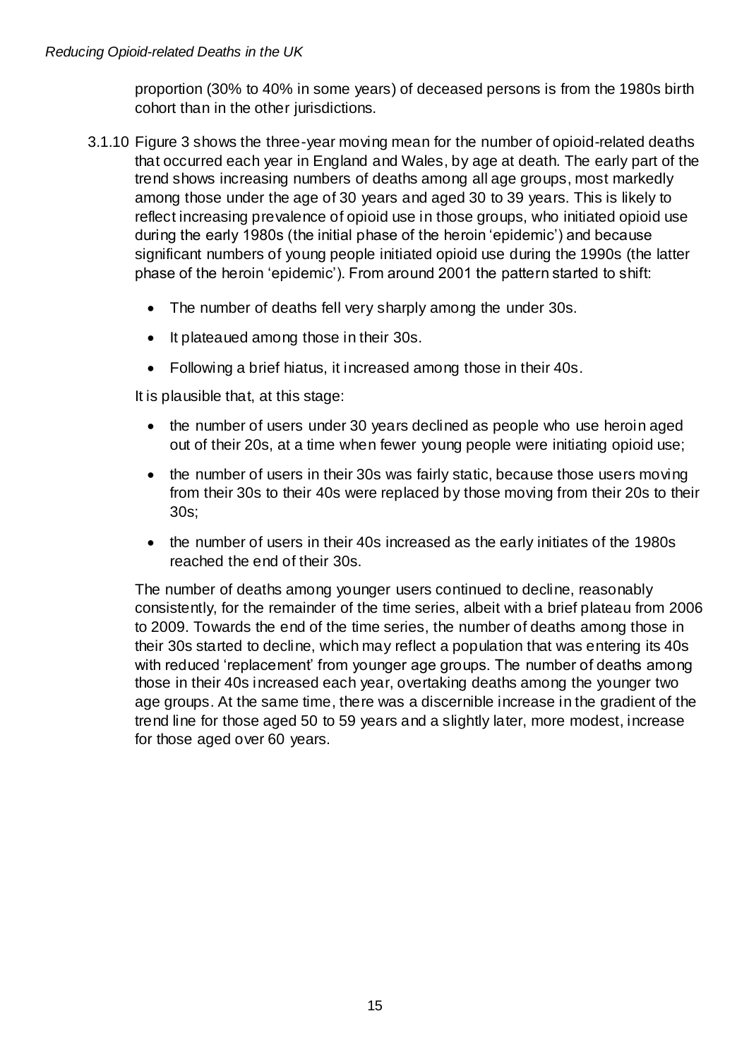proportion (30% to 40% in some years) of deceased persons is from the 1980s birth cohort than in the other jurisdictions.

3.1.10 Figure 3 shows the three-year moving mean for the number of opioid-related deaths that occurred each year in England and Wales, by age at death. The early part of the trend shows increasing numbers of deaths among all age groups, most markedly among those under the age of 30 years and aged 30 to 39 years. This is likely to reflect increasing prevalence of opioid use in those groups, who initiated opioid use during the early 1980s (the initial phase of the heroin 'epidemic') and because significant numbers of young people initiated opioid use during the 1990s (the latter phase of the heroin 'epidemic'). From around 2001 the pattern started to shift:

- The number of deaths fell very sharply among the under 30s.
- It plateaued among those in their 30s.
- Following a brief hiatus, it increased among those in their 40s.

It is plausible that, at this stage:

- the number of users under 30 years declined as people who use heroin aged out of their 20s, at a time when fewer young people were initiating opioid use;
- the number of users in their 30s was fairly static, because those users moving from their 30s to their 40s were replaced by those moving from their 20s to their 30s;
- the number of users in their 40s increased as the early initiates of the 1980s reached the end of their 30s.

The number of deaths among younger users continued to decline, reasonably consistently, for the remainder of the time series, albeit with a brief plateau from 2006 to 2009. Towards the end of the time series, the number of deaths among those in their 30s started to decline, which may reflect a population that was entering its 40s with reduced 'replacement' from younger age groups. The number of deaths among those in their 40s increased each year, overtaking deaths among the younger two age groups. At the same time, there was a discernible increase in the gradient of the trend line for those aged 50 to 59 years and a slightly later, more modest, increase for those aged over 60 years.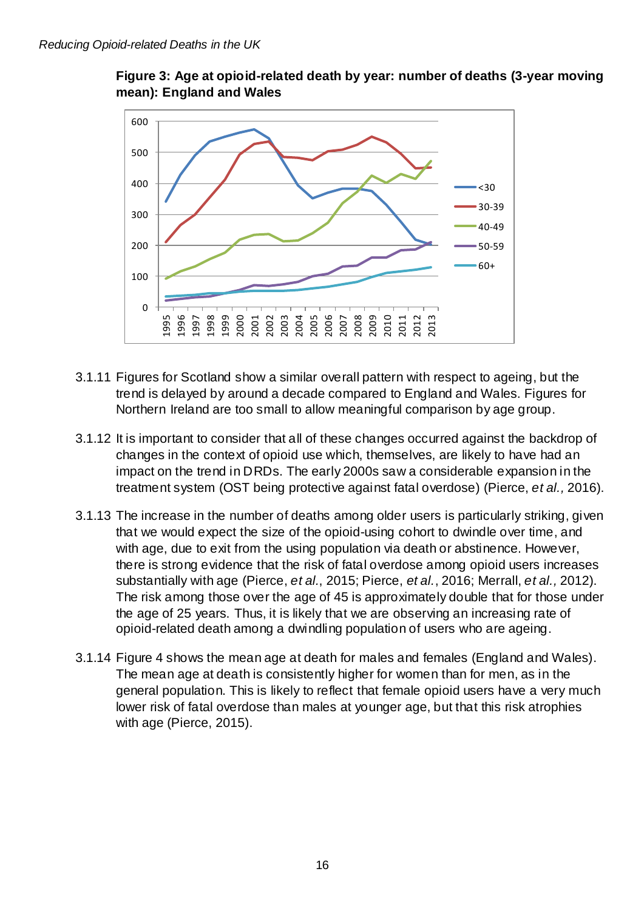**Figure 3: Age at opioid-related death by year: number of deaths (3-year moving mean): England and Wales**

3.1.11 Figures for Scotland show a similar overall pattern with respect to ageing, but the trend is delayed by around a decade compared to England and Wales. Figures for Northern Ireland are too small to allow meaningful comparison by age group.

3.1.12 It is important to consider that all of these changes occurred against the backdrop of changes in the context of opioid use which, themselves, are likely to have had an impact on the trend in DRDs. The early 2000s saw a considerable expansion in the treatment system (OST being protective against fatal overdose) (Pierce, *et al.,* 2016).

3.1.13 The increase in the number of deaths among older users is particularly striking, given that we would expect the size of the opioid-using cohort to dwindle over time, and with age, due to exit from the using population via death or abstinence. However, there is strong evidence that the risk of fatal overdose among opioid users increases substantially with age (Pierce, *et al.*, 2015; Pierce, *et al.*, 2016; Merrall, *et al.,* 2012). The risk among those over the age of 45 is approximately double that for those under the age of 25 years. Thus, it is likely that we are observing an increasing rate of opioid-related death among a dwindling population of users who are ageing.

3.1.14 Figure 4 shows the mean age at death for males and females (England and Wales). The mean age at death is consistently higher for women than for men, as in the general population. This is likely to reflect that female opioid users have a very much lower risk of fatal overdose than males at younger age, but that this risk atrophies with age (Pierce, 2015).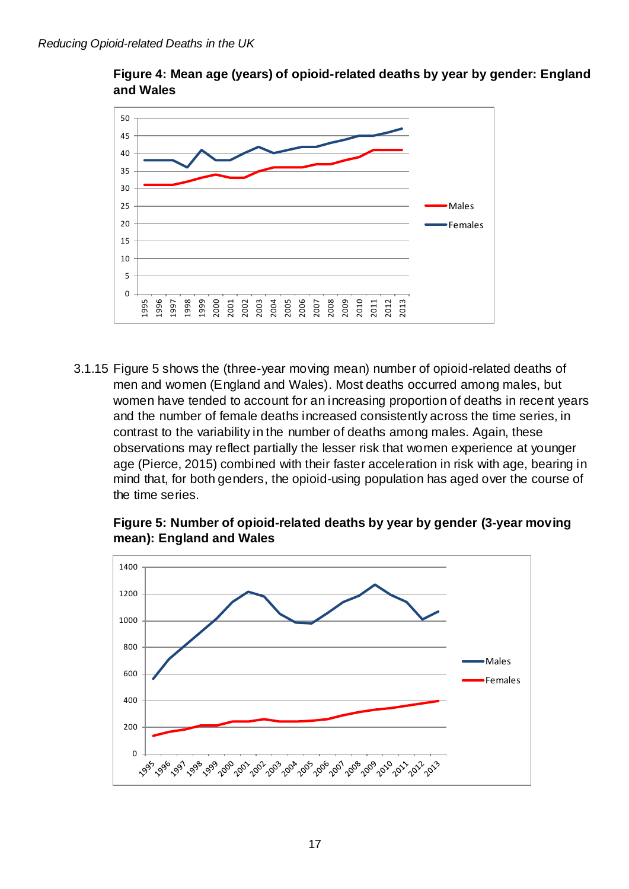**Figure 4: Mean age (years) of opioid-related deaths by year by gender: England and Wales**

3.1.15 Figure 5 shows the (three-year moving mean) number of opioid-related deaths of men and women (England and Wales). Most deaths occurred among males, but women have tended to account for an increasing proportion of deaths in recent years and the number of female deaths increased consistently across the time series, in contrast to the variability in the number of deaths among males. Again, these observations may reflect partially the lesser risk that women experience at younger age (Pierce, 2015) combined with their faster acceleration in risk with age, bearing in mind that, for both genders, the opioid-using population has aged over the course of the time series.

**Figure 5: Number of opioid-related deaths by year by gender (3-year moving mean): England and Wales**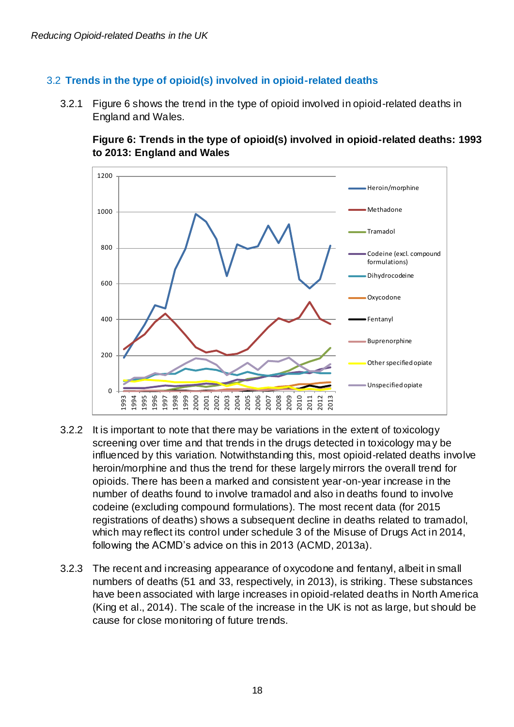## 3.2 Trends in the type of opioid(s) involved in opioid-related deaths

3.2.1 Figure 6 shows the trend in the type of opioid involved in opioid-related deaths in England and Wales.

**Figure 6: Trends in the type of opioid(s) involved in opioid-related deaths: 1993 to 2013: England and Wales**

3.2.2 It is important to note that there may be variations in the extent of toxicology screening over time and that trends in the drugs detected in toxicology may be influenced by this variation. Notwithstanding this, most opioid-related deaths involve heroin/morphine and thus the trend for these largely mirrors the overall trend for opioids. There has been a marked and consistent year-on-year increase in the number of deaths found to involve tramadol and also in deaths found to involve codeine (excluding compound formulations). The most recent data (for 2015 registrations of deaths) shows a subsequent decline in deaths related to tramadol, which may reflect its control under schedule 3 of the Misuse of Drugs Act in 2014, following the ACMD's advice on this in 2013 (ACMD, 2013a).

3.2.3 The recent and increasing appearance of oxycodone and fentanyl, albeit in small numbers of deaths (51 and 33, respectively, in 2013), is striking. These substances have been associated with large increases in opioid-related deaths in North America (King et al., 2014). The scale of the increase in the UK is not as large, but should be cause for close monitoring of future trends.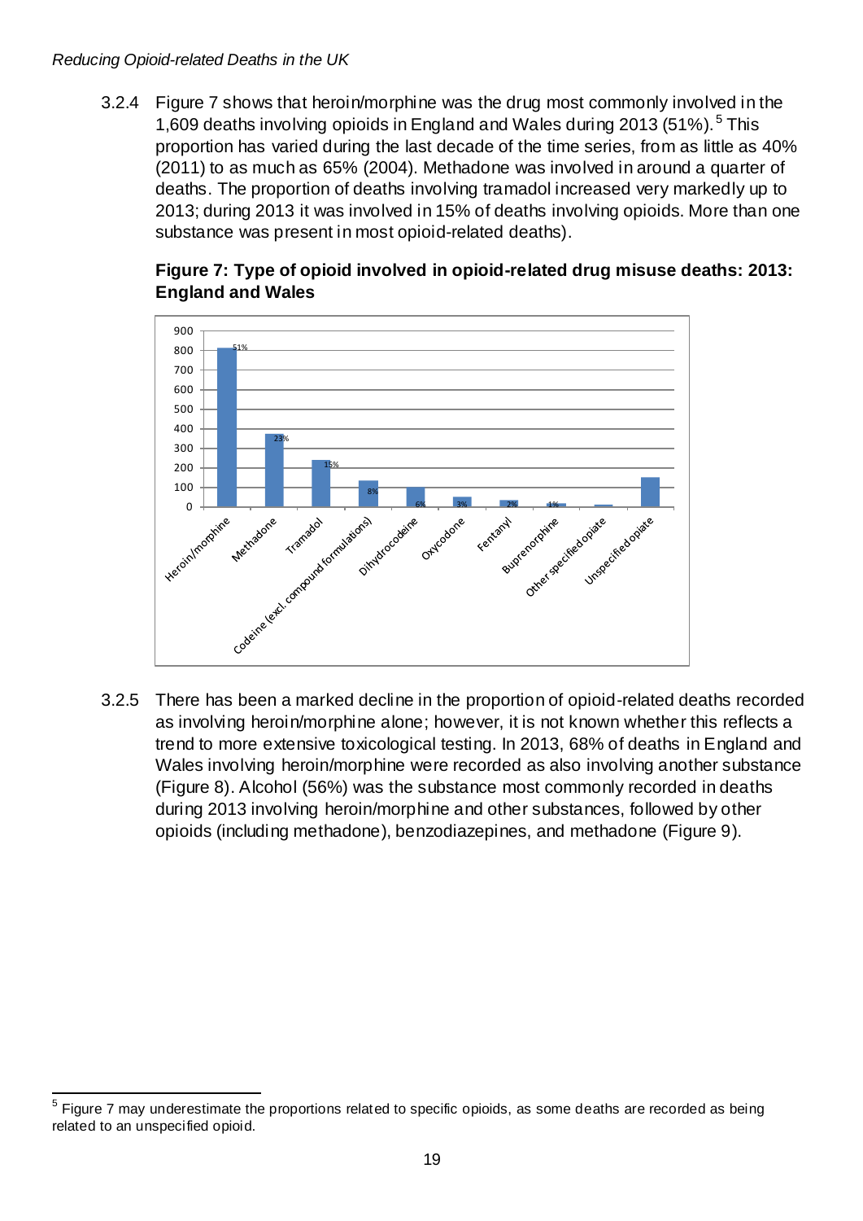3.2.4 Figure 7 shows that heroin/morphine was the drug most commonly involved in the 1,609 deaths involving opioids in England and Wales during 2013 (51%).[5] This proportion has varied during the last decade of the time series, from as little as 40% (2011) to as much as 65% (2004). Methadone was involved in around a quarter of deaths. The proportion of deaths involving tramadol increased very markedly up to 2013; during 2013 it was involved in 15% of deaths involving opioids. More than one substance was present in most opioid-related deaths).

**Figure 7: Type of opioid involved in opioid-related drug misuse deaths: 2013: England and Wales**

3.2.5 There has been a marked decline in the proportion of opioid-related deaths recorded as involving heroin/morphine alone; however, it is not known whether this reflects a trend to more extensive toxicological testing. In 2013, 68% of deaths in England and Wales involving heroin/morphine were recorded as also involving another substance (Figure 8). Alcohol (56%) was the substance most commonly recorded in deaths during 2013 involving heroin/morphine and other substances, followed by other opioids (including methadone), benzodiazepines, and methadone (Figure 9).

[5] Figure 7 may underestimate the proportions related to specific opioids, as some deaths are recorded as being related to an unspecified opioid.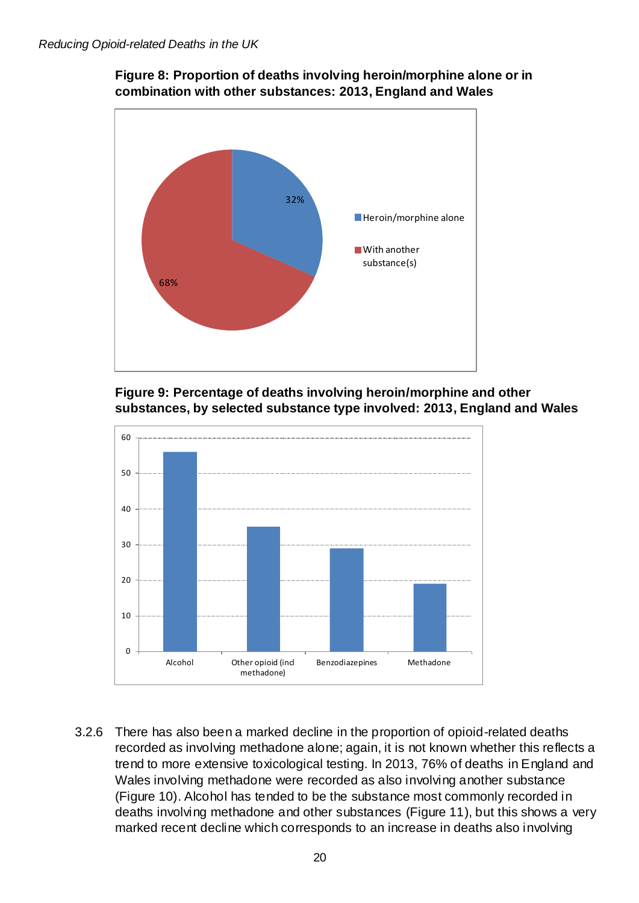**Figure 8: Proportion of deaths involving heroin/morphine alone or in combination with other substances: 2013, England and Wales**

**Figure 9: Percentage of deaths involving heroin/morphine and other substances, by selected substance type involved: 2013, England and Wales**

3.2.6 There has also been a marked decline in the proportion of opioid-related deaths recorded as involving methadone alone; again, it is not known whether this reflects a trend to more extensive toxicological testing. In 2013, 76% of deaths in England and Wales involving methadone were recorded as also involving another substance (Figure 10). Alcohol has tended to be the substance most commonly recorded in deaths involving methadone and other substances (Figure 11), but this shows a very marked recent decline which corresponds to an increase in deaths also involving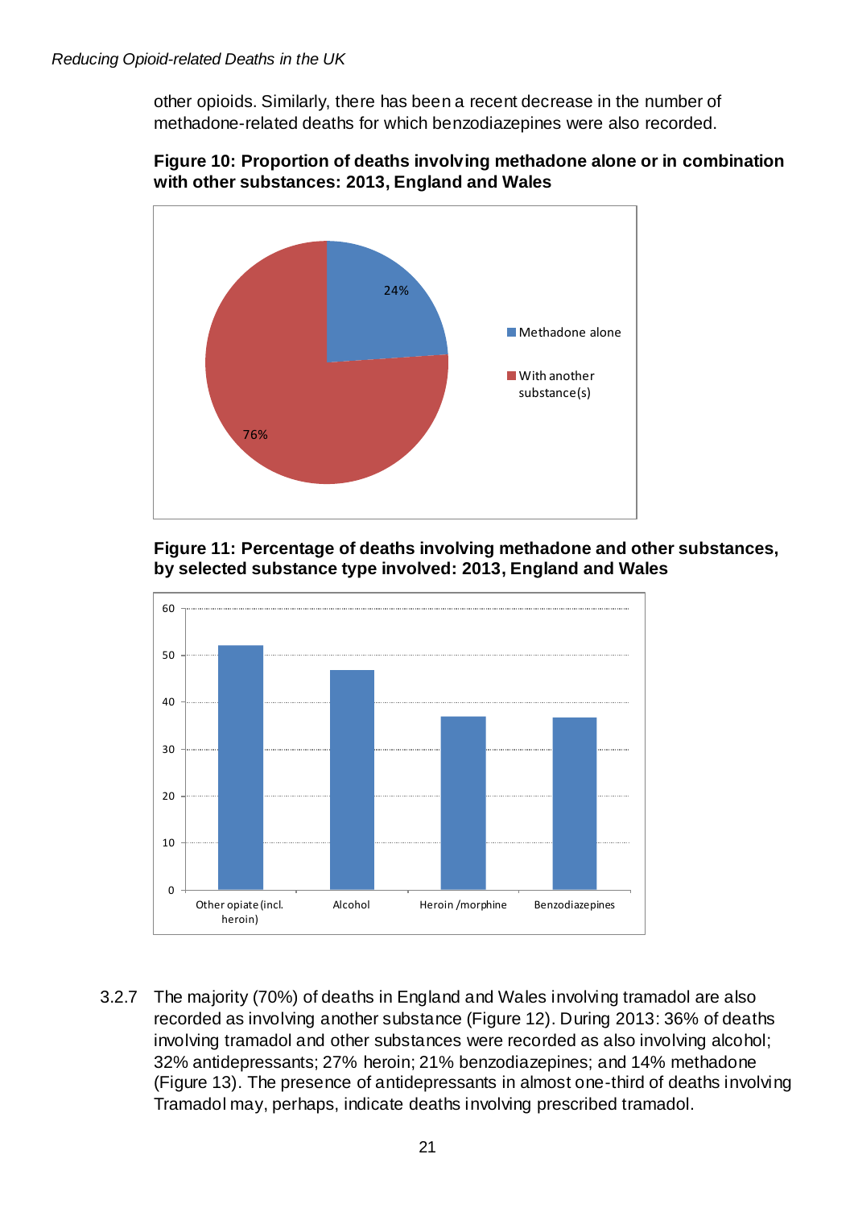other opioids. Similarly, there has been a recent decrease in the number of methadone-related deaths for which benzodiazepines were also recorded.

**Figure 10: Proportion of deaths involving methadone alone or in combination with other substances: 2013, England and Wales**

**Figure 11: Percentage of deaths involving methadone and other substances, by selected substance type involved: 2013, England and Wales**

3.2.7 The majority (70%) of deaths in England and Wales involving tramadol are also recorded as involving another substance (Figure 12). During 2013: 36% of deaths involving tramadol and other substances were recorded as also involving alcohol; 32% antidepressants; 27% heroin; 21% benzodiazepines; and 14% methadone (Figure 13). The presence of antidepressants in almost one-third of deaths involving Tramadol may, perhaps, indicate deaths involving prescribed tramadol.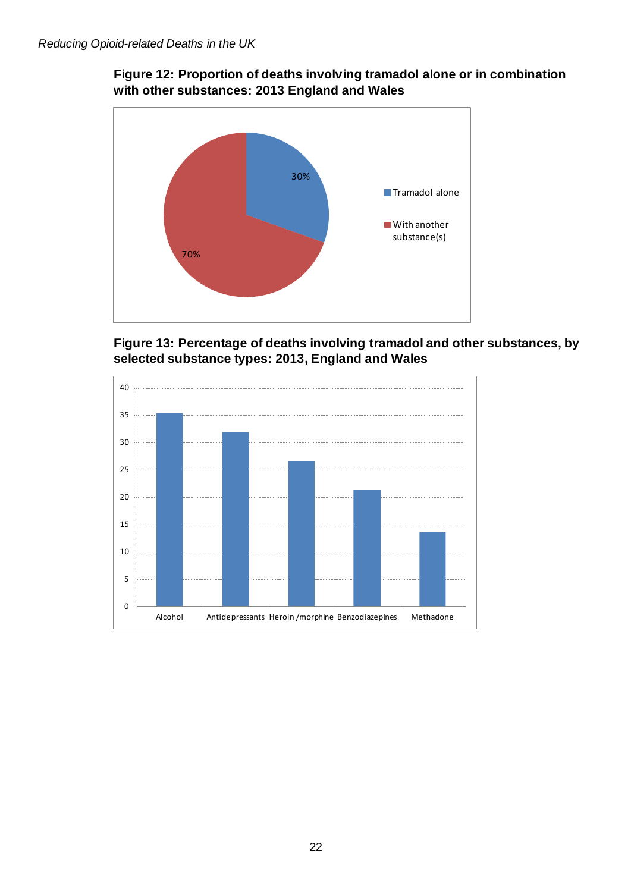**Figure 12: Proportion of deaths involving tramadol alone or in combination with other substances: 2013 England and Wales**

| Category | Percentage |
|---|---|
| Tramadol alone | 30% |
| With another substance(s) | 70% |

**Figure 13: Percentage of deaths involving tramadol and other substances, by selected substance types: 2013, England and Wales**

| Substance | Percentage (approx.) |
|---|---|
| Alcohol | 35.5 |
| Antidepressants | 32 |
| Heroin /morphine | 26.5 |
| Benzodiazepines | 21.5 |
| Methadone | 13.5 |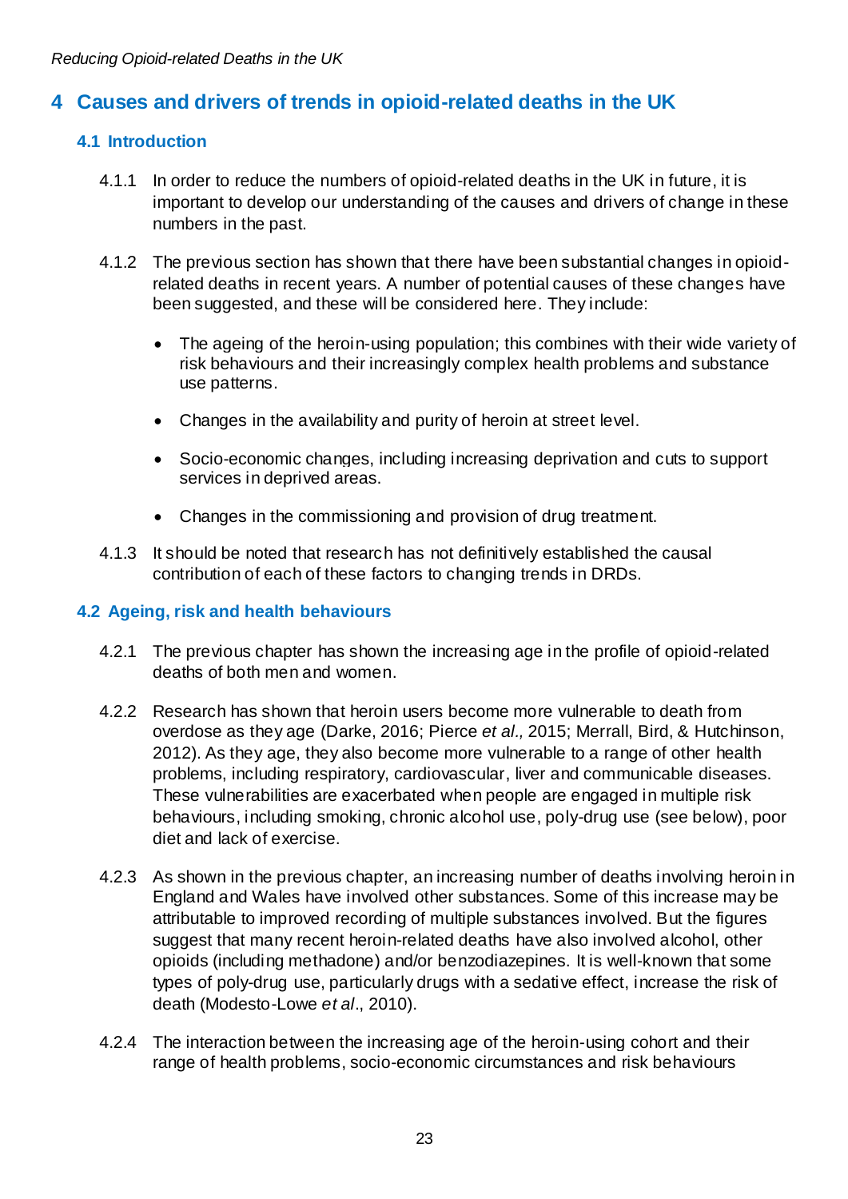# 4 Causes and drivers of trends in opioid-related deaths in the UK

## 4.1 Introduction

4.1.1 In order to reduce the numbers of opioid-related deaths in the UK in future, it is important to develop our understanding of the causes and drivers of change in these numbers in the past.

4.1.2 The previous section has shown that there have been substantial changes in opioid-related deaths in recent years. A number of potential causes of these changes have been suggested, and these will be considered here. They include:

- The ageing of the heroin-using population; this combines with their wide variety of risk behaviours and their increasingly complex health problems and substance use patterns.
- Changes in the availability and purity of heroin at street level.
- Socio-economic changes, including increasing deprivation and cuts to support services in deprived areas.
- Changes in the commissioning and provision of drug treatment.

4.1.3 It should be noted that research has not definitively established the causal contribution of each of these factors to changing trends in DRDs.

## 4.2 Ageing, risk and health behaviours

4.2.1 The previous chapter has shown the increasing age in the profile of opioid-related deaths of both men and women.

4.2.2 Research has shown that heroin users become more vulnerable to death from overdose as they age (Darke, 2016; Pierce *et al.,* 2015; Merrall, Bird, & Hutchinson, 2012). As they age, they also become more vulnerable to a range of other health problems, including respiratory, cardiovascular, liver and communicable diseases. These vulnerabilities are exacerbated when people are engaged in multiple risk behaviours, including smoking, chronic alcohol use, poly-drug use (see below), poor diet and lack of exercise.

4.2.3 As shown in the previous chapter, an increasing number of deaths involving heroin in England and Wales have involved other substances. Some of this increase may be attributable to improved recording of multiple substances involved. But the figures suggest that many recent heroin-related deaths have also involved alcohol, other opioids (including methadone) and/or benzodiazepines. It is well-known that some types of poly-drug use, particularly drugs with a sedative effect, increase the risk of death (Modesto-Lowe *et al*., 2010).

4.2.4 The interaction between the increasing age of the heroin-using cohort and their range of health problems, socio-economic circumstances and risk behaviours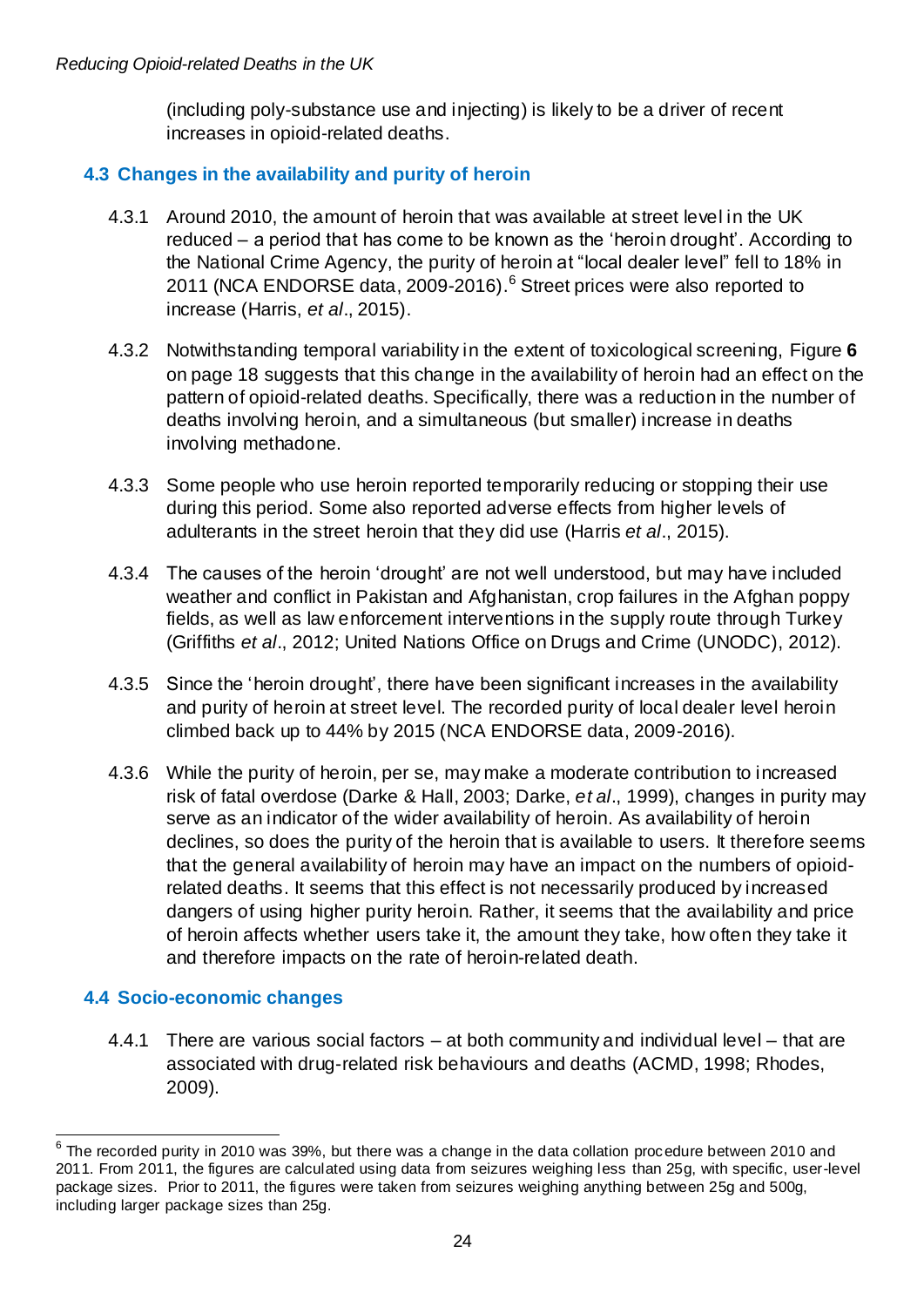(including poly-substance use and injecting) is likely to be a driver of recent increases in opioid-related deaths.

## 4.3 Changes in the availability and purity of heroin

4.3.1 Around 2010, the amount of heroin that was available at street level in the UK reduced – a period that has come to be known as the 'heroin drought'. According to the National Crime Agency, the purity of heroin at "local dealer level" fell to 18% in 2011 (NCA ENDORSE data, 2009-2016).[6] Street prices were also reported to increase (Harris, *et al*., 2015).

4.3.2 Notwithstanding temporal variability in the extent of toxicological screening, Figure **6** on page 18 suggests that this change in the availability of heroin had an effect on the pattern of opioid-related deaths. Specifically, there was a reduction in the number of deaths involving heroin, and a simultaneous (but smaller) increase in deaths involving methadone.

4.3.3 Some people who use heroin reported temporarily reducing or stopping their use during this period. Some also reported adverse effects from higher levels of adulterants in the street heroin that they did use (Harris *et al*., 2015).

4.3.4 The causes of the heroin 'drought' are not well understood, but may have included weather and conflict in Pakistan and Afghanistan, crop failures in the Afghan poppy fields, as well as law enforcement interventions in the supply route through Turkey (Griffiths *et al*., 2012; United Nations Office on Drugs and Crime (UNODC), 2012).

4.3.5 Since the 'heroin drought', there have been significant increases in the availability and purity of heroin at street level. The recorded purity of local dealer level heroin climbed back up to 44% by 2015 (NCA ENDORSE data, 2009-2016).

4.3.6 While the purity of heroin, per se, may make a moderate contribution to increased risk of fatal overdose (Darke & Hall, 2003; Darke, *et al*., 1999), changes in purity may serve as an indicator of the wider availability of heroin. As availability of heroin declines, so does the purity of the heroin that is available to users. It therefore seems that the general availability of heroin may have an impact on the numbers of opioid-related deaths. It seems that this effect is not necessarily produced by increased dangers of using higher purity heroin. Rather, it seems that the availability and price of heroin affects whether users take it, the amount they take, how often they take it and therefore impacts on the rate of heroin-related death.

## 4.4 Socio-economic changes

4.4.1 There are various social factors – at both community and individual level – that are associated with drug-related risk behaviours and deaths (ACMD, 1998; Rhodes, 2009).

---

[6] The recorded purity in 2010 was 39%, but there was a change in the data collation procedure between 2010 and 2011. From 2011, the figures are calculated using data from seizures weighing less than 25g, with specific, user-level package sizes. Prior to 2011, the figures were taken from seizures weighing anything between 25g and 500g, including larger package sizes than 25g.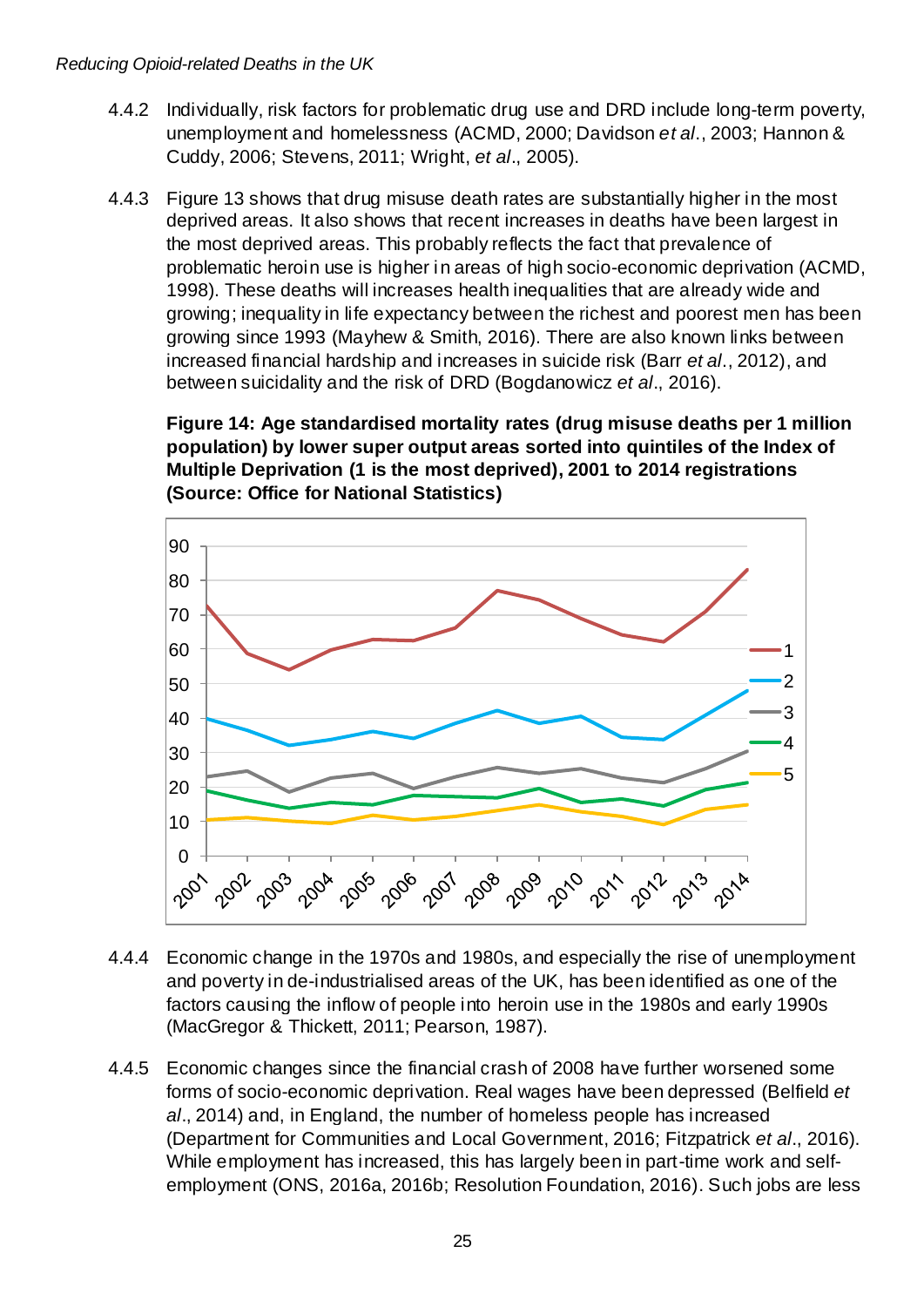4.4.2 Individually, risk factors for problematic drug use and DRD include long-term poverty, unemployment and homelessness (ACMD, 2000; Davidson *et al*., 2003; Hannon & Cuddy, 2006; Stevens, 2011; Wright, *et al*., 2005).

4.4.3 Figure 13 shows that drug misuse death rates are substantially higher in the most deprived areas. It also shows that recent increases in deaths have been largest in the most deprived areas. This probably reflects the fact that prevalence of problematic heroin use is higher in areas of high socio-economic deprivation (ACMD, 1998). These deaths will increases health inequalities that are already wide and growing; inequality in life expectancy between the richest and poorest men has been growing since 1993 (Mayhew & Smith, 2016). There are also known links between increased financial hardship and increases in suicide risk (Barr *et al*., 2012), and between suicidality and the risk of DRD (Bogdanowicz *et al*., 2016).

**Figure 14: Age standardised mortality rates (drug misuse deaths per 1 million population) by lower super output areas sorted into quintiles of the Index of Multiple Deprivation (1 is the most deprived), 2001 to 2014 registrations (Source: Office for National Statistics)**

4.4.4 Economic change in the 1970s and 1980s, and especially the rise of unemployment and poverty in de-industrialised areas of the UK, has been identified as one of the factors causing the inflow of people into heroin use in the 1980s and early 1990s (MacGregor & Thickett, 2011; Pearson, 1987).

4.4.5 Economic changes since the financial crash of 2008 have further worsened some forms of socio-economic deprivation. Real wages have been depressed (Belfield *et al*., 2014) and, in England, the number of homeless people has increased (Department for Communities and Local Government, 2016; Fitzpatrick *et al*., 2016). While employment has increased, this has largely been in part-time work and self-employment (ONS, 2016a, 2016b; Resolution Foundation, 2016). Such jobs are less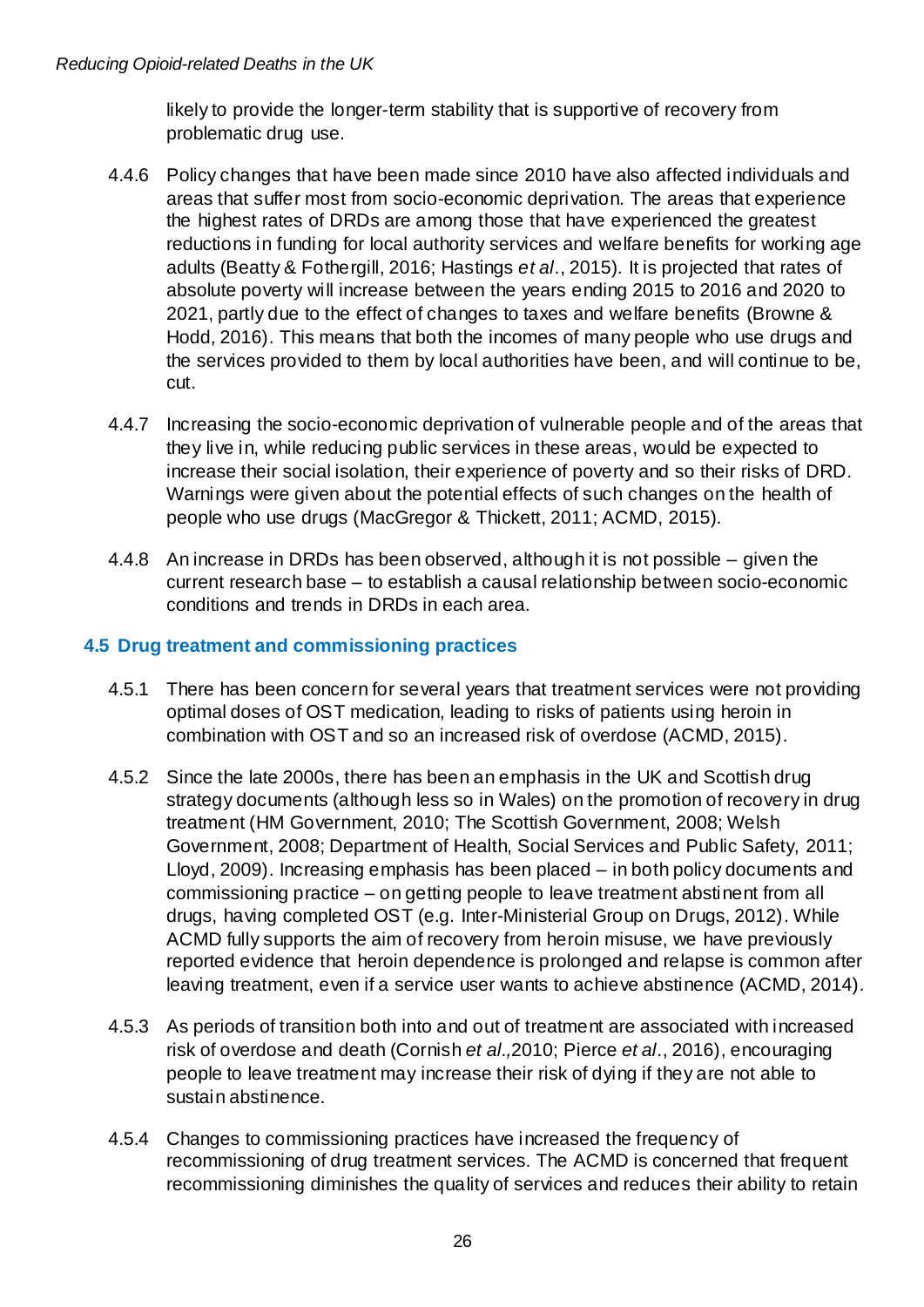likely to provide the longer-term stability that is supportive of recovery from problematic drug use.

4.4.6 Policy changes that have been made since 2010 have also affected individuals and areas that suffer most from socio-economic deprivation. The areas that experience the highest rates of DRDs are among those that have experienced the greatest reductions in funding for local authority services and welfare benefits for working age adults (Beatty & Fothergill, 2016; Hastings *et al*., 2015). It is projected that rates of absolute poverty will increase between the years ending 2015 to 2016 and 2020 to 2021, partly due to the effect of changes to taxes and welfare benefits (Browne & Hodd, 2016). This means that both the incomes of many people who use drugs and the services provided to them by local authorities have been, and will continue to be, cut.

4.4.7 Increasing the socio-economic deprivation of vulnerable people and of the areas that they live in, while reducing public services in these areas, would be expected to increase their social isolation, their experience of poverty and so their risks of DRD. Warnings were given about the potential effects of such changes on the health of people who use drugs (MacGregor & Thickett, 2011; ACMD, 2015).

4.4.8 An increase in DRDs has been observed, although it is not possible – given the current research base – to establish a causal relationship between socio-economic conditions and trends in DRDs in each area.

## 4.5 Drug treatment and commissioning practices

4.5.1 There has been concern for several years that treatment services were not providing optimal doses of OST medication, leading to risks of patients using heroin in combination with OST and so an increased risk of overdose (ACMD, 2015).

4.5.2 Since the late 2000s, there has been an emphasis in the UK and Scottish drug strategy documents (although less so in Wales) on the promotion of recovery in drug treatment (HM Government, 2010; The Scottish Government, 2008; Welsh Government, 2008; Department of Health, Social Services and Public Safety, 2011; Lloyd, 2009). Increasing emphasis has been placed – in both policy documents and commissioning practice – on getting people to leave treatment abstinent from all drugs, having completed OST (e.g. Inter-Ministerial Group on Drugs, 2012). While ACMD fully supports the aim of recovery from heroin misuse, we have previously reported evidence that heroin dependence is prolonged and relapse is common after leaving treatment, even if a service user wants to achieve abstinence (ACMD, 2014).

4.5.3 As periods of transition both into and out of treatment are associated with increased risk of overdose and death (Cornish *et al.,*2010; Pierce *et al*., 2016), encouraging people to leave treatment may increase their risk of dying if they are not able to sustain abstinence.

4.5.4 Changes to commissioning practices have increased the frequency of recommissioning of drug treatment services. The ACMD is concerned that frequent recommissioning diminishes the quality of services and reduces their ability to retain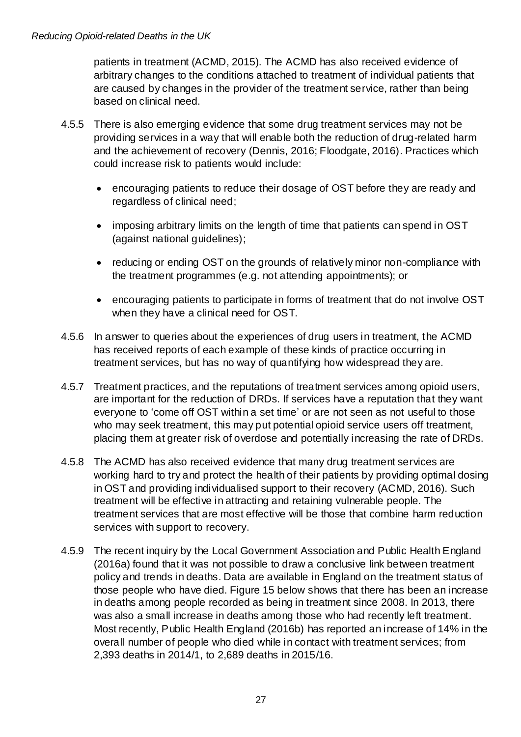patients in treatment (ACMD, 2015). The ACMD has also received evidence of arbitrary changes to the conditions attached to treatment of individual patients that are caused by changes in the provider of the treatment service, rather than being based on clinical need.

4.5.5 There is also emerging evidence that some drug treatment services may not be providing services in a way that will enable both the reduction of drug-related harm and the achievement of recovery (Dennis, 2016; Floodgate, 2016). Practices which could increase risk to patients would include:

- encouraging patients to reduce their dosage of OST before they are ready and regardless of clinical need;
- imposing arbitrary limits on the length of time that patients can spend in OST (against national guidelines);
- reducing or ending OST on the grounds of relatively minor non-compliance with the treatment programmes (e.g. not attending appointments); or
- encouraging patients to participate in forms of treatment that do not involve OST when they have a clinical need for OST.

4.5.6 In answer to queries about the experiences of drug users in treatment, the ACMD has received reports of each example of these kinds of practice occurring in treatment services, but has no way of quantifying how widespread they are.

4.5.7 Treatment practices, and the reputations of treatment services among opioid users, are important for the reduction of DRDs. If services have a reputation that they want everyone to 'come off OST within a set time' or are not seen as not useful to those who may seek treatment, this may put potential opioid service users off treatment, placing them at greater risk of overdose and potentially increasing the rate of DRDs.

4.5.8 The ACMD has also received evidence that many drug treatment services are working hard to try and protect the health of their patients by providing optimal dosing in OST and providing individualised support to their recovery (ACMD, 2016). Such treatment will be effective in attracting and retaining vulnerable people. The treatment services that are most effective will be those that combine harm reduction services with support to recovery.

4.5.9 The recent inquiry by the Local Government Association and Public Health England (2016a) found that it was not possible to draw a conclusive link between treatment policy and trends in deaths. Data are available in England on the treatment status of those people who have died. Figure 15 below shows that there has been an increase in deaths among people recorded as being in treatment since 2008. In 2013, there was also a small increase in deaths among those who had recently left treatment. Most recently, Public Health England (2016b) has reported an increase of 14% in the overall number of people who died while in contact with treatment services; from 2,393 deaths in 2014/1, to 2,689 deaths in 2015/16.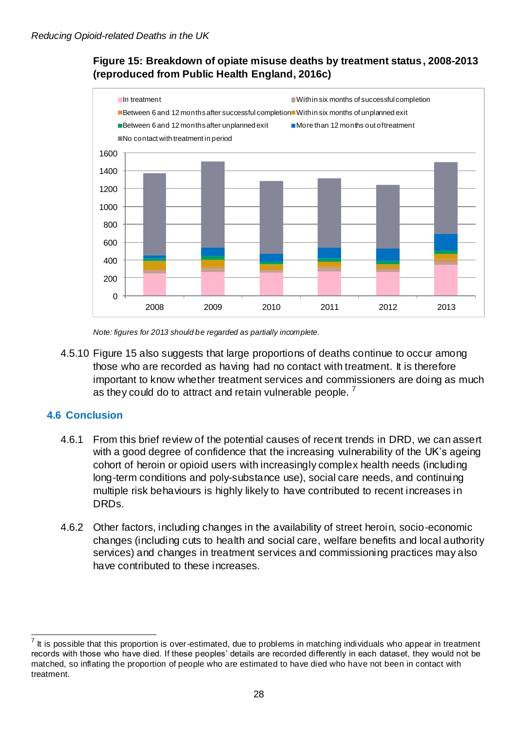**Figure 15: Breakdown of opiate misuse deaths by treatment status, 2008-2013 (reproduced from Public Health England, 2016c)**

*Note: figures for 2013 should be regarded as partially incomplete.*

4.5.10 Figure 15 also suggests that large proportions of deaths continue to occur among those who are recorded as having had no contact with treatment. It is therefore important to know whether treatment services and commissioners are doing as much as they could do to attract and retain vulnerable people. [7]

## 4.6 Conclusion

4.6.1 From this brief review of the potential causes of recent trends in DRD, we can assert with a good degree of confidence that the increasing vulnerability of the UK's ageing cohort of heroin or opioid users with increasingly complex health needs (including long-term conditions and poly-substance use), social care needs, and continuing multiple risk behaviours is highly likely to have contributed to recent increases in DRDs.

4.6.2 Other factors, including changes in the availability of street heroin, socio-economic changes (including cuts to health and social care, welfare benefits and local authority services) and changes in treatment services and commissioning practices may also have contributed to these increases.

---

[7] It is possible that this proportion is over-estimated, due to problems in matching individuals who appear in treatment records with those who have died. If these peoples' details are recorded differently in each dataset, they would not be matched, so inflating the proportion of people who are estimated to have died who have not been in contact with treatment.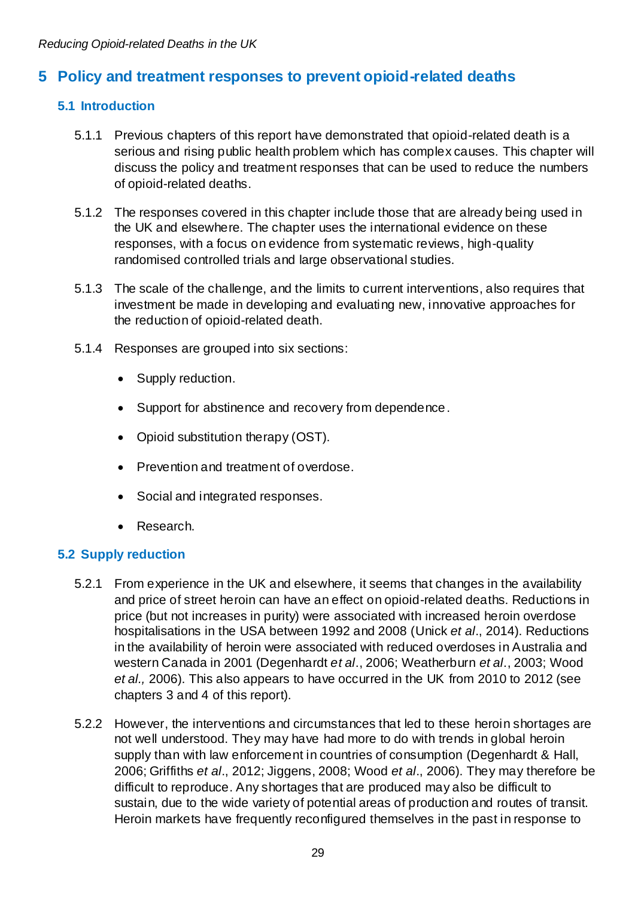## 5 Policy and treatment responses to prevent opioid-related deaths

### 5.1 Introduction

5.1.1 Previous chapters of this report have demonstrated that opioid-related death is a serious and rising public health problem which has complex causes. This chapter will discuss the policy and treatment responses that can be used to reduce the numbers of opioid-related deaths.

5.1.2 The responses covered in this chapter include those that are already being used in the UK and elsewhere. The chapter uses the international evidence on these responses, with a focus on evidence from systematic reviews, high-quality randomised controlled trials and large observational studies.

5.1.3 The scale of the challenge, and the limits to current interventions, also requires that investment be made in developing and evaluating new, innovative approaches for the reduction of opioid-related death.

5.1.4 Responses are grouped into six sections:

- Supply reduction.
- Support for abstinence and recovery from dependence.
- Opioid substitution therapy (OST).
- Prevention and treatment of overdose.
- Social and integrated responses.
- Research.

### 5.2 Supply reduction

5.2.1 From experience in the UK and elsewhere, it seems that changes in the availability and price of street heroin can have an effect on opioid-related deaths. Reductions in price (but not increases in purity) were associated with increased heroin overdose hospitalisations in the USA between 1992 and 2008 (Unick *et al*., 2014). Reductions in the availability of heroin were associated with reduced overdoses in Australia and western Canada in 2001 (Degenhardt *et al*., 2006; Weatherburn *et al*., 2003; Wood *et al.,* 2006). This also appears to have occurred in the UK from 2010 to 2012 (see chapters 3 and 4 of this report).

5.2.2 However, the interventions and circumstances that led to these heroin shortages are not well understood. They may have had more to do with trends in global heroin supply than with law enforcement in countries of consumption (Degenhardt & Hall, 2006; Griffiths *et al*., 2012; Jiggens, 2008; Wood *et al*., 2006). They may therefore be difficult to reproduce. Any shortages that are produced may also be difficult to sustain, due to the wide variety of potential areas of production and routes of transit. Heroin markets have frequently reconfigured themselves in the past in response to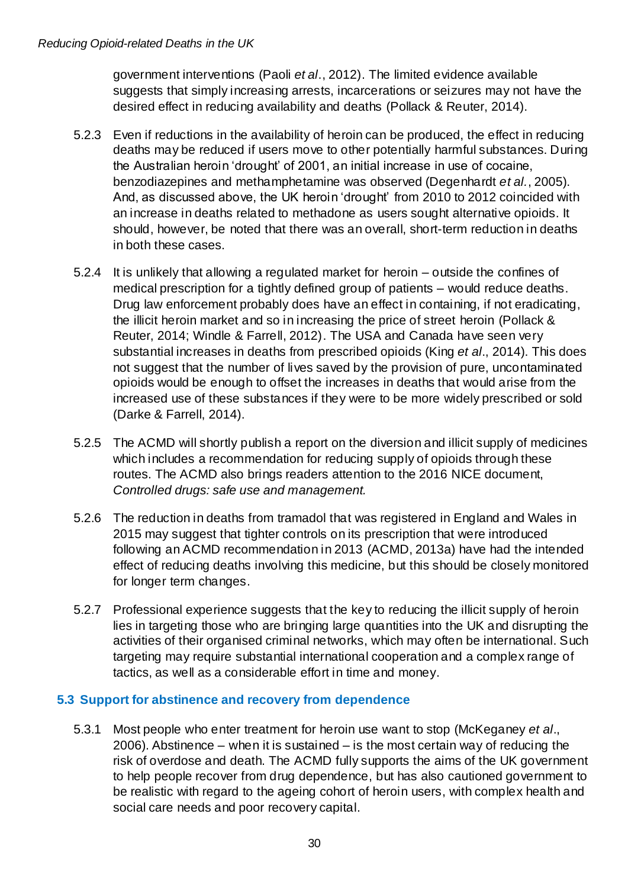government interventions (Paoli *et al*., 2012). The limited evidence available suggests that simply increasing arrests, incarcerations or seizures may not have the desired effect in reducing availability and deaths (Pollack & Reuter, 2014).

5.2.3 Even if reductions in the availability of heroin can be produced, the effect in reducing deaths may be reduced if users move to other potentially harmful substances. During the Australian heroin 'drought' of 2001, an initial increase in use of cocaine, benzodiazepines and methamphetamine was observed (Degenhardt *et al.*, 2005). And, as discussed above, the UK heroin 'drought' from 2010 to 2012 coincided with an increase in deaths related to methadone as users sought alternative opioids. It should, however, be noted that there was an overall, short-term reduction in deaths in both these cases.

5.2.4 It is unlikely that allowing a regulated market for heroin – outside the confines of medical prescription for a tightly defined group of patients – would reduce deaths. Drug law enforcement probably does have an effect in containing, if not eradicating, the illicit heroin market and so in increasing the price of street heroin (Pollack & Reuter, 2014; Windle & Farrell, 2012). The USA and Canada have seen very substantial increases in deaths from prescribed opioids (King *et al*., 2014). This does not suggest that the number of lives saved by the provision of pure, uncontaminated opioids would be enough to offset the increases in deaths that would arise from the increased use of these substances if they were to be more widely prescribed or sold (Darke & Farrell, 2014).

5.2.5 The ACMD will shortly publish a report on the diversion and illicit supply of medicines which includes a recommendation for reducing supply of opioids through these routes. The ACMD also brings readers attention to the 2016 NICE document, *Controlled drugs: safe use and management.*

5.2.6 The reduction in deaths from tramadol that was registered in England and Wales in 2015 may suggest that tighter controls on its prescription that were introduced following an ACMD recommendation in 2013 (ACMD, 2013a) have had the intended effect of reducing deaths involving this medicine, but this should be closely monitored for longer term changes.

5.2.7 Professional experience suggests that the key to reducing the illicit supply of heroin lies in targeting those who are bringing large quantities into the UK and disrupting the activities of their organised criminal networks, which may often be international. Such targeting may require substantial international cooperation and a complex range of tactics, as well as a considerable effort in time and money.

### 5.3 Support for abstinence and recovery from dependence

5.3.1 Most people who enter treatment for heroin use want to stop (McKeganey *et al*., 2006). Abstinence – when it is sustained – is the most certain way of reducing the risk of overdose and death. The ACMD fully supports the aims of the UK government to help people recover from drug dependence, but has also cautioned government to be realistic with regard to the ageing cohort of heroin users, with complex health and social care needs and poor recovery capital.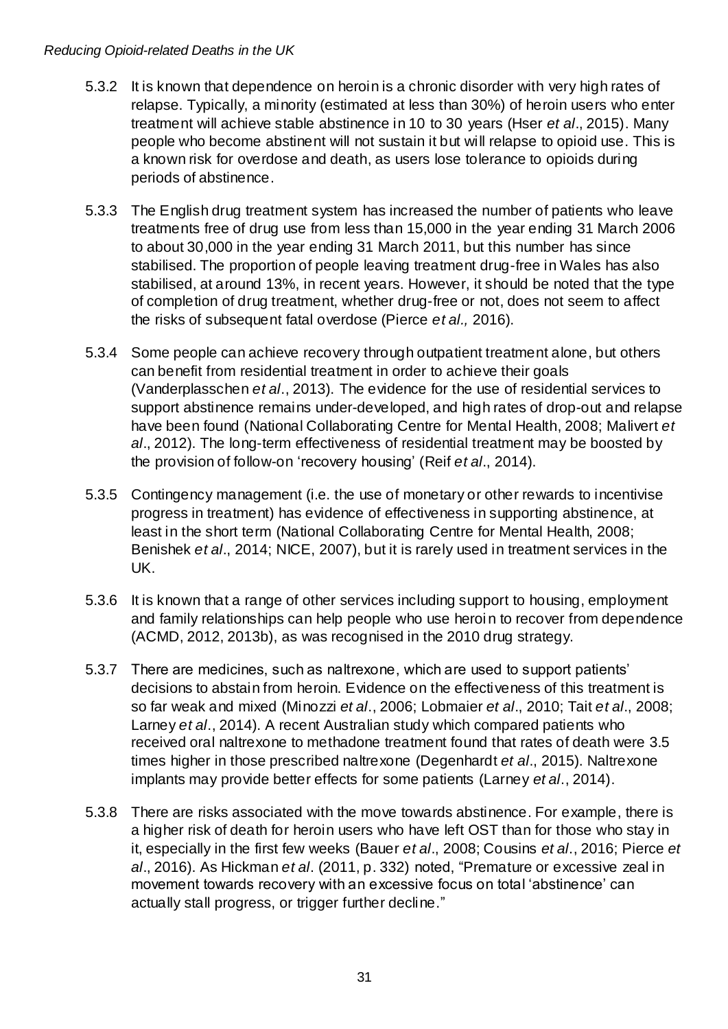5.3.2 It is known that dependence on heroin is a chronic disorder with very high rates of relapse. Typically, a minority (estimated at less than 30%) of heroin users who enter treatment will achieve stable abstinence in 10 to 30 years (Hser *et al*., 2015). Many people who become abstinent will not sustain it but will relapse to opioid use. This is a known risk for overdose and death, as users lose tolerance to opioids during periods of abstinence.

5.3.3 The English drug treatment system has increased the number of patients who leave treatments free of drug use from less than 15,000 in the year ending 31 March 2006 to about 30,000 in the year ending 31 March 2011, but this number has since stabilised. The proportion of people leaving treatment drug-free in Wales has also stabilised, at around 13%, in recent years. However, it should be noted that the type of completion of drug treatment, whether drug-free or not, does not seem to affect the risks of subsequent fatal overdose (Pierce *et al.,* 2016).

5.3.4 Some people can achieve recovery through outpatient treatment alone, but others can benefit from residential treatment in order to achieve their goals (Vanderplasschen *et al*., 2013). The evidence for the use of residential services to support abstinence remains under-developed, and high rates of drop-out and relapse have been found (National Collaborating Centre for Mental Health, 2008; Malivert *et al*., 2012). The long-term effectiveness of residential treatment may be boosted by the provision of follow-on 'recovery housing' (Reif *et al*., 2014).

5.3.5 Contingency management (i.e. the use of monetary or other rewards to incentivise progress in treatment) has evidence of effectiveness in supporting abstinence, at least in the short term (National Collaborating Centre for Mental Health, 2008; Benishek *et al*., 2014; NICE, 2007), but it is rarely used in treatment services in the UK.

5.3.6 It is known that a range of other services including support to housing, employment and family relationships can help people who use heroin to recover from dependence (ACMD, 2012, 2013b), as was recognised in the 2010 drug strategy.

5.3.7 There are medicines, such as naltrexone, which are used to support patients' decisions to abstain from heroin. Evidence on the effectiveness of this treatment is so far weak and mixed (Minozzi *et al*., 2006; Lobmaier *et al*., 2010; Tait *et al*., 2008; Larney *et al*., 2014). A recent Australian study which compared patients who received oral naltrexone to methadone treatment found that rates of death were 3.5 times higher in those prescribed naltrexone (Degenhardt *et al*., 2015). Naltrexone implants may provide better effects for some patients (Larney *et al*., 2014).

5.3.8 There are risks associated with the move towards abstinence. For example, there is a higher risk of death for heroin users who have left OST than for those who stay in it, especially in the first few weeks (Bauer *et al*., 2008; Cousins *et al*., 2016; Pierce *et al*., 2016). As Hickman *et al*. (2011, p. 332) noted, "Premature or excessive zeal in movement towards recovery with an excessive focus on total 'abstinence' can actually stall progress, or trigger further decline."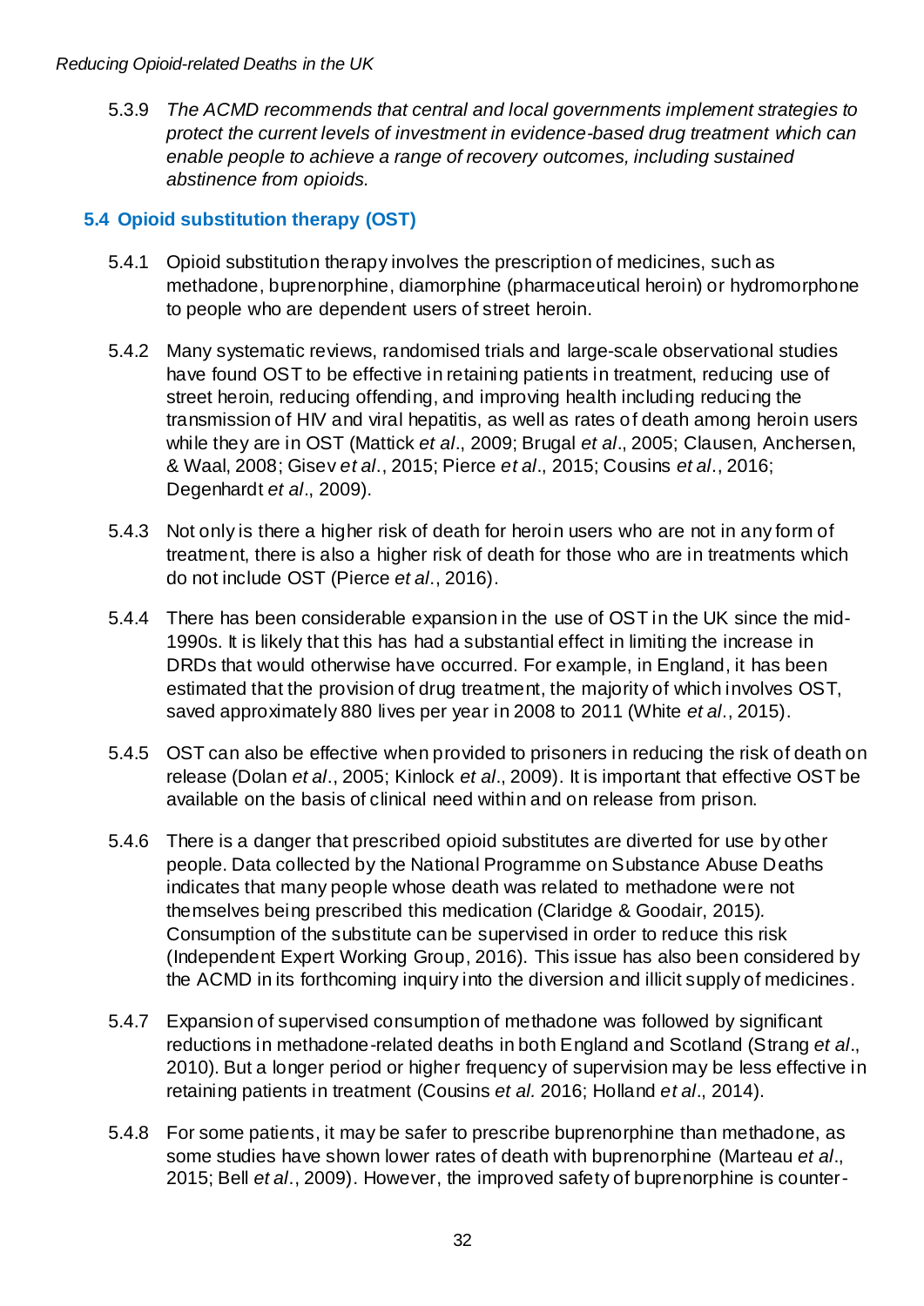5.3.9 *The ACMD recommends that central and local governments implement strategies to protect the current levels of investment in evidence-based drug treatment which can enable people to achieve a range of recovery outcomes, including sustained abstinence from opioids.*

## 5.4 Opioid substitution therapy (OST)

5.4.1 Opioid substitution therapy involves the prescription of medicines, such as methadone, buprenorphine, diamorphine (pharmaceutical heroin) or hydromorphone to people who are dependent users of street heroin.

5.4.2 Many systematic reviews, randomised trials and large-scale observational studies have found OST to be effective in retaining patients in treatment, reducing use of street heroin, reducing offending, and improving health including reducing the transmission of HIV and viral hepatitis, as well as rates of death among heroin users while they are in OST (Mattick *et al*., 2009; Brugal *et al*., 2005; Clausen, Anchersen, & Waal, 2008; Gisev *et al*., 2015; Pierce *et al*., 2015; Cousins *et al*., 2016; Degenhardt *et al*., 2009).

5.4.3 Not only is there a higher risk of death for heroin users who are not in any form of treatment, there is also a higher risk of death for those who are in treatments which do not include OST (Pierce *et al*., 2016).

5.4.4 There has been considerable expansion in the use of OST in the UK since the mid-1990s. It is likely that this has had a substantial effect in limiting the increase in DRDs that would otherwise have occurred. For example, in England, it has been estimated that the provision of drug treatment, the majority of which involves OST, saved approximately 880 lives per year in 2008 to 2011 (White *et al*., 2015).

5.4.5 OST can also be effective when provided to prisoners in reducing the risk of death on release (Dolan *et al*., 2005; Kinlock *et al*., 2009). It is important that effective OST be available on the basis of clinical need within and on release from prison.

5.4.6 There is a danger that prescribed opioid substitutes are diverted for use by other people. Data collected by the National Programme on Substance Abuse Deaths indicates that many people whose death was related to methadone were not themselves being prescribed this medication (Claridge & Goodair, 2015). Consumption of the substitute can be supervised in order to reduce this risk (Independent Expert Working Group, 2016). This issue has also been considered by the ACMD in its forthcoming inquiry into the diversion and illicit supply of medicines.

5.4.7 Expansion of supervised consumption of methadone was followed by significant reductions in methadone-related deaths in both England and Scotland (Strang *et al*., 2010). But a longer period or higher frequency of supervision may be less effective in retaining patients in treatment (Cousins *et al.* 2016; Holland *et al*., 2014).

5.4.8 For some patients, it may be safer to prescribe buprenorphine than methadone, as some studies have shown lower rates of death with buprenorphine (Marteau *et al*., 2015; Bell *et al*., 2009). However, the improved safety of buprenorphine is counter-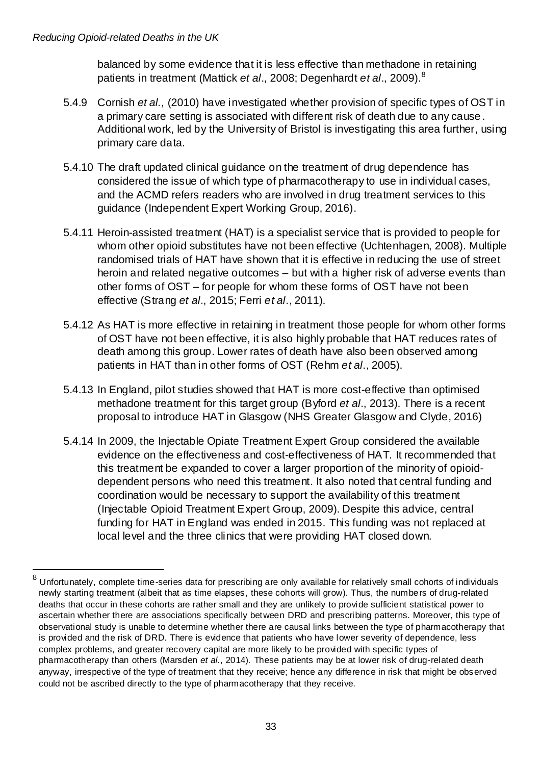balanced by some evidence that it is less effective than methadone in retaining patients in treatment (Mattick *et al*., 2008; Degenhardt *et al*., 2009).[8]

5.4.9 Cornish *et al.,* (2010) have investigated whether provision of specific types of OST in a primary care setting is associated with different risk of death due to any cause. Additional work, led by the University of Bristol is investigating this area further, using primary care data.

5.4.10 The draft updated clinical guidance on the treatment of drug dependence has considered the issue of which type of pharmacotherapy to use in individual cases, and the ACMD refers readers who are involved in drug treatment services to this guidance (Independent Expert Working Group, 2016).

5.4.11 Heroin-assisted treatment (HAT) is a specialist service that is provided to people for whom other opioid substitutes have not been effective (Uchtenhagen, 2008). Multiple randomised trials of HAT have shown that it is effective in reducing the use of street heroin and related negative outcomes – but with a higher risk of adverse events than other forms of OST – for people for whom these forms of OST have not been effective (Strang *et al*., 2015; Ferri *et al*., 2011).

5.4.12 As HAT is more effective in retaining in treatment those people for whom other forms of OST have not been effective, it is also highly probable that HAT reduces rates of death among this group. Lower rates of death have also been observed among patients in HAT than in other forms of OST (Rehm *et al*., 2005).

5.4.13 In England, pilot studies showed that HAT is more cost-effective than optimised methadone treatment for this target group (Byford *et al*., 2013). There is a recent proposal to introduce HAT in Glasgow (NHS Greater Glasgow and Clyde, 2016)

5.4.14 In 2009, the Injectable Opiate Treatment Expert Group considered the available evidence on the effectiveness and cost-effectiveness of HAT. It recommended that this treatment be expanded to cover a larger proportion of the minority of opioid-dependent persons who need this treatment. It also noted that central funding and coordination would be necessary to support the availability of this treatment (Injectable Opioid Treatment Expert Group, 2009). Despite this advice, central funding for HAT in England was ended in 2015. This funding was not replaced at local level and the three clinics that were providing HAT closed down.

---

[8] Unfortunately, complete time-series data for prescribing are only available for relatively small cohorts of individuals newly starting treatment (albeit that as time elapses, these cohorts will grow). Thus, the numbers of drug-related deaths that occur in these cohorts are rather small and they are unlikely to provide sufficient statistical power to ascertain whether there are associations specifically between DRD and prescribing patterns. Moreover, this type of observational study is unable to determine whether there are causal links between the type of pharmacotherapy that is provided and the risk of DRD. There is evidence that patients who have lower severity of dependence, less complex problems, and greater recovery capital are more likely to be provided with specific types of pharmacotherapy than others (Marsden *et al*., 2014). These patients may be at lower risk of drug-related death anyway, irrespective of the type of treatment that they receive; hence any difference in risk that might be observed could not be ascribed directly to the type of pharmacotherapy that they receive.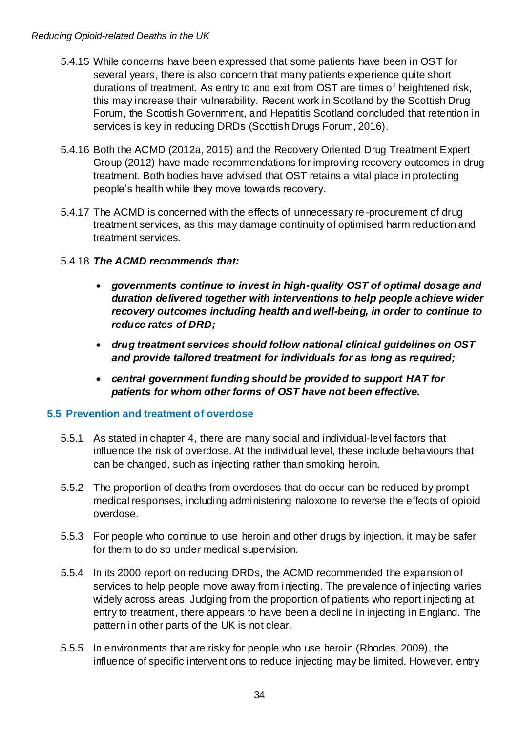5.4.15 While concerns have been expressed that some patients have been in OST for several years, there is also concern that many patients experience quite short durations of treatment. As entry to and exit from OST are times of heightened risk, this may increase their vulnerability. Recent work in Scotland by the Scottish Drug Forum, the Scottish Government, and Hepatitis Scotland concluded that retention in services is key in reducing DRDs (Scottish Drugs Forum, 2016).

5.4.16 Both the ACMD (2012a, 2015) and the Recovery Oriented Drug Treatment Expert Group (2012) have made recommendations for improving recovery outcomes in drug treatment. Both bodies have advised that OST retains a vital place in protecting people's health while they move towards recovery.

5.4.17 The ACMD is concerned with the effects of unnecessary re-procurement of drug treatment services, as this may damage continuity of optimised harm reduction and treatment services.

5.4.18 ***The ACMD recommends that:***

- ***governments continue to invest in high-quality OST of optimal dosage and duration delivered together with interventions to help people achieve wider recovery outcomes including health and well-being, in order to continue to reduce rates of DRD;***
- ***drug treatment services should follow national clinical guidelines on OST and provide tailored treatment for individuals for as long as required;***
- ***central government funding should be provided to support HAT for patients for whom other forms of OST have not been effective.***

## 5.5 Prevention and treatment of overdose

5.5.1 As stated in chapter 4, there are many social and individual-level factors that influence the risk of overdose. At the individual level, these include behaviours that can be changed, such as injecting rather than smoking heroin.

5.5.2 The proportion of deaths from overdoses that do occur can be reduced by prompt medical responses, including administering naloxone to reverse the effects of opioid overdose.

5.5.3 For people who continue to use heroin and other drugs by injection, it may be safer for them to do so under medical supervision.

5.5.4 In its 2000 report on reducing DRDs, the ACMD recommended the expansion of services to help people move away from injecting. The prevalence of injecting varies widely across areas. Judging from the proportion of patients who report injecting at entry to treatment, there appears to have been a decline in injecting in England. The pattern in other parts of the UK is not clear.

5.5.5 In environments that are risky for people who use heroin (Rhodes, 2009), the influence of specific interventions to reduce injecting may be limited. However, entry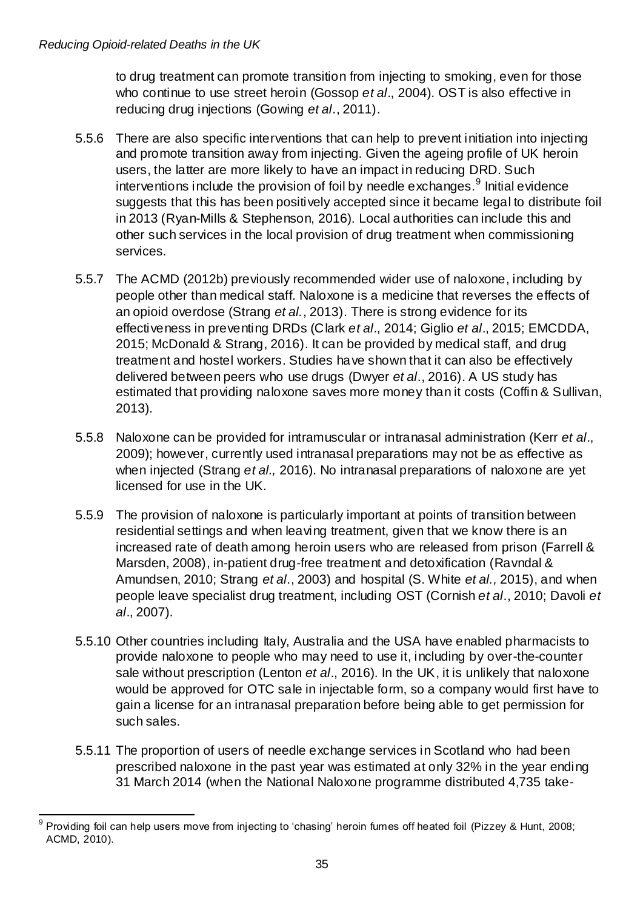to drug treatment can promote transition from injecting to smoking, even for those who continue to use street heroin (Gossop *et al*., 2004). OST is also effective in reducing drug injections (Gowing *et al*., 2011).

5.5.6 There are also specific interventions that can help to prevent initiation into injecting and promote transition away from injecting. Given the ageing profile of UK heroin users, the latter are more likely to have an impact in reducing DRD. Such interventions include the provision of foil by needle exchanges.[9] Initial evidence suggests that this has been positively accepted since it became legal to distribute foil in 2013 (Ryan-Mills & Stephenson, 2016). Local authorities can include this and other such services in the local provision of drug treatment when commissioning services.

5.5.7 The ACMD (2012b) previously recommended wider use of naloxone, including by people other than medical staff. Naloxone is a medicine that reverses the effects of an opioid overdose (Strang *et al.*, 2013). There is strong evidence for its effectiveness in preventing DRDs (Clark *et al*., 2014; Giglio *et al*., 2015; EMCDDA, 2015; McDonald & Strang, 2016). It can be provided by medical staff, and drug treatment and hostel workers. Studies have shown that it can also be effectively delivered between peers who use drugs (Dwyer *et al*., 2016). A US study has estimated that providing naloxone saves more money than it costs (Coffin & Sullivan, 2013).

5.5.8 Naloxone can be provided for intramuscular or intranasal administration (Kerr *et al*., 2009); however, currently used intranasal preparations may not be as effective as when injected (Strang *et al.,* 2016). No intranasal preparations of naloxone are yet licensed for use in the UK.

5.5.9 The provision of naloxone is particularly important at points of transition between residential settings and when leaving treatment, given that we know there is an increased rate of death among heroin users who are released from prison (Farrell & Marsden, 2008), in-patient drug-free treatment and detoxification (Ravndal & Amundsen, 2010; Strang *et al*., 2003) and hospital (S. White *et al.,* 2015), and when people leave specialist drug treatment, including OST (Cornish *et al*., 2010; Davoli *et al*., 2007).

5.5.10 Other countries including Italy, Australia and the USA have enabled pharmacists to provide naloxone to people who may need to use it, including by over-the-counter sale without prescription (Lenton *et al*., 2016). In the UK, it is unlikely that naloxone would be approved for OTC sale in injectable form, so a company would first have to gain a license for an intranasal preparation before being able to get permission for such sales.

5.5.11 The proportion of users of needle exchange services in Scotland who had been prescribed naloxone in the past year was estimated at only 32% in the year ending 31 March 2014 (when the National Naloxone programme distributed 4,735 take-

---

[9] Providing foil can help users move from injecting to 'chasing' heroin fumes off heated foil (Pizzey & Hunt, 2008; ACMD, 2010).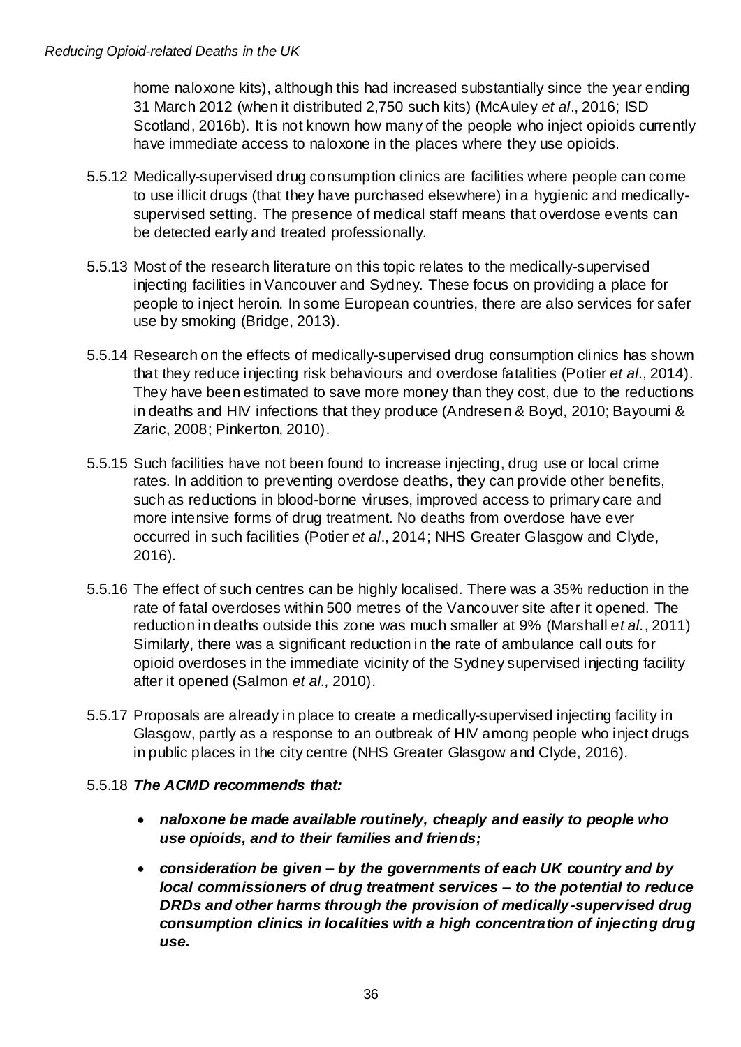home naloxone kits), although this had increased substantially since the year ending 31 March 2012 (when it distributed 2,750 such kits) (McAuley *et al*., 2016; ISD Scotland, 2016b). It is not known how many of the people who inject opioids currently have immediate access to naloxone in the places where they use opioids.

5.5.12 Medically-supervised drug consumption clinics are facilities where people can come to use illicit drugs (that they have purchased elsewhere) in a hygienic and medically-supervised setting. The presence of medical staff means that overdose events can be detected early and treated professionally.

5.5.13 Most of the research literature on this topic relates to the medically-supervised injecting facilities in Vancouver and Sydney. These focus on providing a place for people to inject heroin. In some European countries, there are also services for safer use by smoking (Bridge, 2013).

5.5.14 Research on the effects of medically-supervised drug consumption clinics has shown that they reduce injecting risk behaviours and overdose fatalities (Potier *et al*., 2014). They have been estimated to save more money than they cost, due to the reductions in deaths and HIV infections that they produce (Andresen & Boyd, 2010; Bayoumi & Zaric, 2008; Pinkerton, 2010).

5.5.15 Such facilities have not been found to increase injecting, drug use or local crime rates. In addition to preventing overdose deaths, they can provide other benefits, such as reductions in blood-borne viruses, improved access to primary care and more intensive forms of drug treatment. No deaths from overdose have ever occurred in such facilities (Potier *et al*., 2014; NHS Greater Glasgow and Clyde, 2016).

5.5.16 The effect of such centres can be highly localised. There was a 35% reduction in the rate of fatal overdoses within 500 metres of the Vancouver site after it opened. The reduction in deaths outside this zone was much smaller at 9% (Marshall *et al.*, 2011) Similarly, there was a significant reduction in the rate of ambulance call outs for opioid overdoses in the immediate vicinity of the Sydney supervised injecting facility after it opened (Salmon *et al.,* 2010).

5.5.17 Proposals are already in place to create a medically-supervised injecting facility in Glasgow, partly as a response to an outbreak of HIV among people who inject drugs in public places in the city centre (NHS Greater Glasgow and Clyde, 2016).

5.5.18 ***The ACMD recommends that:***

- ***naloxone be made available routinely, cheaply and easily to people who use opioids, and to their families and friends;***
- ***consideration be given – by the governments of each UK country and by local commissioners of drug treatment services – to the potential to reduce DRDs and other harms through the provision of medically-supervised drug consumption clinics in localities with a high concentration of injecting drug use.***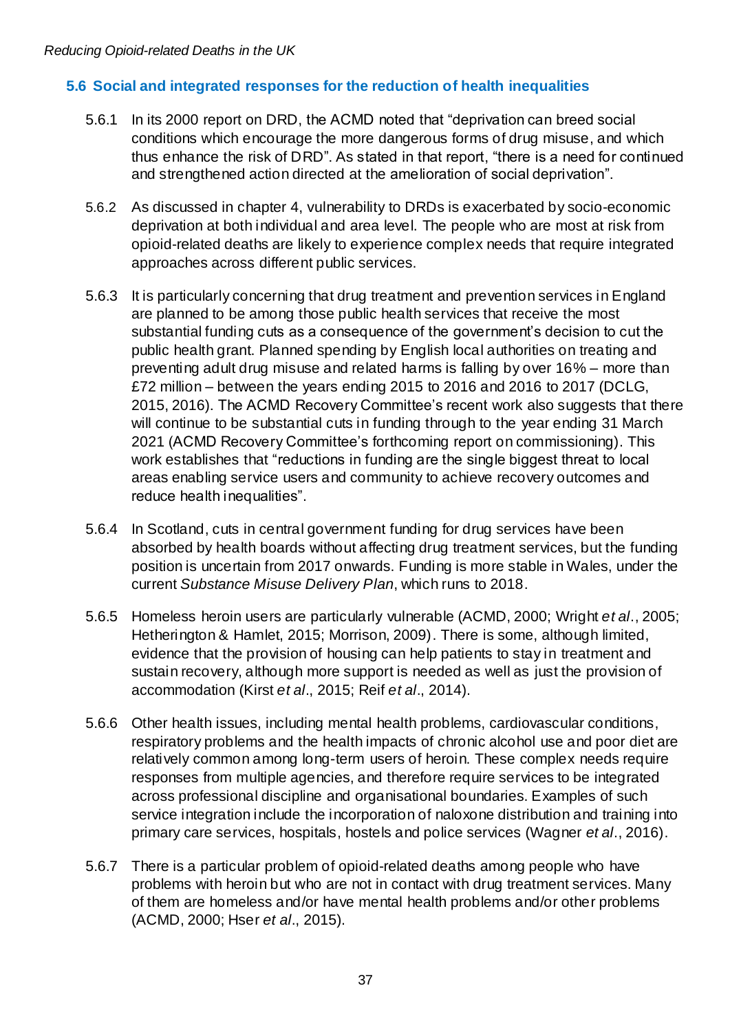## 5.6 Social and integrated responses for the reduction of health inequalities

5.6.1 In its 2000 report on DRD, the ACMD noted that "deprivation can breed social conditions which encourage the more dangerous forms of drug misuse, and which thus enhance the risk of DRD". As stated in that report, "there is a need for continued and strengthened action directed at the amelioration of social deprivation".

5.6.2 As discussed in chapter 4, vulnerability to DRDs is exacerbated by socio-economic deprivation at both individual and area level. The people who are most at risk from opioid-related deaths are likely to experience complex needs that require integrated approaches across different public services.

5.6.3 It is particularly concerning that drug treatment and prevention services in England are planned to be among those public health services that receive the most substantial funding cuts as a consequence of the government's decision to cut the public health grant. Planned spending by English local authorities on treating and preventing adult drug misuse and related harms is falling by over 16% – more than £72 million – between the years ending 2015 to 2016 and 2016 to 2017 (DCLG, 2015, 2016). The ACMD Recovery Committee's recent work also suggests that there will continue to be substantial cuts in funding through to the year ending 31 March 2021 (ACMD Recovery Committee's forthcoming report on commissioning). This work establishes that "reductions in funding are the single biggest threat to local areas enabling service users and community to achieve recovery outcomes and reduce health inequalities".

5.6.4 In Scotland, cuts in central government funding for drug services have been absorbed by health boards without affecting drug treatment services, but the funding position is uncertain from 2017 onwards. Funding is more stable in Wales, under the current *Substance Misuse Delivery Plan*, which runs to 2018.

5.6.5 Homeless heroin users are particularly vulnerable (ACMD, 2000; Wright *et al*., 2005; Hetherington & Hamlet, 2015; Morrison, 2009). There is some, although limited, evidence that the provision of housing can help patients to stay in treatment and sustain recovery, although more support is needed as well as just the provision of accommodation (Kirst *et al*., 2015; Reif *et al*., 2014).

5.6.6 Other health issues, including mental health problems, cardiovascular conditions, respiratory problems and the health impacts of chronic alcohol use and poor diet are relatively common among long-term users of heroin. These complex needs require responses from multiple agencies, and therefore require services to be integrated across professional discipline and organisational boundaries. Examples of such service integration include the incorporation of naloxone distribution and training into primary care services, hospitals, hostels and police services (Wagner *et al*., 2016).

5.6.7 There is a particular problem of opioid-related deaths among people who have problems with heroin but who are not in contact with drug treatment services. Many of them are homeless and/or have mental health problems and/or other problems (ACMD, 2000; Hser *et al*., 2015).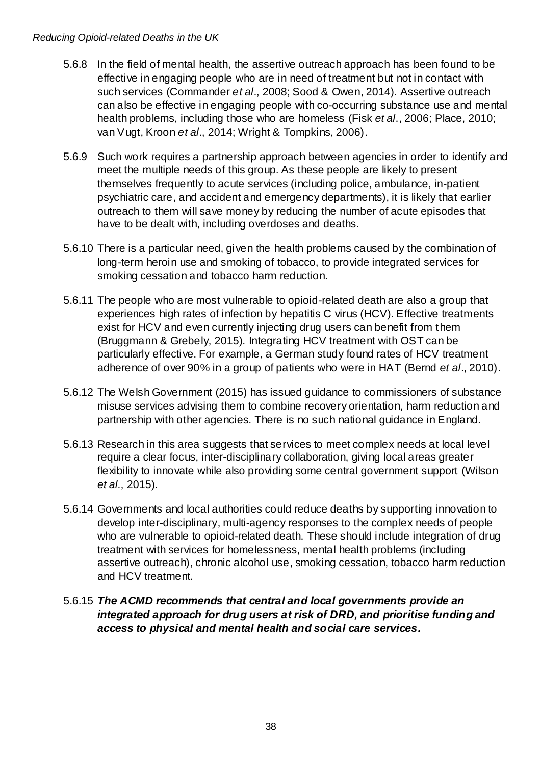5.6.8 In the field of mental health, the assertive outreach approach has been found to be effective in engaging people who are in need of treatment but not in contact with such services (Commander *et al*., 2008; Sood & Owen, 2014). Assertive outreach can also be effective in engaging people with co-occurring substance use and mental health problems, including those who are homeless (Fisk *et al*., 2006; Place, 2010; van Vugt, Kroon *et al*., 2014; Wright & Tompkins, 2006).

5.6.9 Such work requires a partnership approach between agencies in order to identify and meet the multiple needs of this group. As these people are likely to present themselves frequently to acute services (including police, ambulance, in-patient psychiatric care, and accident and emergency departments), it is likely that earlier outreach to them will save money by reducing the number of acute episodes that have to be dealt with, including overdoses and deaths.

5.6.10 There is a particular need, given the health problems caused by the combination of long-term heroin use and smoking of tobacco, to provide integrated services for smoking cessation and tobacco harm reduction.

5.6.11 The people who are most vulnerable to opioid-related death are also a group that experiences high rates of infection by hepatitis C virus (HCV). Effective treatments exist for HCV and even currently injecting drug users can benefit from them (Bruggmann & Grebely, 2015). Integrating HCV treatment with OST can be particularly effective. For example, a German study found rates of HCV treatment adherence of over 90% in a group of patients who were in HAT (Bernd *et al*., 2010).

5.6.12 The Welsh Government (2015) has issued guidance to commissioners of substance misuse services advising them to combine recovery orientation, harm reduction and partnership with other agencies. There is no such national guidance in England.

5.6.13 Research in this area suggests that services to meet complex needs at local level require a clear focus, inter-disciplinary collaboration, giving local areas greater flexibility to innovate while also providing some central government support (Wilson *et al*., 2015).

5.6.14 Governments and local authorities could reduce deaths by supporting innovation to develop inter-disciplinary, multi-agency responses to the complex needs of people who are vulnerable to opioid-related death. These should include integration of drug treatment with services for homelessness, mental health problems (including assertive outreach), chronic alcohol use, smoking cessation, tobacco harm reduction and HCV treatment.

5.6.15 ***The ACMD recommends that central and local governments provide an integrated approach for drug users at risk of DRD, and prioritise funding and access to physical and mental health and social care services.***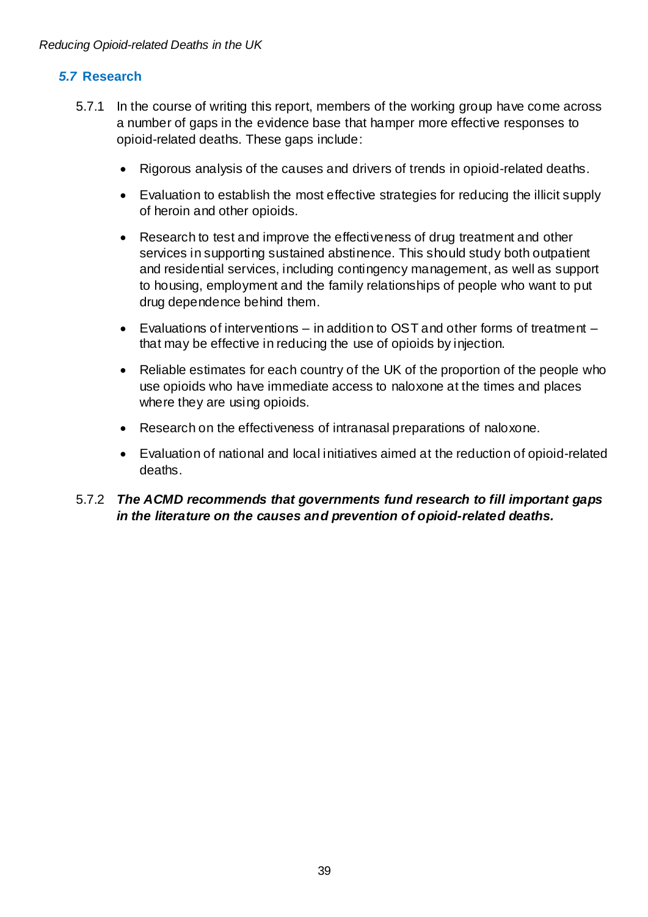## *5.7* Research

5.7.1 In the course of writing this report, members of the working group have come across a number of gaps in the evidence base that hamper more effective responses to opioid-related deaths. These gaps include:

- Rigorous analysis of the causes and drivers of trends in opioid-related deaths.
- Evaluation to establish the most effective strategies for reducing the illicit supply of heroin and other opioids.
- Research to test and improve the effectiveness of drug treatment and other services in supporting sustained abstinence. This should study both outpatient and residential services, including contingency management, as well as support to housing, employment and the family relationships of people who want to put drug dependence behind them.
- Evaluations of interventions – in addition to OST and other forms of treatment – that may be effective in reducing the use of opioids by injection.
- Reliable estimates for each country of the UK of the proportion of the people who use opioids who have immediate access to naloxone at the times and places where they are using opioids.
- Research on the effectiveness of intranasal preparations of naloxone.
- Evaluation of national and local initiatives aimed at the reduction of opioid-related deaths.

5.7.2 ***The ACMD recommends that governments fund research to fill important gaps in the literature on the causes and prevention of opioid-related deaths.***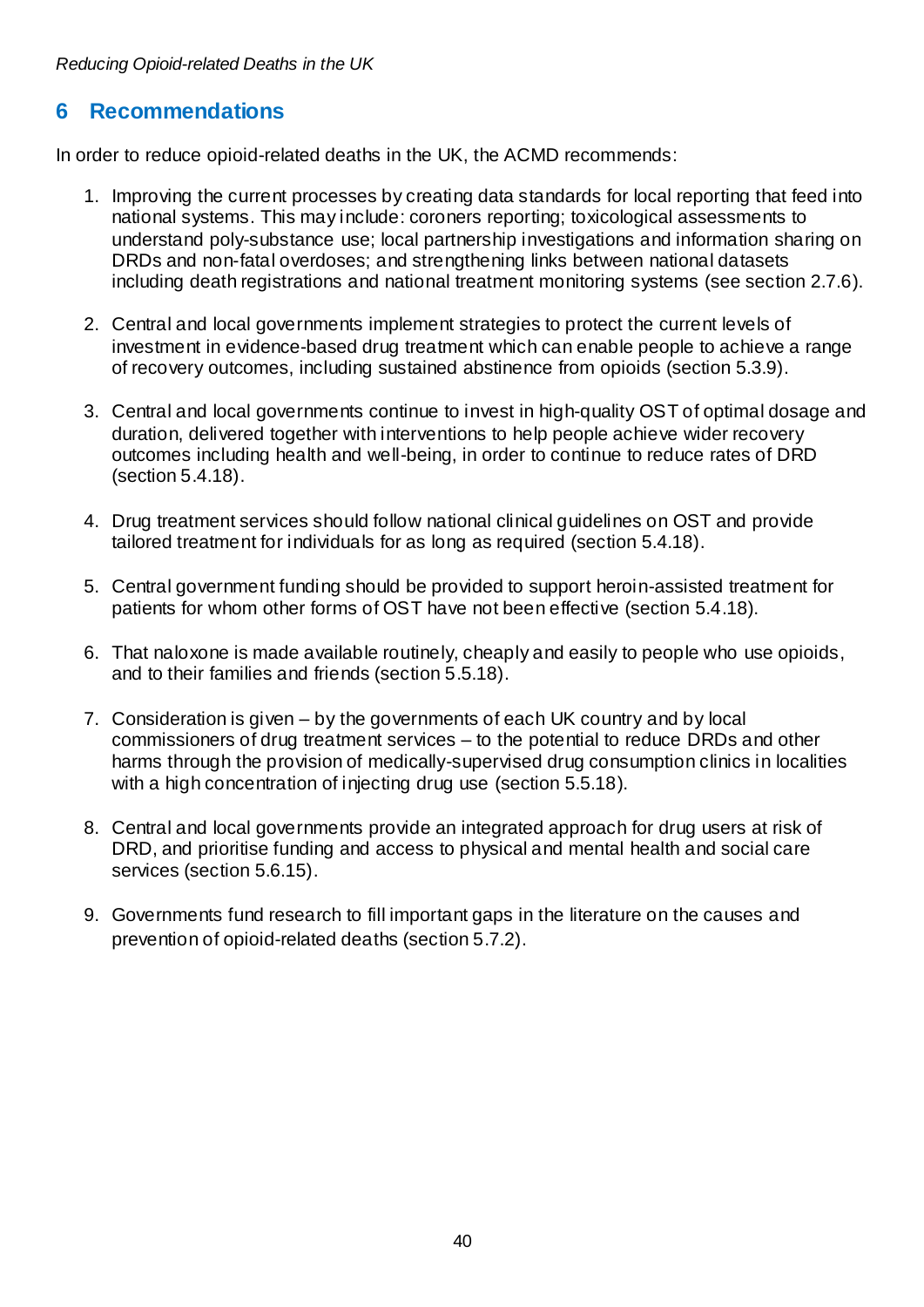## 6 Recommendations

In order to reduce opioid-related deaths in the UK, the ACMD recommends:

1. Improving the current processes by creating data standards for local reporting that feed into national systems. This may include: coroners reporting; toxicological assessments to understand poly-substance use; local partnership investigations and information sharing on DRDs and non-fatal overdoses; and strengthening links between national datasets including death registrations and national treatment monitoring systems (see section 2.7.6).

2. Central and local governments implement strategies to protect the current levels of investment in evidence-based drug treatment which can enable people to achieve a range of recovery outcomes, including sustained abstinence from opioids (section 5.3.9).

3. Central and local governments continue to invest in high-quality OST of optimal dosage and duration, delivered together with interventions to help people achieve wider recovery outcomes including health and well-being, in order to continue to reduce rates of DRD (section 5.4.18).

4. Drug treatment services should follow national clinical guidelines on OST and provide tailored treatment for individuals for as long as required (section 5.4.18).

5. Central government funding should be provided to support heroin-assisted treatment for patients for whom other forms of OST have not been effective (section 5.4.18).

6. That naloxone is made available routinely, cheaply and easily to people who use opioids, and to their families and friends (section 5.5.18).

7. Consideration is given – by the governments of each UK country and by local commissioners of drug treatment services – to the potential to reduce DRDs and other harms through the provision of medically-supervised drug consumption clinics in localities with a high concentration of injecting drug use (section 5.5.18).

8. Central and local governments provide an integrated approach for drug users at risk of DRD, and prioritise funding and access to physical and mental health and social care services (section 5.6.15).

9. Governments fund research to fill important gaps in the literature on the causes and prevention of opioid-related deaths (section 5.7.2).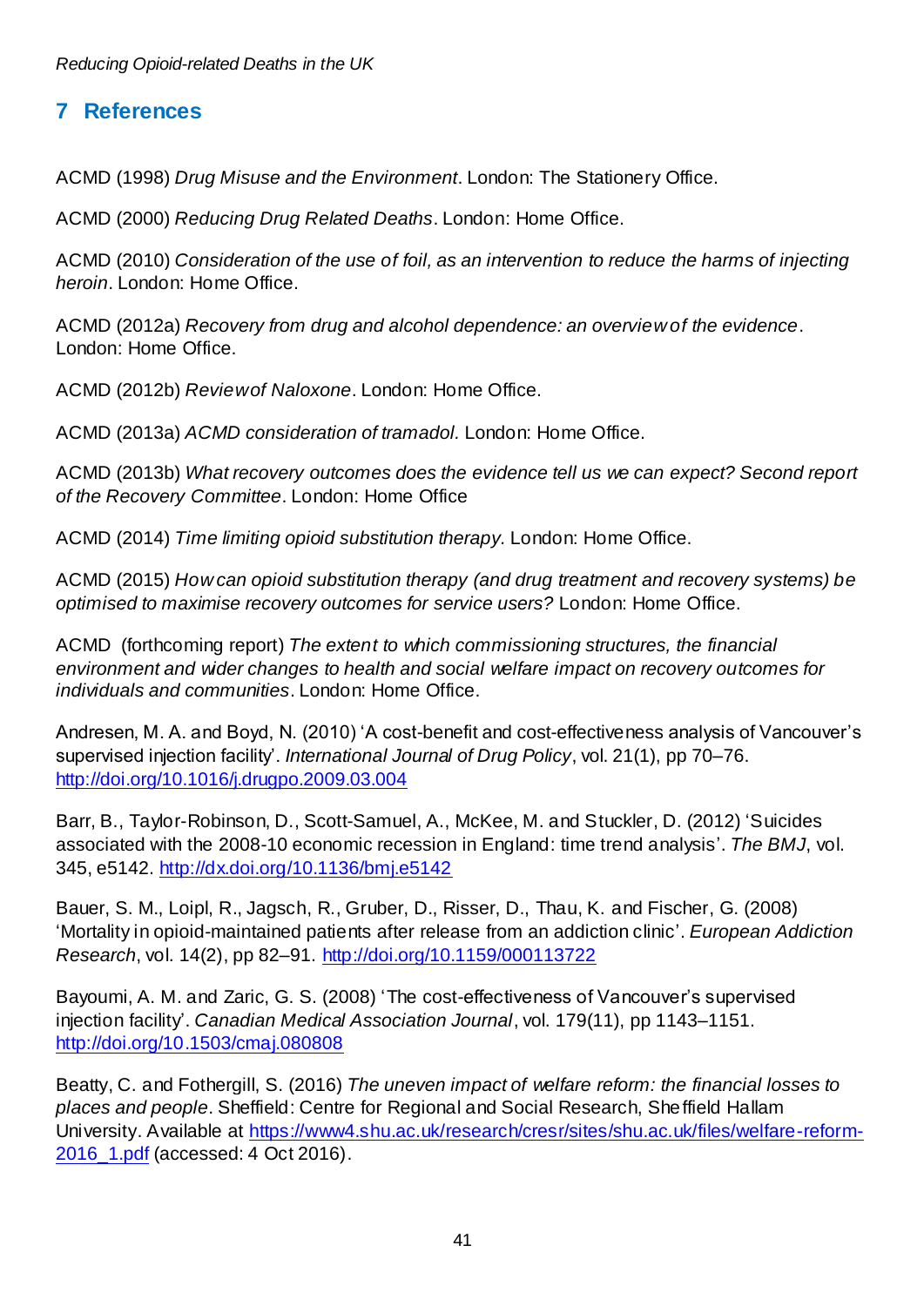# 7 References

ACMD (1998) *Drug Misuse and the Environment*. London: The Stationery Office.

ACMD (2000) *Reducing Drug Related Deaths*. London: Home Office.

ACMD (2010) *Consideration of the use of foil, as an intervention to reduce the harms of injecting heroin*. London: Home Office.

ACMD (2012a) *Recovery from drug and alcohol dependence: an overview of the evidence*. London: Home Office.

ACMD (2012b) *Review of Naloxone*. London: Home Office.

ACMD (2013a) *ACMD consideration of tramadol.* London: Home Office.

ACMD (2013b) *What recovery outcomes does the evidence tell us we can expect? Second report of the Recovery Committee*. London: Home Office

ACMD (2014) *Time limiting opioid substitution therapy.* London: Home Office.

ACMD (2015) *How can opioid substitution therapy (and drug treatment and recovery systems) be optimised to maximise recovery outcomes for service users?* London: Home Office.

ACMD (forthcoming report) *The extent to which commissioning structures, the financial environment and wider changes to health and social welfare impact on recovery outcomes for individuals and communities*. London: Home Office.

Andresen, M. A. and Boyd, N. (2010) 'A cost-benefit and cost-effectiveness analysis of Vancouver's supervised injection facility'. *International Journal of Drug Policy*, vol. 21(1), pp 70–76. http://doi.org/10.1016/j.drugpo.2009.03.004

Barr, B., Taylor-Robinson, D., Scott-Samuel, A., McKee, M. and Stuckler, D. (2012) 'Suicides associated with the 2008-10 economic recession in England: time trend analysis'. *The BMJ*, vol. 345, e5142. http://dx.doi.org/10.1136/bmj.e5142

Bauer, S. M., Loipl, R., Jagsch, R., Gruber, D., Risser, D., Thau, K. and Fischer, G. (2008) 'Mortality in opioid-maintained patients after release from an addiction clinic'. *European Addiction Research*, vol. 14(2), pp 82–91. http://doi.org/10.1159/000113722

Bayoumi, A. M. and Zaric, G. S. (2008) 'The cost-effectiveness of Vancouver's supervised injection facility'. *Canadian Medical Association Journal*, vol. 179(11), pp 1143–1151. http://doi.org/10.1503/cmaj.080808

Beatty, C. and Fothergill, S. (2016) *The uneven impact of welfare reform: the financial losses to places and people*. Sheffield: Centre for Regional and Social Research, Sheffield Hallam University. Available at https://www4.shu.ac.uk/research/cresr/sites/shu.ac.uk/files/welfare-reform-2016_1.pdf (accessed: 4 Oct 2016).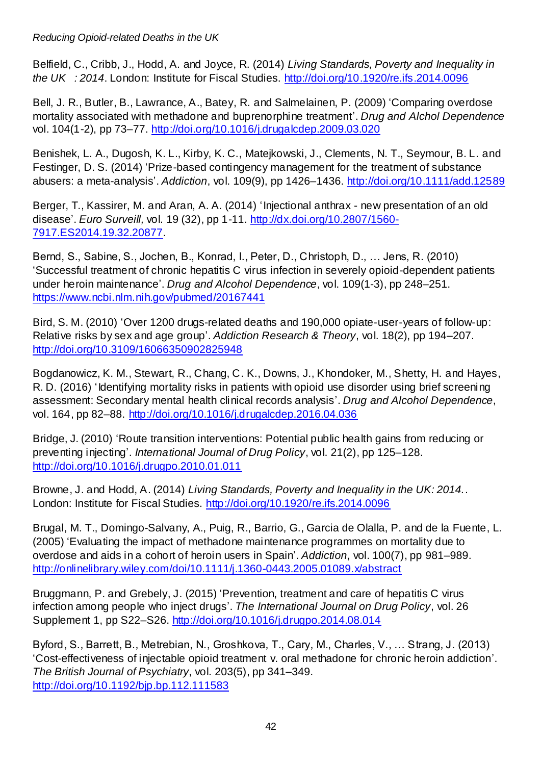Belfield, C., Cribb, J., Hodd, A. and Joyce, R. (2014) *Living Standards, Poverty and Inequality in the UK : 2014*. London: Institute for Fiscal Studies. http://doi.org/10.1920/re.ifs.2014.0096

Bell, J. R., Butler, B., Lawrance, A., Batey, R. and Salmelainen, P. (2009) 'Comparing overdose mortality associated with methadone and buprenorphine treatment'. *Drug and Alchol Dependence* vol. 104(1-2), pp 73–77. http://doi.org/10.1016/j.drugalcdep.2009.03.020

Benishek, L. A., Dugosh, K. L., Kirby, K. C., Matejkowski, J., Clements, N. T., Seymour, B. L. and Festinger, D. S. (2014) 'Prize-based contingency management for the treatment of substance abusers: a meta-analysis'. *Addiction*, vol. 109(9), pp 1426–1436. http://doi.org/10.1111/add.12589

Berger, T., Kassirer, M. and Aran, A. A. (2014) 'Injectional anthrax - new presentation of an old disease'. *Euro Surveill,* vol. 19 (32), pp 1-11. http://dx.doi.org/10.2807/1560-7917.ES2014.19.32.20877.

Bernd, S., Sabine, S., Jochen, B., Konrad, I., Peter, D., Christoph, D., … Jens, R. (2010) 'Successful treatment of chronic hepatitis C virus infection in severely opioid-dependent patients under heroin maintenance'. *Drug and Alcohol Dependence*, vol. 109(1-3), pp 248–251. https://www.ncbi.nlm.nih.gov/pubmed/20167441

Bird, S. M. (2010) 'Over 1200 drugs-related deaths and 190,000 opiate-user-years of follow-up: Relative risks by sex and age group'. *Addiction Research & Theory*, vol. 18(2), pp 194–207. http://doi.org/10.3109/16066350902825948

Bogdanowicz, K. M., Stewart, R., Chang, C. K., Downs, J., Khondoker, M., Shetty, H. and Hayes, R. D. (2016) 'Identifying mortality risks in patients with opioid use disorder using brief screening assessment: Secondary mental health clinical records analysis'. *Drug and Alcohol Dependence*, vol. 164, pp 82–88. http://doi.org/10.1016/j.drugalcdep.2016.04.036

Bridge, J. (2010) 'Route transition interventions: Potential public health gains from reducing or preventing injecting'. *International Journal of Drug Policy*, vol. 21(2), pp 125–128. http://doi.org/10.1016/j.drugpo.2010.01.011

Browne, J. and Hodd, A. (2014) *Living Standards, Poverty and Inequality in the UK: 2014.*. London: Institute for Fiscal Studies. http://doi.org/10.1920/re.ifs.2014.0096

Brugal, M. T., Domingo-Salvany, A., Puig, R., Barrio, G., Garcia de Olalla, P. and de la Fuente, L. (2005) 'Evaluating the impact of methadone maintenance programmes on mortality due to overdose and aids in a cohort of heroin users in Spain'. *Addiction*, vol. 100(7), pp 981–989. http://onlinelibrary.wiley.com/doi/10.1111/j.1360-0443.2005.01089.x/abstract

Bruggmann, P. and Grebely, J. (2015) 'Prevention, treatment and care of hepatitis C virus infection among people who inject drugs'. *The International Journal on Drug Policy*, vol. 26 Supplement 1, pp S22–S26. http://doi.org/10.1016/j.drugpo.2014.08.014

Byford, S., Barrett, B., Metrebian, N., Groshkova, T., Cary, M., Charles, V., … Strang, J. (2013) 'Cost-effectiveness of injectable opioid treatment v. oral methadone for chronic heroin addiction'. *The British Journal of Psychiatry*, vol. 203(5), pp 341–349. http://doi.org/10.1192/bjp.bp.112.111583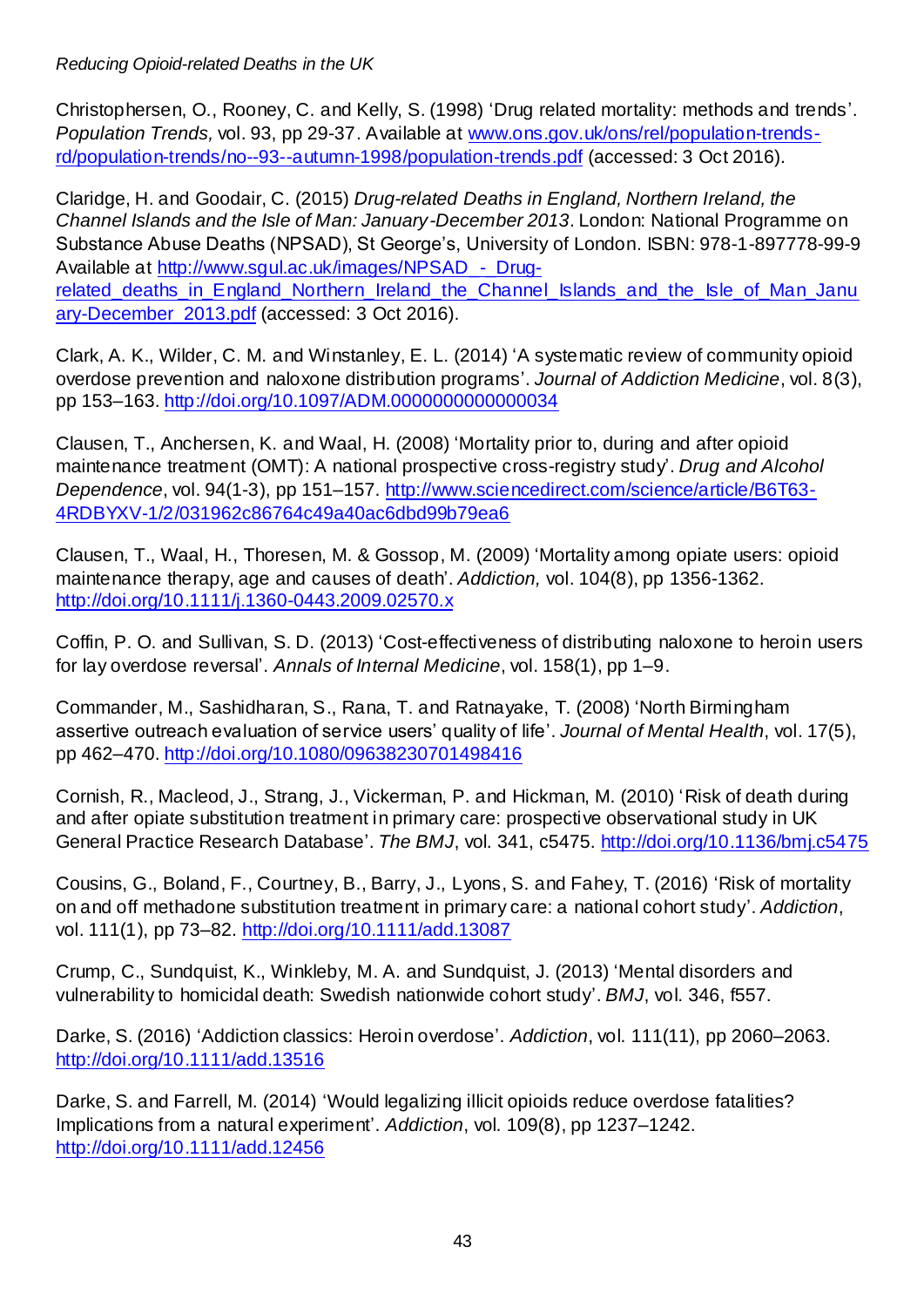Christophersen, O., Rooney, C. and Kelly, S. (1998) 'Drug related mortality: methods and trends'. *Population Trends,* vol. 93, pp 29-37. Available at www.ons.gov.uk/ons/rel/population-trends-rd/population-trends/no--93--autumn-1998/population-trends.pdf (accessed: 3 Oct 2016).

Claridge, H. and Goodair, C. (2015) *Drug-related Deaths in England, Northern Ireland, the Channel Islands and the Isle of Man: January-December 2013*. London: National Programme on Substance Abuse Deaths (NPSAD), St George's, University of London. ISBN: 978-1-897778-99-9 Available at http://www.sgul.ac.uk/images/NPSAD_-_Drug-related_deaths_in_England_Northern_Ireland_the_Channel_Islands_and_the_Isle_of_Man_January-December_2013.pdf (accessed: 3 Oct 2016).

Clark, A. K., Wilder, C. M. and Winstanley, E. L. (2014) 'A systematic review of community opioid overdose prevention and naloxone distribution programs'. *Journal of Addiction Medicine*, vol. 8(3), pp 153–163. http://doi.org/10.1097/ADM.0000000000000034

Clausen, T., Anchersen, K. and Waal, H. (2008) 'Mortality prior to, during and after opioid maintenance treatment (OMT): A national prospective cross-registry study'. *Drug and Alcohol Dependence*, vol. 94(1-3), pp 151–157. http://www.sciencedirect.com/science/article/B6T63-4RDBYXV-1/2/031962c86764c49a40ac6dbd99b79ea6

Clausen, T., Waal, H., Thoresen, M. & Gossop, M. (2009) 'Mortality among opiate users: opioid maintenance therapy, age and causes of death'. *Addiction,* vol. 104(8), pp 1356-1362. http://doi.org/10.1111/j.1360-0443.2009.02570.x

Coffin, P. O. and Sullivan, S. D. (2013) 'Cost-effectiveness of distributing naloxone to heroin users for lay overdose reversal'. *Annals of Internal Medicine*, vol. 158(1), pp 1–9.

Commander, M., Sashidharan, S., Rana, T. and Ratnayake, T. (2008) 'North Birmingham assertive outreach evaluation of service users' quality of life'. *Journal of Mental Health*, vol. 17(5), pp 462–470. http://doi.org/10.1080/09638230701498416

Cornish, R., Macleod, J., Strang, J., Vickerman, P. and Hickman, M. (2010) 'Risk of death during and after opiate substitution treatment in primary care: prospective observational study in UK General Practice Research Database'. *The BMJ*, vol. 341, c5475. http://doi.org/10.1136/bmj.c5475

Cousins, G., Boland, F., Courtney, B., Barry, J., Lyons, S. and Fahey, T. (2016) 'Risk of mortality on and off methadone substitution treatment in primary care: a national cohort study'. *Addiction*, vol. 111(1), pp 73–82. http://doi.org/10.1111/add.13087

Crump, C., Sundquist, K., Winkleby, M. A. and Sundquist, J. (2013) 'Mental disorders and vulnerability to homicidal death: Swedish nationwide cohort study'. *BMJ*, vol. 346, f557.

Darke, S. (2016) 'Addiction classics: Heroin overdose'. *Addiction*, vol. 111(11), pp 2060–2063. http://doi.org/10.1111/add.13516

Darke, S. and Farrell, M. (2014) 'Would legalizing illicit opioids reduce overdose fatalities? Implications from a natural experiment'. *Addiction*, vol. 109(8), pp 1237–1242. http://doi.org/10.1111/add.12456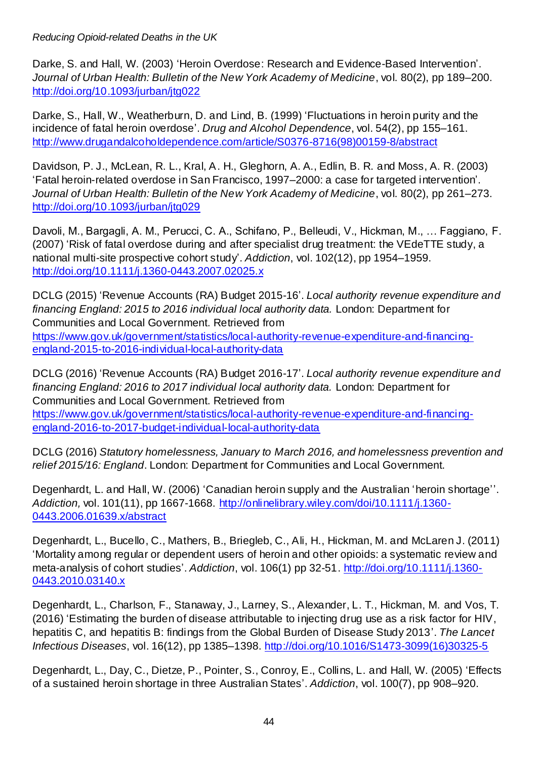Darke, S. and Hall, W. (2003) 'Heroin Overdose: Research and Evidence-Based Intervention'. *Journal of Urban Health: Bulletin of the New York Academy of Medicine*, vol. 80(2), pp 189–200. http://doi.org/10.1093/jurban/jtg022

Darke, S., Hall, W., Weatherburn, D. and Lind, B. (1999) 'Fluctuations in heroin purity and the incidence of fatal heroin overdose'. *Drug and Alcohol Dependence*, vol. 54(2), pp 155–161. http://www.drugandalcoholdependence.com/article/S0376-8716(98)00159-8/abstract

Davidson, P. J., McLean, R. L., Kral, A. H., Gleghorn, A. A., Edlin, B. R. and Moss, A. R. (2003) 'Fatal heroin-related overdose in San Francisco, 1997–2000: a case for targeted intervention'. *Journal of Urban Health: Bulletin of the New York Academy of Medicine*, vol. 80(2), pp 261–273. http://doi.org/10.1093/jurban/jtg029

Davoli, M., Bargagli, A. M., Perucci, C. A., Schifano, P., Belleudi, V., Hickman, M., … Faggiano, F. (2007) 'Risk of fatal overdose during and after specialist drug treatment: the VEdeTTE study, a national multi-site prospective cohort study'. *Addiction*, vol. 102(12), pp 1954–1959. http://doi.org/10.1111/j.1360-0443.2007.02025.x

DCLG (2015) 'Revenue Accounts (RA) Budget 2015-16'. *Local authority revenue expenditure and financing England: 2015 to 2016 individual local authority data.* London: Department for Communities and Local Government. Retrieved from https://www.gov.uk/government/statistics/local-authority-revenue-expenditure-and-financing-england-2015-to-2016-individual-local-authority-data

DCLG (2016) 'Revenue Accounts (RA) Budget 2016-17'. *Local authority revenue expenditure and financing England: 2016 to 2017 individual local authority data.* London: Department for Communities and Local Government. Retrieved from https://www.gov.uk/government/statistics/local-authority-revenue-expenditure-and-financing-england-2016-to-2017-budget-individual-local-authority-data

DCLG (2016) *Statutory homelessness, January to March 2016, and homelessness prevention and relief 2015/16: England*. London: Department for Communities and Local Government.

Degenhardt, L. and Hall, W. (2006) 'Canadian heroin supply and the Australian 'heroin shortage''. *Addiction,* vol. 101(11), pp 1667-1668. http://onlinelibrary.wiley.com/doi/10.1111/j.1360-0443.2006.01639.x/abstract

Degenhardt, L., Bucello, C., Mathers, B., Briegleb, C., Ali, H., Hickman, M. and McLaren J. (2011) 'Mortality among regular or dependent users of heroin and other opioids: a systematic review and meta-analysis of cohort studies'. *Addiction*, vol. 106(1) pp 32-51. http://doi.org/10.1111/j.1360-0443.2010.03140.x

Degenhardt, L., Charlson, F., Stanaway, J., Larney, S., Alexander, L. T., Hickman, M. and Vos, T. (2016) 'Estimating the burden of disease attributable to injecting drug use as a risk factor for HIV, hepatitis C, and hepatitis B: findings from the Global Burden of Disease Study 2013'. *The Lancet Infectious Diseases*, vol. 16(12), pp 1385–1398. http://doi.org/10.1016/S1473-3099(16)30325-5

Degenhardt, L., Day, C., Dietze, P., Pointer, S., Conroy, E., Collins, L. and Hall, W. (2005) 'Effects of a sustained heroin shortage in three Australian States'. *Addiction*, vol. 100(7), pp 908–920.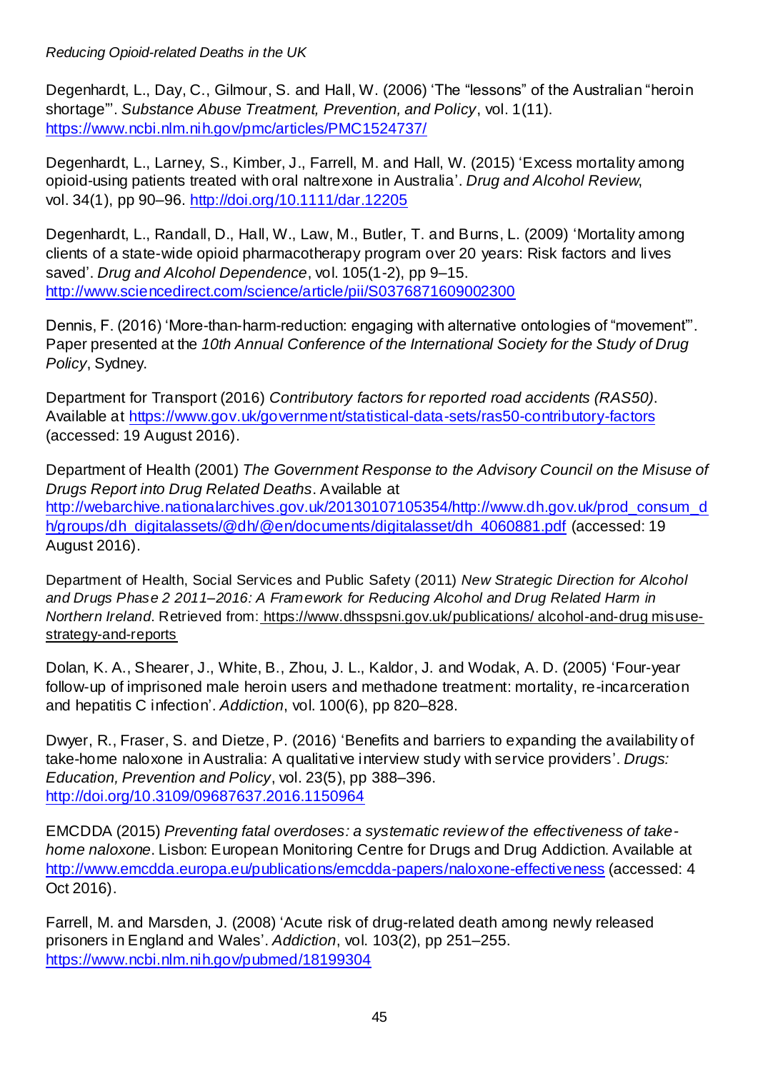Degenhardt, L., Day, C., Gilmour, S. and Hall, W. (2006) 'The "lessons" of the Australian "heroin shortage"'. *Substance Abuse Treatment, Prevention, and Policy*, vol. 1(11). https://www.ncbi.nlm.nih.gov/pmc/articles/PMC1524737/

Degenhardt, L., Larney, S., Kimber, J., Farrell, M. and Hall, W. (2015) 'Excess mortality among opioid-using patients treated with oral naltrexone in Australia'. *Drug and Alcohol Review*, vol. 34(1), pp 90–96. http://doi.org/10.1111/dar.12205

Degenhardt, L., Randall, D., Hall, W., Law, M., Butler, T. and Burns, L. (2009) 'Mortality among clients of a state-wide opioid pharmacotherapy program over 20 years: Risk factors and lives saved'. *Drug and Alcohol Dependence*, vol. 105(1-2), pp 9–15. http://www.sciencedirect.com/science/article/pii/S0376871609002300

Dennis, F. (2016) 'More-than-harm-reduction: engaging with alternative ontologies of "movement"'. Paper presented at the *10th Annual Conference of the International Society for the Study of Drug Policy*, Sydney.

Department for Transport (2016) *Contributory factors for reported road accidents (RAS50)*. Available at https://www.gov.uk/government/statistical-data-sets/ras50-contributory-factors (accessed: 19 August 2016).

Department of Health (2001) *The Government Response to the Advisory Council on the Misuse of Drugs Report into Drug Related Deaths*. Available at http://webarchive.nationalarchives.gov.uk/20130107105354/http://www.dh.gov.uk/prod_consum_dh/groups/dh_digitalassets/@dh/@en/documents/digitalasset/dh_4060881.pdf (accessed: 19 August 2016).

Department of Health, Social Services and Public Safety (2011) *New Strategic Direction for Alcohol and Drugs Phase 2 2011–2016: A Framework for Reducing Alcohol and Drug Related Harm in Northern Ireland*. Retrieved from: https://www.dhsspsni.gov.uk/publications/ alcohol-and-drug misuse-strategy-and-reports

Dolan, K. A., Shearer, J., White, B., Zhou, J. L., Kaldor, J. and Wodak, A. D. (2005) 'Four-year follow-up of imprisoned male heroin users and methadone treatment: mortality, re-incarceration and hepatitis C infection'. *Addiction*, vol. 100(6), pp 820–828.

Dwyer, R., Fraser, S. and Dietze, P. (2016) 'Benefits and barriers to expanding the availability of take-home naloxone in Australia: A qualitative interview study with service providers'. *Drugs: Education, Prevention and Policy*, vol. 23(5), pp 388–396. http://doi.org/10.3109/09687637.2016.1150964

EMCDDA (2015) *Preventing fatal overdoses: a systematic review of the effectiveness of take-home naloxone*. Lisbon: European Monitoring Centre for Drugs and Drug Addiction. Available at http://www.emcdda.europa.eu/publications/emcdda-papers/naloxone-effectiveness (accessed: 4 Oct 2016).

Farrell, M. and Marsden, J. (2008) 'Acute risk of drug-related death among newly released prisoners in England and Wales'. *Addiction*, vol. 103(2), pp 251–255. https://www.ncbi.nlm.nih.gov/pubmed/18199304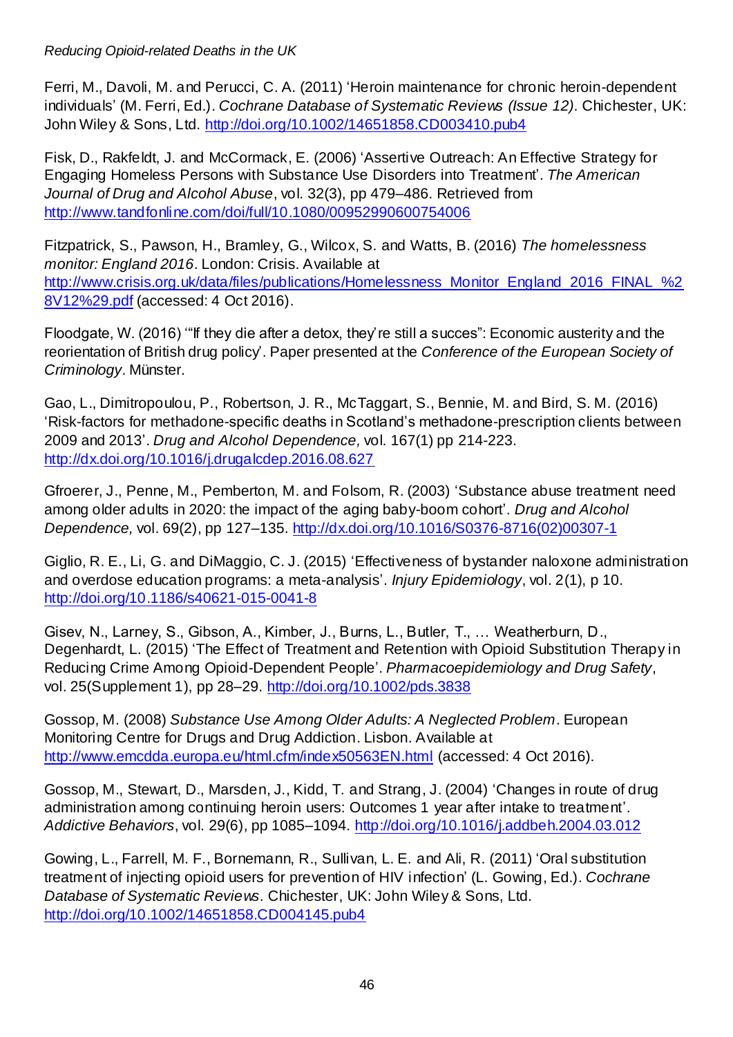Ferri, M., Davoli, M. and Perucci, C. A. (2011) 'Heroin maintenance for chronic heroin-dependent individuals' (M. Ferri, Ed.). *Cochrane Database of Systematic Reviews (Issue 12)*. Chichester, UK: John Wiley & Sons, Ltd. http://doi.org/10.1002/14651858.CD003410.pub4

Fisk, D., Rakfeldt, J. and McCormack, E. (2006) 'Assertive Outreach: An Effective Strategy for Engaging Homeless Persons with Substance Use Disorders into Treatment'. *The American Journal of Drug and Alcohol Abuse*, vol. 32(3), pp 479–486. Retrieved from http://www.tandfonline.com/doi/full/10.1080/00952990600754006

Fitzpatrick, S., Pawson, H., Bramley, G., Wilcox, S. and Watts, B. (2016) *The homelessness monitor: England 2016*. London: Crisis. Available at http://www.crisis.org.uk/data/files/publications/Homelessness_Monitor_England_2016_FINAL_%28V12%29.pdf (accessed: 4 Oct 2016).

Floodgate, W. (2016) '"If they die after a detox, they're still a succes": Economic austerity and the reorientation of British drug policy'. Paper presented at the *Conference of the European Society of Criminology*. Münster.

Gao, L., Dimitropoulou, P., Robertson, J. R., McTaggart, S., Bennie, M. and Bird, S. M. (2016) 'Risk-factors for methadone-specific deaths in Scotland's methadone-prescription clients between 2009 and 2013'. *Drug and Alcohol Dependence,* vol. 167(1) pp 214-223. http://dx.doi.org/10.1016/j.drugalcdep.2016.08.627

Gfroerer, J., Penne, M., Pemberton, M. and Folsom, R. (2003) 'Substance abuse treatment need among older adults in 2020: the impact of the aging baby-boom cohort'. *Drug and Alcohol Dependence,* vol. 69(2), pp 127–135. http://dx.doi.org/10.1016/S0376-8716(02)00307-1

Giglio, R. E., Li, G. and DiMaggio, C. J. (2015) 'Effectiveness of bystander naloxone administration and overdose education programs: a meta-analysis'. *Injury Epidemiology*, vol. 2(1), p 10. http://doi.org/10.1186/s40621-015-0041-8

Gisev, N., Larney, S., Gibson, A., Kimber, J., Burns, L., Butler, T., … Weatherburn, D., Degenhardt, L. (2015) 'The Effect of Treatment and Retention with Opioid Substitution Therapy in Reducing Crime Among Opioid-Dependent People'. *Pharmacoepidemiology and Drug Safety*, vol. 25(Supplement 1), pp 28–29. http://doi.org/10.1002/pds.3838

Gossop, M. (2008) *Substance Use Among Older Adults: A Neglected Problem*. European Monitoring Centre for Drugs and Drug Addiction. Lisbon. Available at http://www.emcdda.europa.eu/html.cfm/index50563EN.html (accessed: 4 Oct 2016).

Gossop, M., Stewart, D., Marsden, J., Kidd, T. and Strang, J. (2004) 'Changes in route of drug administration among continuing heroin users: Outcomes 1 year after intake to treatment'. *Addictive Behaviors*, vol. 29(6), pp 1085–1094. http://doi.org/10.1016/j.addbeh.2004.03.012

Gowing, L., Farrell, M. F., Bornemann, R., Sullivan, L. E. and Ali, R. (2011) 'Oral substitution treatment of injecting opioid users for prevention of HIV infection' (L. Gowing, Ed.). *Cochrane Database of Systematic Reviews*. Chichester, UK: John Wiley & Sons, Ltd. http://doi.org/10.1002/14651858.CD004145.pub4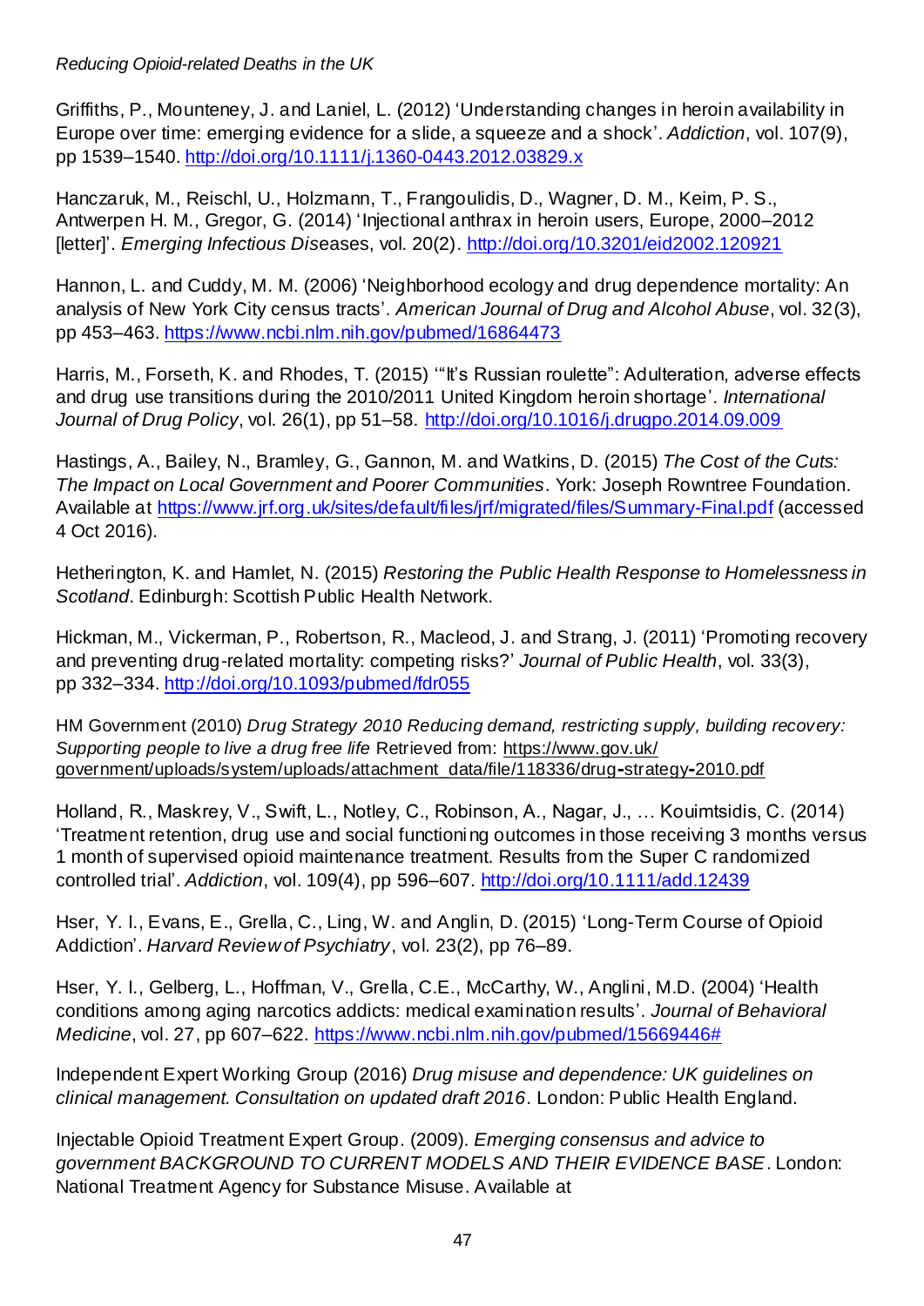Griffiths, P., Mounteney, J. and Laniel, L. (2012) 'Understanding changes in heroin availability in Europe over time: emerging evidence for a slide, a squeeze and a shock'. *Addiction*, vol. 107(9), pp 1539–1540. http://doi.org/10.1111/j.1360-0443.2012.03829.x

Hanczaruk, M., Reischl, U., Holzmann, T., Frangoulidis, D., Wagner, D. M., Keim, P. S., Antwerpen H. M., Gregor, G. (2014) 'Injectional anthrax in heroin users, Europe, 2000–2012 [letter]'. *Emerging Infectious Dis*eases, vol. 20(2). http://doi.org/10.3201/eid2002.120921

Hannon, L. and Cuddy, M. M. (2006) 'Neighborhood ecology and drug dependence mortality: An analysis of New York City census tracts'. *American Journal of Drug and Alcohol Abuse*, vol. 32(3), pp 453–463. https://www.ncbi.nlm.nih.gov/pubmed/16864473

Harris, M., Forseth, K. and Rhodes, T. (2015) '"It's Russian roulette": Adulteration, adverse effects and drug use transitions during the 2010/2011 United Kingdom heroin shortage'. *International Journal of Drug Policy*, vol. 26(1), pp 51–58. http://doi.org/10.1016/j.drugpo.2014.09.009

Hastings, A., Bailey, N., Bramley, G., Gannon, M. and Watkins, D. (2015) *The Cost of the Cuts: The Impact on Local Government and Poorer Communities*. York: Joseph Rowntree Foundation. Available at https://www.jrf.org.uk/sites/default/files/jrf/migrated/files/Summary-Final.pdf (accessed 4 Oct 2016).

Hetherington, K. and Hamlet, N. (2015) *Restoring the Public Health Response to Homelessness in Scotland*. Edinburgh: Scottish Public Health Network.

Hickman, M., Vickerman, P., Robertson, R., Macleod, J. and Strang, J. (2011) 'Promoting recovery and preventing drug-related mortality: competing risks?' *Journal of Public Health*, vol. 33(3), pp 332–334. http://doi.org/10.1093/pubmed/fdr055

HM Government (2010) *Drug Strategy 2010 Reducing demand, restricting supply, building recovery: Supporting people to live a drug free life* Retrieved from: https://www.gov.uk/government/uploads/system/uploads/attachment_data/file/118336/drug-strategy-2010.pdf

Holland, R., Maskrey, V., Swift, L., Notley, C., Robinson, A., Nagar, J., … Kouimtsidis, C. (2014) 'Treatment retention, drug use and social functioning outcomes in those receiving 3 months versus 1 month of supervised opioid maintenance treatment. Results from the Super C randomized controlled trial'. *Addiction*, vol. 109(4), pp 596–607. http://doi.org/10.1111/add.12439

Hser, Y. I., Evans, E., Grella, C., Ling, W. and Anglin, D. (2015) 'Long-Term Course of Opioid Addiction'. *Harvard Review of Psychiatry*, vol. 23(2), pp 76–89.

Hser, Y. I., Gelberg, L., Hoffman, V., Grella, C.E., McCarthy, W., Anglini, M.D. (2004) 'Health conditions among aging narcotics addicts: medical examination results'. *Journal of Behavioral Medicine*, vol. 27, pp 607–622. https://www.ncbi.nlm.nih.gov/pubmed/15669446#

Independent Expert Working Group (2016) *Drug misuse and dependence: UK guidelines on clinical management. Consultation on updated draft 2016*. London: Public Health England.

Injectable Opioid Treatment Expert Group. (2009). *Emerging consensus and advice to government BACKGROUND TO CURRENT MODELS AND THEIR EVIDENCE BASE*. London: National Treatment Agency for Substance Misuse. Available at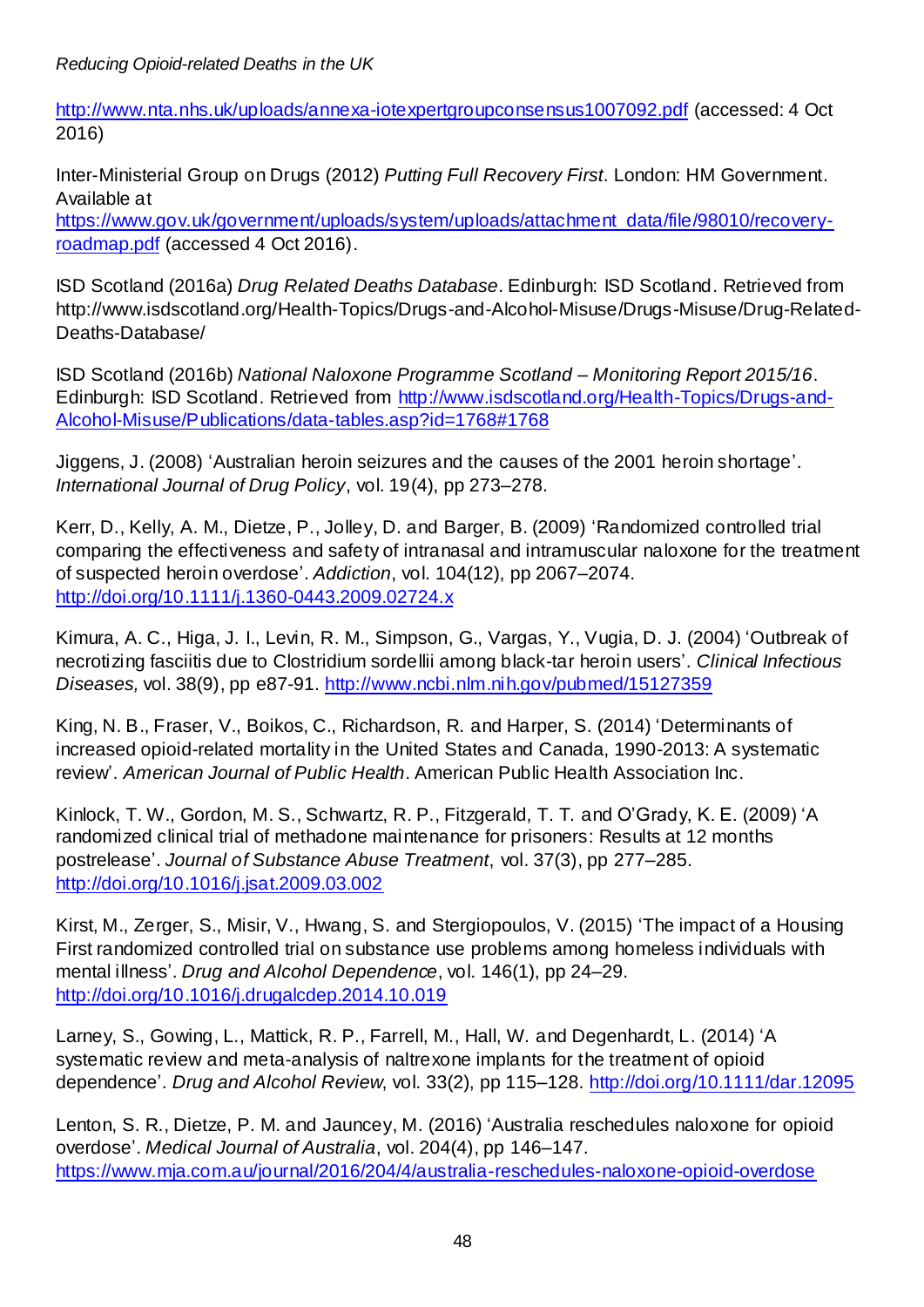http://www.nta.nhs.uk/uploads/annexa-iotexpertgroupconsensus1007092.pdf (accessed: 4 Oct 2016)

Inter-Ministerial Group on Drugs (2012) *Putting Full Recovery First*. London: HM Government. Available at https://www.gov.uk/government/uploads/system/uploads/attachment_data/file/98010/recovery-roadmap.pdf (accessed 4 Oct 2016).

ISD Scotland (2016a) *Drug Related Deaths Database*. Edinburgh: ISD Scotland. Retrieved from http://www.isdscotland.org/Health-Topics/Drugs-and-Alcohol-Misuse/Drugs-Misuse/Drug-Related-Deaths-Database/

ISD Scotland (2016b) *National Naloxone Programme Scotland – Monitoring Report 2015/16*. Edinburgh: ISD Scotland. Retrieved from http://www.isdscotland.org/Health-Topics/Drugs-and-Alcohol-Misuse/Publications/data-tables.asp?id=1768#1768

Jiggens, J. (2008) 'Australian heroin seizures and the causes of the 2001 heroin shortage'. *International Journal of Drug Policy*, vol. 19(4), pp 273–278.

Kerr, D., Kelly, A. M., Dietze, P., Jolley, D. and Barger, B. (2009) 'Randomized controlled trial comparing the effectiveness and safety of intranasal and intramuscular naloxone for the treatment of suspected heroin overdose'. *Addiction*, vol. 104(12), pp 2067–2074. http://doi.org/10.1111/j.1360-0443.2009.02724.x

Kimura, A. C., Higa, J. I., Levin, R. M., Simpson, G., Vargas, Y., Vugia, D. J. (2004) 'Outbreak of necrotizing fasciitis due to Clostridium sordellii among black-tar heroin users'. *Clinical Infectious Diseases,* vol. 38(9), pp e87-91. http://www.ncbi.nlm.nih.gov/pubmed/15127359

King, N. B., Fraser, V., Boikos, C., Richardson, R. and Harper, S. (2014) 'Determinants of increased opioid-related mortality in the United States and Canada, 1990-2013: A systematic review'. *American Journal of Public Health*. American Public Health Association Inc.

Kinlock, T. W., Gordon, M. S., Schwartz, R. P., Fitzgerald, T. T. and O'Grady, K. E. (2009) 'A randomized clinical trial of methadone maintenance for prisoners: Results at 12 months postrelease'. *Journal of Substance Abuse Treatment*, vol. 37(3), pp 277–285. http://doi.org/10.1016/j.jsat.2009.03.002

Kirst, M., Zerger, S., Misir, V., Hwang, S. and Stergiopoulos, V. (2015) 'The impact of a Housing First randomized controlled trial on substance use problems among homeless individuals with mental illness'. *Drug and Alcohol Dependence*, vol. 146(1), pp 24–29. http://doi.org/10.1016/j.drugalcdep.2014.10.019

Larney, S., Gowing, L., Mattick, R. P., Farrell, M., Hall, W. and Degenhardt, L. (2014) 'A systematic review and meta-analysis of naltrexone implants for the treatment of opioid dependence'. *Drug and Alcohol Review*, vol. 33(2), pp 115–128. http://doi.org/10.1111/dar.12095

Lenton, S. R., Dietze, P. M. and Jauncey, M. (2016) 'Australia reschedules naloxone for opioid overdose'. *Medical Journal of Australia*, vol. 204(4), pp 146–147. https://www.mja.com.au/journal/2016/204/4/australia-reschedules-naloxone-opioid-overdose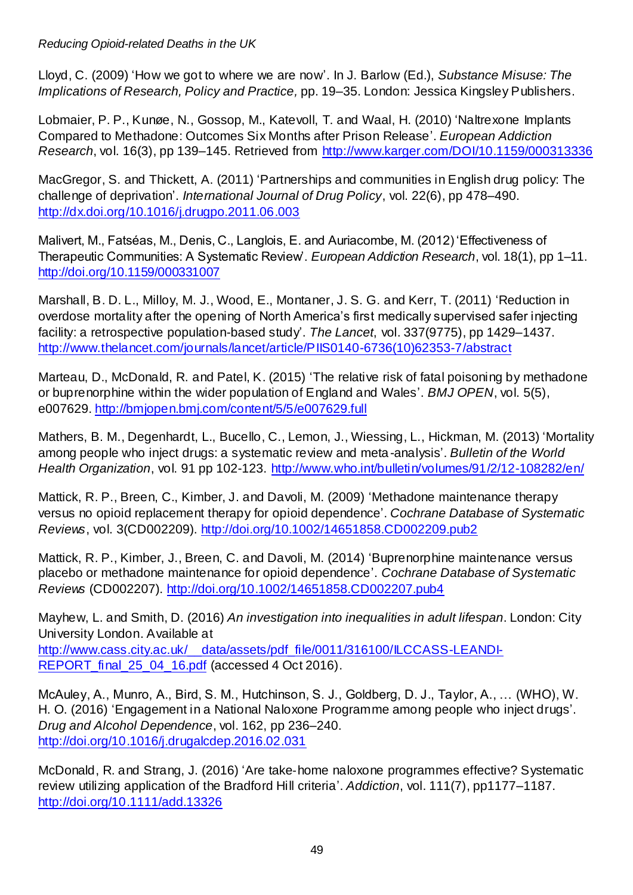Lloyd, C. (2009) 'How we got to where we are now'. In J. Barlow (Ed.), *Substance Misuse: The Implications of Research, Policy and Practice,* pp. 19–35. London: Jessica Kingsley Publishers.

Lobmaier, P. P., Kunøe, N., Gossop, M., Katevoll, T. and Waal, H. (2010) 'Naltrexone Implants Compared to Methadone: Outcomes Six Months after Prison Release'. *European Addiction Research*, vol. 16(3), pp 139–145. Retrieved from http://www.karger.com/DOI/10.1159/000313336

MacGregor, S. and Thickett, A. (2011) 'Partnerships and communities in English drug policy: The challenge of deprivation'. *International Journal of Drug Policy*, vol. 22(6), pp 478–490. http://dx.doi.org/10.1016/j.drugpo.2011.06.003

Malivert, M., Fatséas, M., Denis, C., Langlois, E. and Auriacombe, M. (2012) 'Effectiveness of Therapeutic Communities: A Systematic Review'. *European Addiction Research*, vol. 18(1), pp 1–11. http://doi.org/10.1159/000331007

Marshall, B. D. L., Milloy, M. J., Wood, E., Montaner, J. S. G. and Kerr, T. (2011) 'Reduction in overdose mortality after the opening of North America's first medically supervised safer injecting facility: a retrospective population-based study'. *The Lancet*, vol. 337(9775), pp 1429–1437. http://www.thelancet.com/journals/lancet/article/PIIS0140-6736(10)62353-7/abstract

Marteau, D., McDonald, R. and Patel, K. (2015) 'The relative risk of fatal poisoning by methadone or buprenorphine within the wider population of England and Wales'. *BMJ OPEN*, vol. 5(5), e007629. http://bmjopen.bmj.com/content/5/5/e007629.full

Mathers, B. M., Degenhardt, L., Bucello, C., Lemon, J., Wiessing, L., Hickman, M. (2013) 'Mortality among people who inject drugs: a systematic review and meta-analysis'. *Bulletin of the World Health Organization*, vol. 91 pp 102-123. http://www.who.int/bulletin/volumes/91/2/12-108282/en/

Mattick, R. P., Breen, C., Kimber, J. and Davoli, M. (2009) 'Methadone maintenance therapy versus no opioid replacement therapy for opioid dependence'. *Cochrane Database of Systematic Reviews*, vol. 3(CD002209). http://doi.org/10.1002/14651858.CD002209.pub2

Mattick, R. P., Kimber, J., Breen, C. and Davoli, M. (2014) 'Buprenorphine maintenance versus placebo or methadone maintenance for opioid dependence'. *Cochrane Database of Systematic Reviews* (CD002207). http://doi.org/10.1002/14651858.CD002207.pub4

Mayhew, L. and Smith, D. (2016) *An investigation into inequalities in adult lifespan*. London: City University London. Available at http://www.cass.city.ac.uk/__data/assets/pdf_file/0011/316100/ILCCASS-LEANDI-REPORT_final_25_04_16.pdf (accessed 4 Oct 2016).

McAuley, A., Munro, A., Bird, S. M., Hutchinson, S. J., Goldberg, D. J., Taylor, A., … (WHO), W. H. O. (2016) 'Engagement in a National Naloxone Programme among people who inject drugs'. *Drug and Alcohol Dependence*, vol. 162, pp 236–240. http://doi.org/10.1016/j.drugalcdep.2016.02.031

McDonald, R. and Strang, J. (2016) 'Are take-home naloxone programmes effective? Systematic review utilizing application of the Bradford Hill criteria'. *Addiction*, vol. 111(7), pp1177–1187. http://doi.org/10.1111/add.13326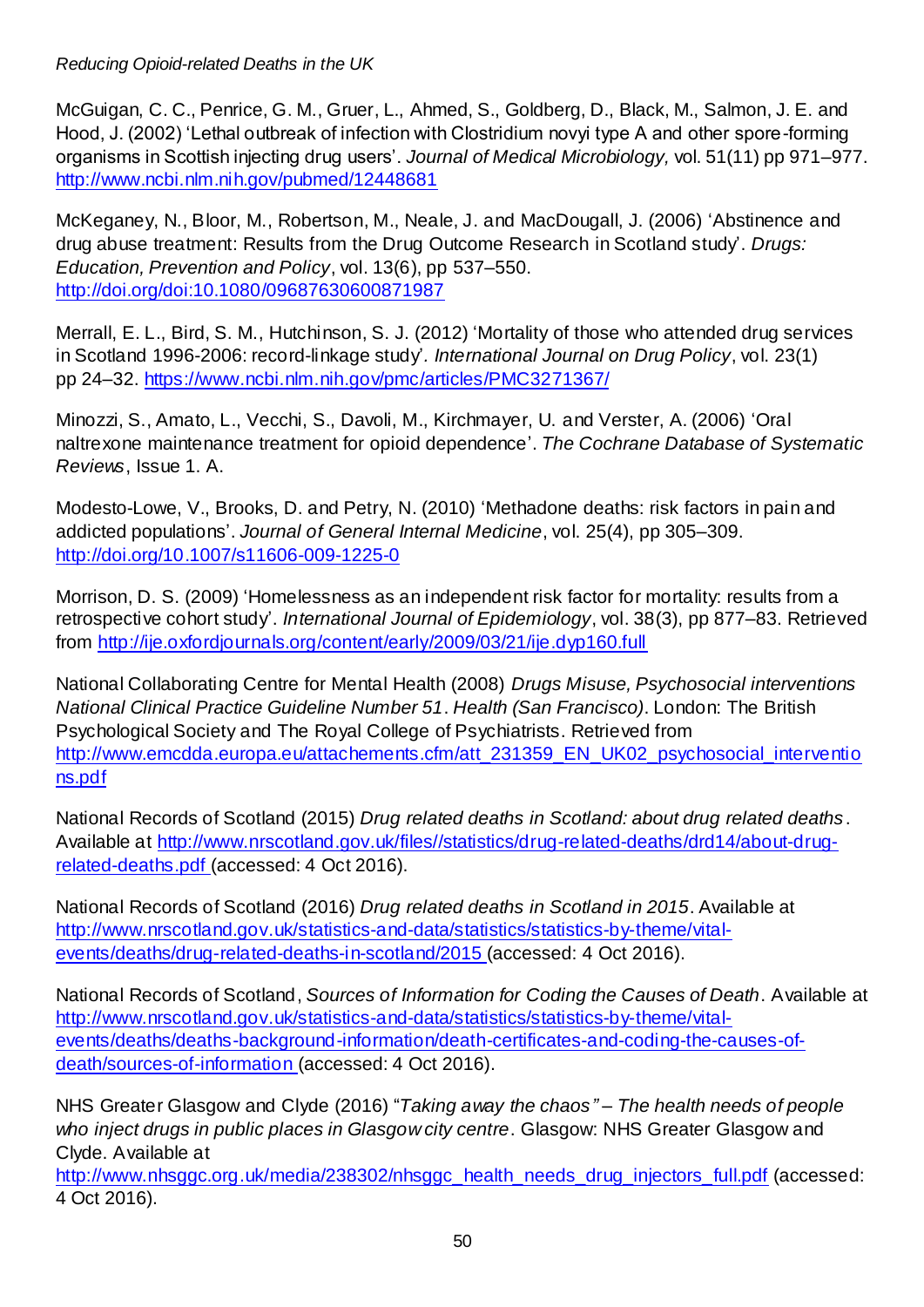McGuigan, C. C., Penrice, G. M., Gruer, L., Ahmed, S., Goldberg, D., Black, M., Salmon, J. E. and Hood, J. (2002) 'Lethal outbreak of infection with Clostridium novyi type A and other spore-forming organisms in Scottish injecting drug users'. *Journal of Medical Microbiology,* vol. 51(11) pp 971–977. http://www.ncbi.nlm.nih.gov/pubmed/12448681

McKeganey, N., Bloor, M., Robertson, M., Neale, J. and MacDougall, J. (2006) 'Abstinence and drug abuse treatment: Results from the Drug Outcome Research in Scotland study'. *Drugs: Education, Prevention and Policy*, vol. 13(6), pp 537–550. http://doi.org/doi:10.1080/09687630600871987

Merrall, E. L., Bird, S. M., Hutchinson, S. J. (2012) 'Mortality of those who attended drug services in Scotland 1996-2006: record-linkage study'. *International Journal on Drug Policy*, vol. 23(1) pp 24–32. https://www.ncbi.nlm.nih.gov/pmc/articles/PMC3271367/

Minozzi, S., Amato, L., Vecchi, S., Davoli, M., Kirchmayer, U. and Verster, A. (2006) 'Oral naltrexone maintenance treatment for opioid dependence'. *The Cochrane Database of Systematic Reviews*, Issue 1. A.

Modesto-Lowe, V., Brooks, D. and Petry, N. (2010) 'Methadone deaths: risk factors in pain and addicted populations'. *Journal of General Internal Medicine*, vol. 25(4), pp 305–309. http://doi.org/10.1007/s11606-009-1225-0

Morrison, D. S. (2009) 'Homelessness as an independent risk factor for mortality: results from a retrospective cohort study'. *International Journal of Epidemiology*, vol. 38(3), pp 877–83. Retrieved from http://ije.oxfordjournals.org/content/early/2009/03/21/ije.dyp160.full

National Collaborating Centre for Mental Health (2008) *Drugs Misuse, Psychosocial interventions National Clinical Practice Guideline Number 51*. *Health (San Francisco)*. London: The British Psychological Society and The Royal College of Psychiatrists. Retrieved from http://www.emcdda.europa.eu/attachements.cfm/att_231359_EN_UK02_psychosocial_interventions.pdf

National Records of Scotland (2015) *Drug related deaths in Scotland: about drug related deaths*. Available at http://www.nrscotland.gov.uk/files//statistics/drug-related-deaths/drd14/about-drug-related-deaths.pdf (accessed: 4 Oct 2016).

National Records of Scotland (2016) *Drug related deaths in Scotland in 2015*. Available at http://www.nrscotland.gov.uk/statistics-and-data/statistics/statistics-by-theme/vital-events/deaths/drug-related-deaths-in-scotland/2015 (accessed: 4 Oct 2016).

National Records of Scotland, *Sources of Information for Coding the Causes of Death*. Available at http://www.nrscotland.gov.uk/statistics-and-data/statistics/statistics-by-theme/vital-events/deaths/deaths-background-information/death-certificates-and-coding-the-causes-of-death/sources-of-information (accessed: 4 Oct 2016).

NHS Greater Glasgow and Clyde (2016) "*Taking away the chaos" – The health needs of people who inject drugs in public places in Glasgow city centre*. Glasgow: NHS Greater Glasgow and Clyde. Available at http://www.nhsggc.org.uk/media/238302/nhsggc_health_needs_drug_injectors_full.pdf (accessed: 4 Oct 2016).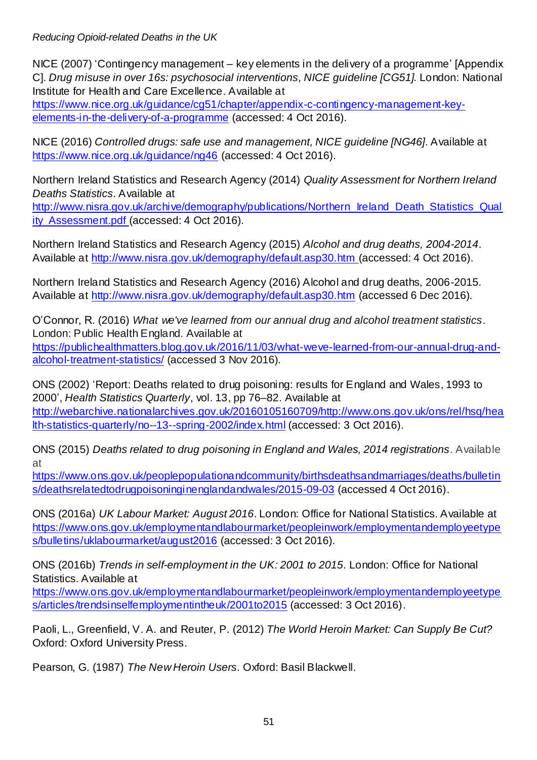NICE (2007) 'Contingency management – key elements in the delivery of a programme' [Appendix C]. *Drug misuse in over 16s: psychosocial interventions, NICE guideline [CG51].* London: National Institute for Health and Care Excellence. Available at [https://www.nice.org.uk/guidance/cg51/chapter/appendix-c-contingency-management-key-elements-in-the-delivery-of-a-programme](https://www.nice.org.uk/guidance/cg51/chapter/appendix-c-contingency-management-key-elements-in-the-delivery-of-a-programme) (accessed: 4 Oct 2016).

NICE (2016) *Controlled drugs: safe use and management, NICE guideline [NG46]*. Available at [https://www.nice.org.uk/guidance/ng46](https://www.nice.org.uk/guidance/ng46) (accessed: 4 Oct 2016).

Northern Ireland Statistics and Research Agency (2014) *Quality Assessment for Northern Ireland Deaths Statistics*. Available at [http://www.nisra.gov.uk/archive/demography/publications/Northern_Ireland_Death_Statistics_Quality_Assessment.pdf](http://www.nisra.gov.uk/archive/demography/publications/Northern_Ireland_Death_Statistics_Quality_Assessment.pdf) (accessed: 4 Oct 2016).

Northern Ireland Statistics and Research Agency (2015) *Alcohol and drug deaths, 2004-2014*. Available at [http://www.nisra.gov.uk/demography/default.asp30.htm](http://www.nisra.gov.uk/demography/default.asp30.htm) (accessed: 4 Oct 2016).

Northern Ireland Statistics and Research Agency (2016) Alcohol and drug deaths, 2006-2015. Available at [http://www.nisra.gov.uk/demography/default.asp30.htm](http://www.nisra.gov.uk/demography/default.asp30.htm) (accessed 6 Dec 2016).

O'Connor, R. (2016) *What we've learned from our annual drug and alcohol treatment statistics*. London: Public Health England. Available at [https://publichealthmatters.blog.gov.uk/2016/11/03/what-weve-learned-from-our-annual-drug-and-alcohol-treatment-statistics/](https://publichealthmatters.blog.gov.uk/2016/11/03/what-weve-learned-from-our-annual-drug-and-alcohol-treatment-statistics/) (accessed 3 Nov 2016).

ONS (2002) 'Report: Deaths related to drug poisoning: results for England and Wales, 1993 to 2000', *Health Statistics Quarterly*, vol. 13, pp 76–82. Available at [http://webarchive.nationalarchives.gov.uk/20160105160709/http://www.ons.gov.uk/ons/rel/hsq/health-statistics-quarterly/no--13--spring-2002/index.html](http://webarchive.nationalarchives.gov.uk/20160105160709/http://www.ons.gov.uk/ons/rel/hsq/health-statistics-quarterly/no--13--spring-2002/index.html) (accessed: 3 Oct 2016).

ONS (2015) *Deaths related to drug poisoning in England and Wales, 2014 registrations*. Available at [https://www.ons.gov.uk/peoplepopulationandcommunity/birthsdeathsandmarriages/deaths/bulletins/deathsrelatedtodrugpoisoninginenglandandwales/2015-09-03](https://www.ons.gov.uk/peoplepopulationandcommunity/birthsdeathsandmarriages/deaths/bulletins/deathsrelatedtodrugpoisoninginenglandandwales/2015-09-03) (accessed 4 Oct 2016).

ONS (2016a) *UK Labour Market: August 2016*. London: Office for National Statistics. Available at [https://www.ons.gov.uk/employmentandlabourmarket/peopleinwork/employmentandemployeetypes/bulletins/uklabourmarket/august2016](https://www.ons.gov.uk/employmentandlabourmarket/peopleinwork/employmentandemployeetypes/bulletins/uklabourmarket/august2016) (accessed: 3 Oct 2016).

ONS (2016b) *Trends in self-employment in the UK: 2001 to 2015*. London: Office for National Statistics. Available at [https://www.ons.gov.uk/employmentandlabourmarket/peopleinwork/employmentandemployeetypes/articles/trendsinselfemploymentintheuk/2001to2015](https://www.ons.gov.uk/employmentandlabourmarket/peopleinwork/employmentandemployeetypes/articles/trendsinselfemploymentintheuk/2001to2015) (accessed: 3 Oct 2016).

Paoli, L., Greenfield, V. A. and Reuter, P. (2012) *The World Heroin Market: Can Supply Be Cut?* Oxford: Oxford University Press.

Pearson, G. (1987) *The New Heroin Users*. Oxford: Basil Blackwell.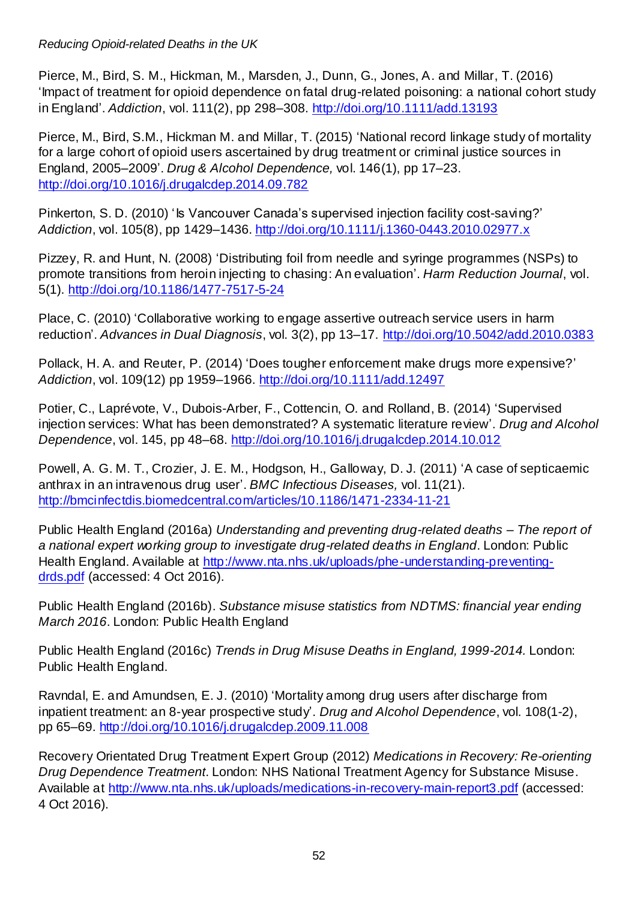Pierce, M., Bird, S. M., Hickman, M., Marsden, J., Dunn, G., Jones, A. and Millar, T. (2016) 'Impact of treatment for opioid dependence on fatal drug-related poisoning: a national cohort study in England'. *Addiction*, vol. 111(2), pp 298–308. http://doi.org/10.1111/add.13193

Pierce, M., Bird, S.M., Hickman M. and Millar, T. (2015) 'National record linkage study of mortality for a large cohort of opioid users ascertained by drug treatment or criminal justice sources in England, 2005–2009'. *Drug & Alcohol Dependence,* vol. 146(1), pp 17–23. http://doi.org/10.1016/j.drugalcdep.2014.09.782

Pinkerton, S. D. (2010) 'Is Vancouver Canada's supervised injection facility cost-saving?' *Addiction*, vol. 105(8), pp 1429–1436. http://doi.org/10.1111/j.1360-0443.2010.02977.x

Pizzey, R. and Hunt, N. (2008) 'Distributing foil from needle and syringe programmes (NSPs) to promote transitions from heroin injecting to chasing: An evaluation'. *Harm Reduction Journal*, vol. 5(1). http://doi.org/10.1186/1477-7517-5-24

Place, C. (2010) 'Collaborative working to engage assertive outreach service users in harm reduction'. *Advances in Dual Diagnosis*, vol. 3(2), pp 13–17. http://doi.org/10.5042/add.2010.0383

Pollack, H. A. and Reuter, P. (2014) 'Does tougher enforcement make drugs more expensive?' *Addiction*, vol. 109(12) pp 1959–1966. http://doi.org/10.1111/add.12497

Potier, C., Laprévote, V., Dubois-Arber, F., Cottencin, O. and Rolland, B. (2014) 'Supervised injection services: What has been demonstrated? A systematic literature review'. *Drug and Alcohol Dependence*, vol. 145, pp 48–68. http://doi.org/10.1016/j.drugalcdep.2014.10.012

Powell, A. G. M. T., Crozier, J. E. M., Hodgson, H., Galloway, D. J. (2011) 'A case of septicaemic anthrax in an intravenous drug user'. *BMC Infectious Diseases,* vol. 11(21). http://bmcinfectdis.biomedcentral.com/articles/10.1186/1471-2334-11-21

Public Health England (2016a) *Understanding and preventing drug-related deaths – The report of a national expert working group to investigate drug-related deaths in England*. London: Public Health England. Available at http://www.nta.nhs.uk/uploads/phe-understanding-preventing-drds.pdf (accessed: 4 Oct 2016).

Public Health England (2016b). *Substance misuse statistics from NDTMS: financial year ending March 2016*. London: Public Health England

Public Health England (2016c) *Trends in Drug Misuse Deaths in England, 1999-2014.* London: Public Health England.

Ravndal, E. and Amundsen, E. J. (2010) 'Mortality among drug users after discharge from inpatient treatment: an 8-year prospective study'. *Drug and Alcohol Dependence*, vol. 108(1-2), pp 65–69. http://doi.org/10.1016/j.drugalcdep.2009.11.008

Recovery Orientated Drug Treatment Expert Group (2012) *Medications in Recovery: Re-orienting Drug Dependence Treatment*. London: NHS National Treatment Agency for Substance Misuse. Available at http://www.nta.nhs.uk/uploads/medications-in-recovery-main-report3.pdf (accessed: 4 Oct 2016).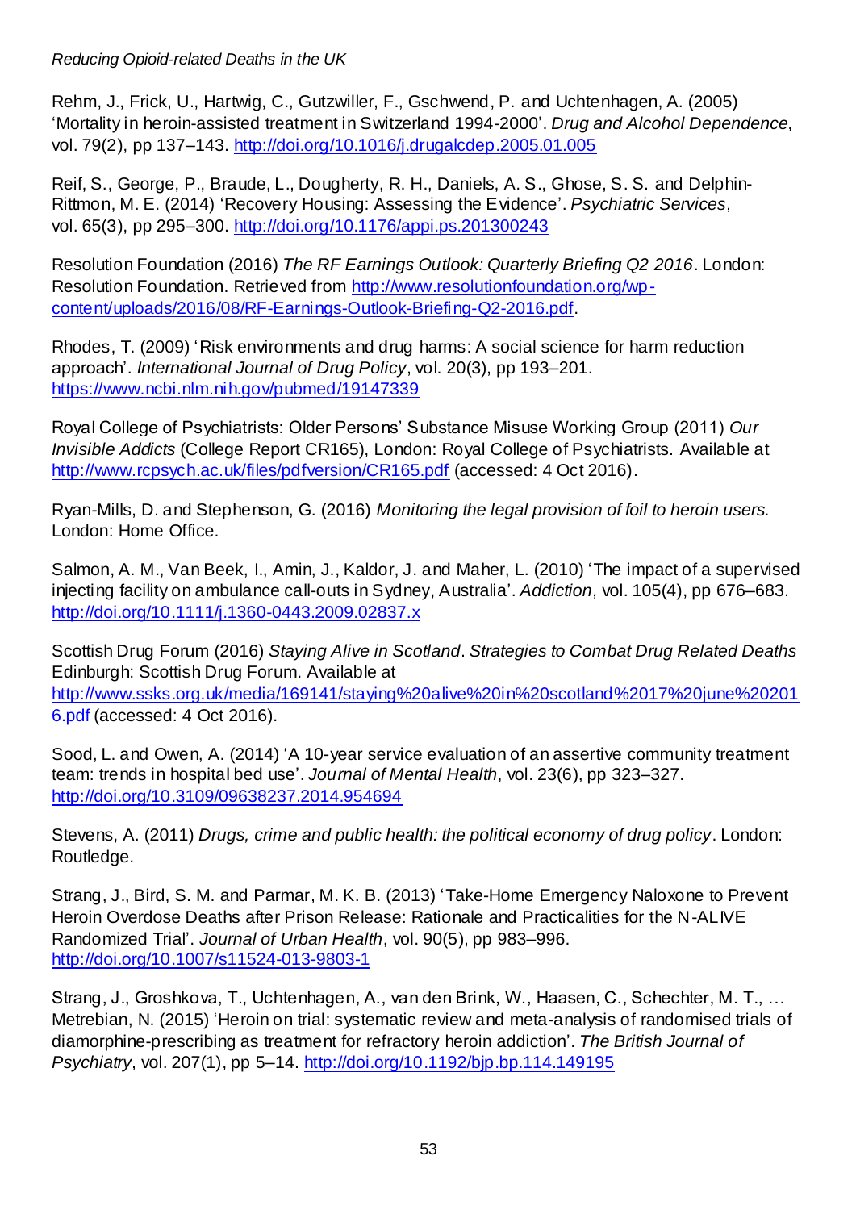Rehm, J., Frick, U., Hartwig, C., Gutzwiller, F., Gschwend, P. and Uchtenhagen, A. (2005) 'Mortality in heroin-assisted treatment in Switzerland 1994-2000'. *Drug and Alcohol Dependence*, vol. 79(2), pp 137–143. http://doi.org/10.1016/j.drugalcdep.2005.01.005

Reif, S., George, P., Braude, L., Dougherty, R. H., Daniels, A. S., Ghose, S. S. and Delphin-Rittmon, M. E. (2014) 'Recovery Housing: Assessing the Evidence'. *Psychiatric Services*, vol. 65(3), pp 295–300. http://doi.org/10.1176/appi.ps.201300243

Resolution Foundation (2016) *The RF Earnings Outlook: Quarterly Briefing Q2 2016*. London: Resolution Foundation. Retrieved from http://www.resolutionfoundation.org/wp-content/uploads/2016/08/RF-Earnings-Outlook-Briefing-Q2-2016.pdf.

Rhodes, T. (2009) 'Risk environments and drug harms: A social science for harm reduction approach'. *International Journal of Drug Policy*, vol. 20(3), pp 193–201. https://www.ncbi.nlm.nih.gov/pubmed/19147339

Royal College of Psychiatrists: Older Persons' Substance Misuse Working Group (2011) *Our Invisible Addicts* (College Report CR165), London: Royal College of Psychiatrists. Available at http://www.rcpsych.ac.uk/files/pdfversion/CR165.pdf (accessed: 4 Oct 2016).

Ryan-Mills, D. and Stephenson, G. (2016) *Monitoring the legal provision of foil to heroin users.* London: Home Office.

Salmon, A. M., Van Beek, I., Amin, J., Kaldor, J. and Maher, L. (2010) 'The impact of a supervised injecting facility on ambulance call-outs in Sydney, Australia'. *Addiction*, vol. 105(4), pp 676–683. http://doi.org/10.1111/j.1360-0443.2009.02837.x

Scottish Drug Forum (2016) *Staying Alive in Scotland. Strategies to Combat Drug Related Deaths* Edinburgh: Scottish Drug Forum. Available at http://www.ssks.org.uk/media/169141/staying%20alive%20in%20scotland%2017%20june%202016.pdf (accessed: 4 Oct 2016).

Sood, L. and Owen, A. (2014) 'A 10-year service evaluation of an assertive community treatment team: trends in hospital bed use'. *Journal of Mental Health*, vol. 23(6), pp 323–327. http://doi.org/10.3109/09638237.2014.954694

Stevens, A. (2011) *Drugs, crime and public health: the political economy of drug policy*. London: Routledge.

Strang, J., Bird, S. M. and Parmar, M. K. B. (2013) 'Take-Home Emergency Naloxone to Prevent Heroin Overdose Deaths after Prison Release: Rationale and Practicalities for the N-ALIVE Randomized Trial'. *Journal of Urban Health*, vol. 90(5), pp 983–996. http://doi.org/10.1007/s11524-013-9803-1

Strang, J., Groshkova, T., Uchtenhagen, A., van den Brink, W., Haasen, C., Schechter, M. T., … Metrebian, N. (2015) 'Heroin on trial: systematic review and meta-analysis of randomised trials of diamorphine-prescribing as treatment for refractory heroin addiction'. *The British Journal of Psychiatry*, vol. 207(1), pp 5–14. http://doi.org/10.1192/bjp.bp.114.149195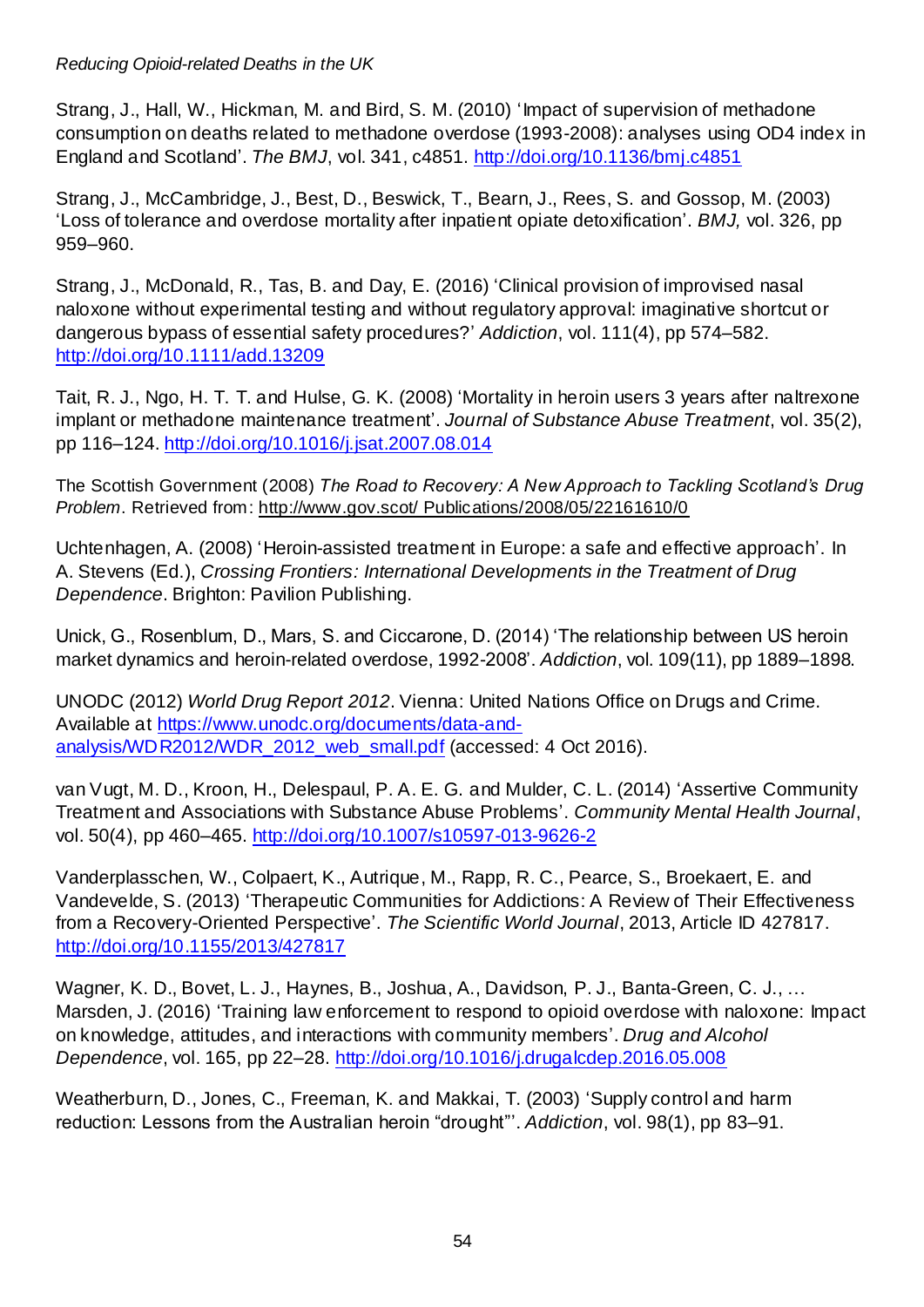Strang, J., Hall, W., Hickman, M. and Bird, S. M. (2010) 'Impact of supervision of methadone consumption on deaths related to methadone overdose (1993-2008): analyses using OD4 index in England and Scotland'. *The BMJ*, vol. 341, c4851. http://doi.org/10.1136/bmj.c4851

Strang, J., McCambridge, J., Best, D., Beswick, T., Bearn, J., Rees, S. and Gossop, M. (2003) 'Loss of tolerance and overdose mortality after inpatient opiate detoxification'. *BMJ,* vol. 326, pp 959–960.

Strang, J., McDonald, R., Tas, B. and Day, E. (2016) 'Clinical provision of improvised nasal naloxone without experimental testing and without regulatory approval: imaginative shortcut or dangerous bypass of essential safety procedures?' *Addiction*, vol. 111(4), pp 574–582. http://doi.org/10.1111/add.13209

Tait, R. J., Ngo, H. T. T. and Hulse, G. K. (2008) 'Mortality in heroin users 3 years after naltrexone implant or methadone maintenance treatment'. *Journal of Substance Abuse Treatment*, vol. 35(2), pp 116–124. http://doi.org/10.1016/j.jsat.2007.08.014

The Scottish Government (2008) *The Road to Recovery: A New Approach to Tackling Scotland's Drug Problem*. Retrieved from: http://www.gov.scot/ Publications/2008/05/22161610/0

Uchtenhagen, A. (2008) 'Heroin-assisted treatment in Europe: a safe and effective approach'. In A. Stevens (Ed.), *Crossing Frontiers: International Developments in the Treatment of Drug Dependence*. Brighton: Pavilion Publishing.

Unick, G., Rosenblum, D., Mars, S. and Ciccarone, D. (2014) 'The relationship between US heroin market dynamics and heroin-related overdose, 1992-2008'. *Addiction*, vol. 109(11), pp 1889–1898.

UNODC (2012) *World Drug Report 2012*. Vienna: United Nations Office on Drugs and Crime. Available at https://www.unodc.org/documents/data-and-analysis/WDR2012/WDR_2012_web_small.pdf (accessed: 4 Oct 2016).

van Vugt, M. D., Kroon, H., Delespaul, P. A. E. G. and Mulder, C. L. (2014) 'Assertive Community Treatment and Associations with Substance Abuse Problems'. *Community Mental Health Journal*, vol. 50(4), pp 460–465. http://doi.org/10.1007/s10597-013-9626-2

Vanderplasschen, W., Colpaert, K., Autrique, M., Rapp, R. C., Pearce, S., Broekaert, E. and Vandevelde, S. (2013) 'Therapeutic Communities for Addictions: A Review of Their Effectiveness from a Recovery-Oriented Perspective'. *The Scientific World Journal*, 2013, Article ID 427817. http://doi.org/10.1155/2013/427817

Wagner, K. D., Bovet, L. J., Haynes, B., Joshua, A., Davidson, P. J., Banta-Green, C. J., … Marsden, J. (2016) 'Training law enforcement to respond to opioid overdose with naloxone: Impact on knowledge, attitudes, and interactions with community members'. *Drug and Alcohol Dependence*, vol. 165, pp 22–28. http://doi.org/10.1016/j.drugalcdep.2016.05.008

Weatherburn, D., Jones, C., Freeman, K. and Makkai, T. (2003) 'Supply control and harm reduction: Lessons from the Australian heroin "drought"'. *Addiction*, vol. 98(1), pp 83–91.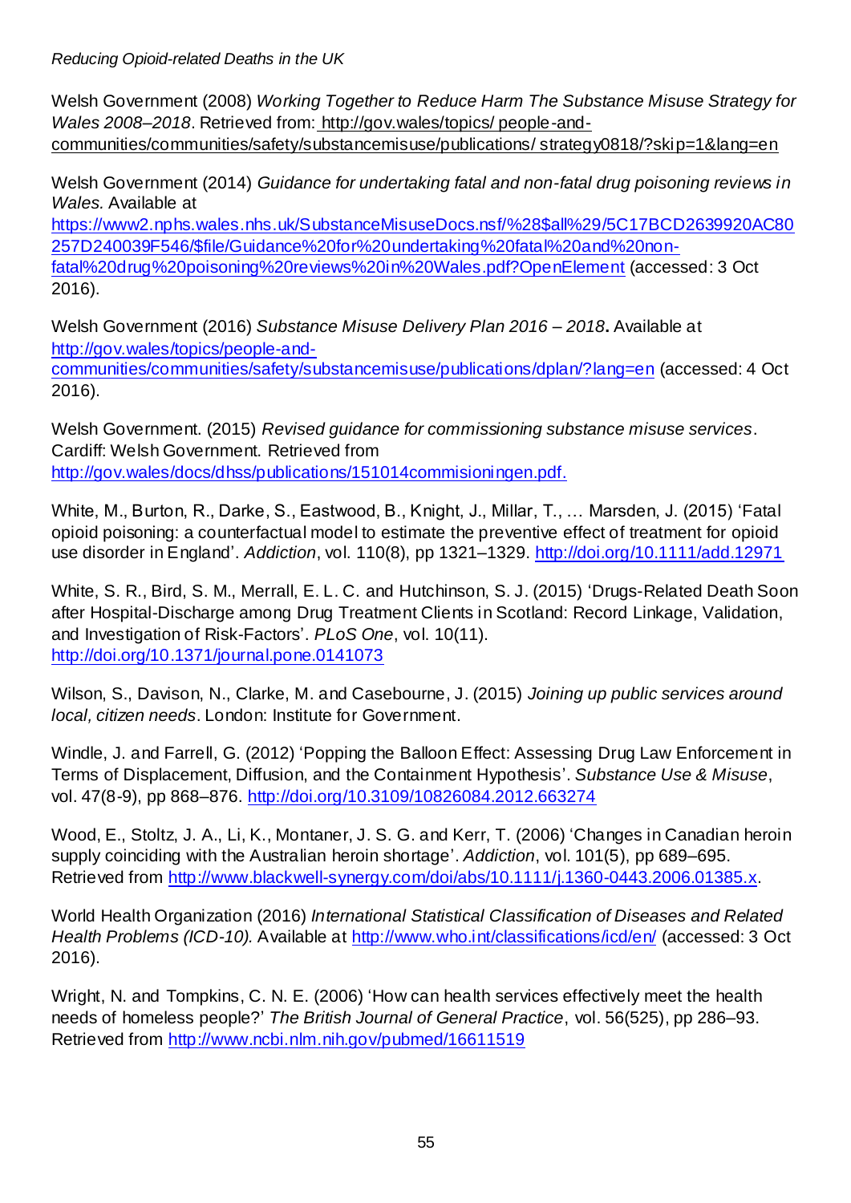Welsh Government (2008) *Working Together to Reduce Harm The Substance Misuse Strategy for Wales 2008–2018*. Retrieved from: http://gov.wales/topics/ people-and-communities/communities/safety/substancemisuse/publications/ strategy0818/?skip=1&lang=en

Welsh Government (2014) *Guidance for undertaking fatal and non-fatal drug poisoning reviews in Wales.* Available at https://www2.nphs.wales.nhs.uk/SubstanceMisuseDocs.nsf/%28$all%29/5C17BCD2639920AC80257D240039F546/$file/Guidance%20for%20undertaking%20fatal%20and%20non-fatal%20drug%20poisoning%20reviews%20in%20Wales.pdf?OpenElement (accessed: 3 Oct 2016).

Welsh Government (2016) *Substance Misuse Delivery Plan 2016 – 2018***.** Available at http://gov.wales/topics/people-and-communities/communities/safety/substancemisuse/publications/dplan/?lang=en (accessed: 4 Oct 2016).

Welsh Government. (2015) *Revised guidance for commissioning substance misuse services*. Cardiff: Welsh Government. Retrieved from http://gov.wales/docs/dhss/publications/151014commisioningen.pdf.

White, M., Burton, R., Darke, S., Eastwood, B., Knight, J., Millar, T., … Marsden, J. (2015) 'Fatal opioid poisoning: a counterfactual model to estimate the preventive effect of treatment for opioid use disorder in England'. *Addiction*, vol. 110(8), pp 1321–1329. http://doi.org/10.1111/add.12971

White, S. R., Bird, S. M., Merrall, E. L. C. and Hutchinson, S. J. (2015) 'Drugs-Related Death Soon after Hospital-Discharge among Drug Treatment Clients in Scotland: Record Linkage, Validation, and Investigation of Risk-Factors'. *PLoS One*, vol. 10(11). http://doi.org/10.1371/journal.pone.0141073

Wilson, S., Davison, N., Clarke, M. and Casebourne, J. (2015) *Joining up public services around local, citizen needs*. London: Institute for Government.

Windle, J. and Farrell, G. (2012) 'Popping the Balloon Effect: Assessing Drug Law Enforcement in Terms of Displacement, Diffusion, and the Containment Hypothesis'. *Substance Use & Misuse*, vol. 47(8-9), pp 868–876. http://doi.org/10.3109/10826084.2012.663274

Wood, E., Stoltz, J. A., Li, K., Montaner, J. S. G. and Kerr, T. (2006) 'Changes in Canadian heroin supply coinciding with the Australian heroin shortage'. *Addiction*, vol. 101(5), pp 689–695. Retrieved from http://www.blackwell-synergy.com/doi/abs/10.1111/j.1360-0443.2006.01385.x.

World Health Organization (2016) *International Statistical Classification of Diseases and Related Health Problems (ICD-10).* Available at http://www.who.int/classifications/icd/en/ (accessed: 3 Oct 2016).

Wright, N. and Tompkins, C. N. E. (2006) 'How can health services effectively meet the health needs of homeless people?' *The British Journal of General Practice*, vol. 56(525), pp 286–93. Retrieved from http://www.ncbi.nlm.nih.gov/pubmed/16611519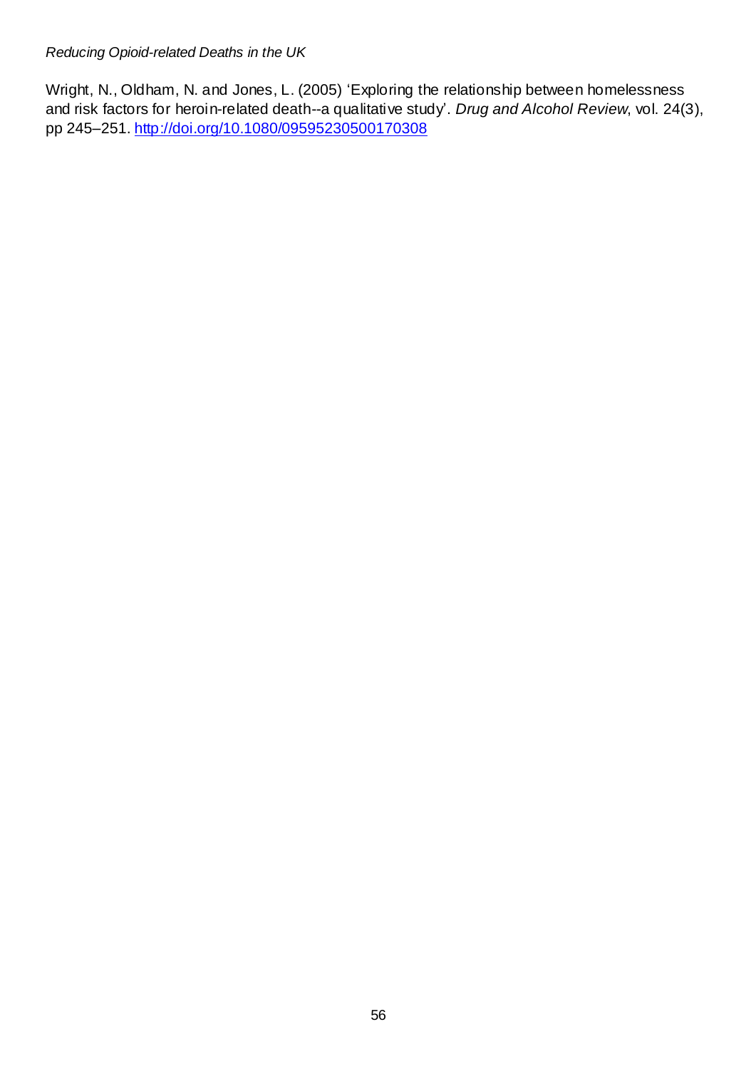Wright, N., Oldham, N. and Jones, L. (2005) 'Exploring the relationship between homelessness and risk factors for heroin-related death--a qualitative study'. *Drug and Alcohol Review*, vol. 24(3), pp 245–251. [http://doi.org/10.1080/09595230500170308](http://doi.org/10.1080/09595230500170308)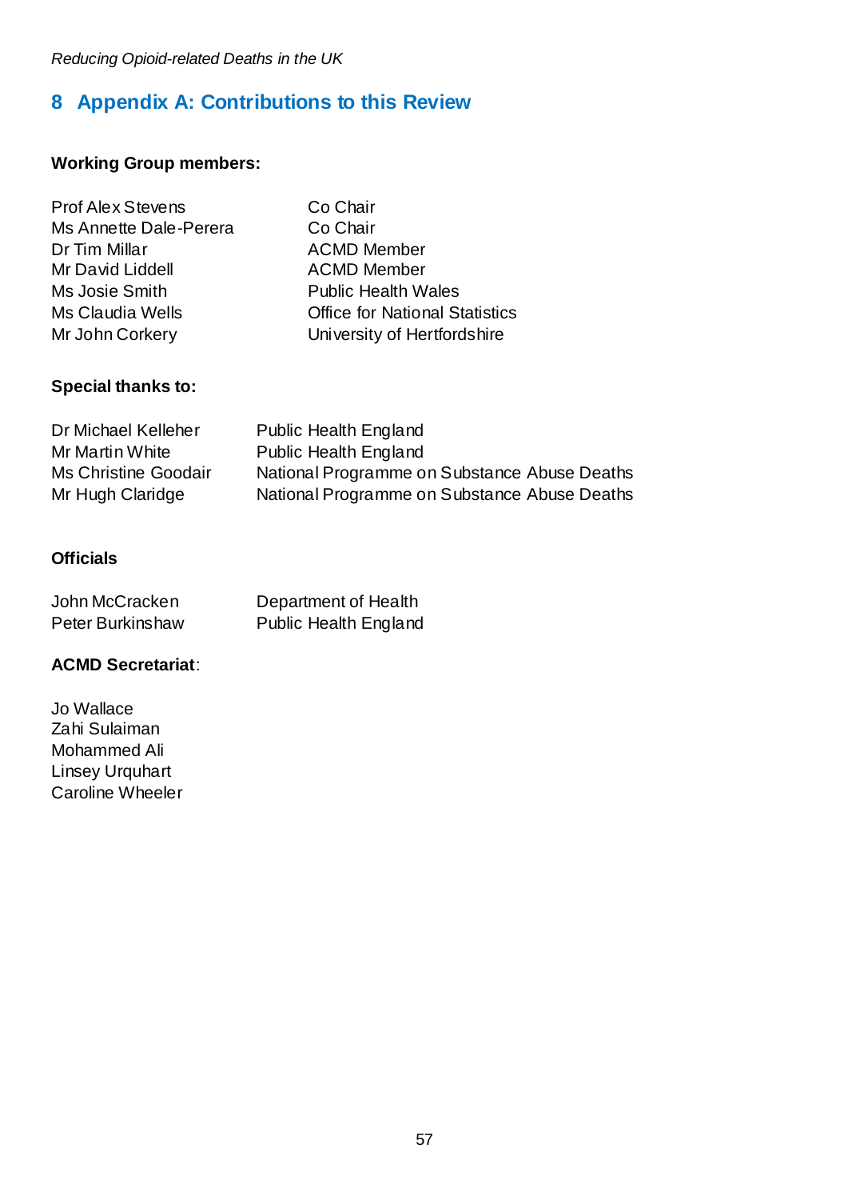# 8 Appendix A: Contributions to this Review

**Working Group members:**

| | |
|---|---|
| Prof Alex Stevens | Co Chair |
| Ms Annette Dale-Perera | Co Chair |
| Dr Tim Millar | ACMD Member |
| Mr David Liddell | ACMD Member |
| Ms Josie Smith | Public Health Wales |
| Ms Claudia Wells | Office for National Statistics |
| Mr John Corkery | University of Hertfordshire |

**Special thanks to:**

| | |
|---|---|
| Dr Michael Kelleher | Public Health England |
| Mr Martin White | Public Health England |
| Ms Christine Goodair | National Programme on Substance Abuse Deaths |
| Mr Hugh Claridge | National Programme on Substance Abuse Deaths |

**Officials**

| | |
|---|---|
| John McCracken | Department of Health |
| Peter Burkinshaw | Public Health England |

**ACMD Secretariat**:

Jo Wallace
Zahi Sulaiman
Mohammed Ali
Linsey Urquhart
Caroline Wheeler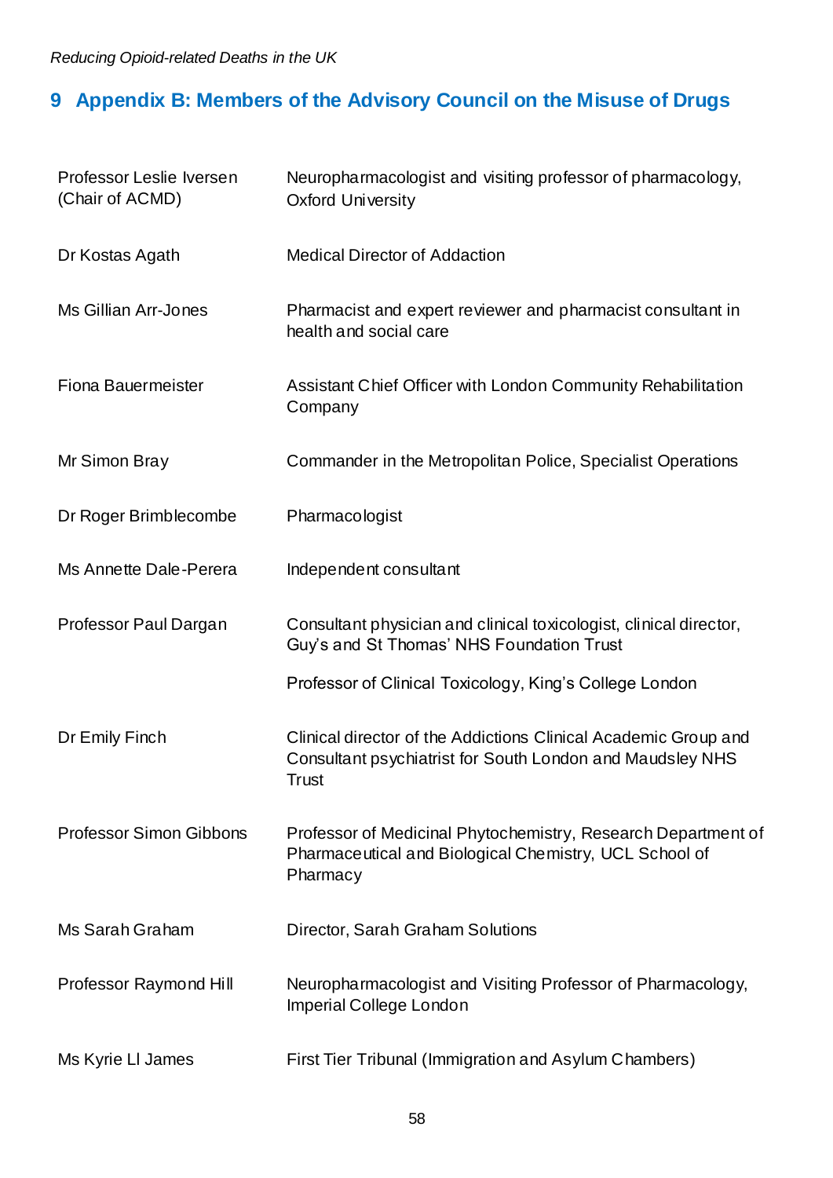## 9 Appendix B: Members of the Advisory Council on the Misuse of Drugs

| | |
|---|---|
| Professor Leslie Iversen (Chair of ACMD) | Neuropharmacologist and visiting professor of pharmacology, Oxford University |
| Dr Kostas Agath | Medical Director of Addaction |
| Ms Gillian Arr-Jones | Pharmacist and expert reviewer and pharmacist consultant in health and social care |
| Fiona Bauermeister | Assistant Chief Officer with London Community Rehabilitation Company |
| Mr Simon Bray | Commander in the Metropolitan Police, Specialist Operations |
| Dr Roger Brimblecombe | Pharmacologist |
| Ms Annette Dale-Perera | Independent consultant |
| Professor Paul Dargan | Consultant physician and clinical toxicologist, clinical director, Guy's and St Thomas' NHS Foundation Trust<br><br>Professor of Clinical Toxicology, King's College London |
| Dr Emily Finch | Clinical director of the Addictions Clinical Academic Group and Consultant psychiatrist for South London and Maudsley NHS Trust |
| Professor Simon Gibbons | Professor of Medicinal Phytochemistry, Research Department of Pharmaceutical and Biological Chemistry, UCL School of Pharmacy |
| Ms Sarah Graham | Director, Sarah Graham Solutions |
| Professor Raymond Hill | Neuropharmacologist and Visiting Professor of Pharmacology, Imperial College London |
| Ms Kyrie Ll James | First Tier Tribunal (Immigration and Asylum Chambers) |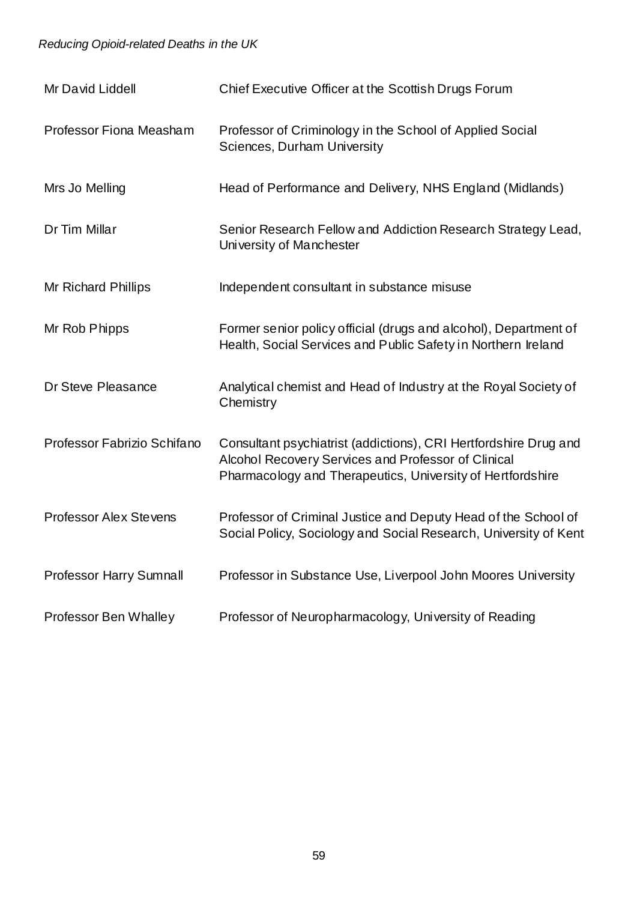| | |
|---|---|
| Mr David Liddell | Chief Executive Officer at the Scottish Drugs Forum |
| Professor Fiona Measham | Professor of Criminology in the School of Applied Social Sciences, Durham University |
| Mrs Jo Melling | Head of Performance and Delivery, NHS England (Midlands) |
| Dr Tim Millar | Senior Research Fellow and Addiction Research Strategy Lead, University of Manchester |
| Mr Richard Phillips | Independent consultant in substance misuse |
| Mr Rob Phipps | Former senior policy official (drugs and alcohol), Department of Health, Social Services and Public Safety in Northern Ireland |
| Dr Steve Pleasance | Analytical chemist and Head of Industry at the Royal Society of Chemistry |
| Professor Fabrizio Schifano | Consultant psychiatrist (addictions), CRI Hertfordshire Drug and Alcohol Recovery Services and Professor of Clinical Pharmacology and Therapeutics, University of Hertfordshire |
| Professor Alex Stevens | Professor of Criminal Justice and Deputy Head of the School of Social Policy, Sociology and Social Research, University of Kent |
| Professor Harry Sumnall | Professor in Substance Use, Liverpool John Moores University |
| Professor Ben Whalley | Professor of Neuropharmacology, University of Reading |